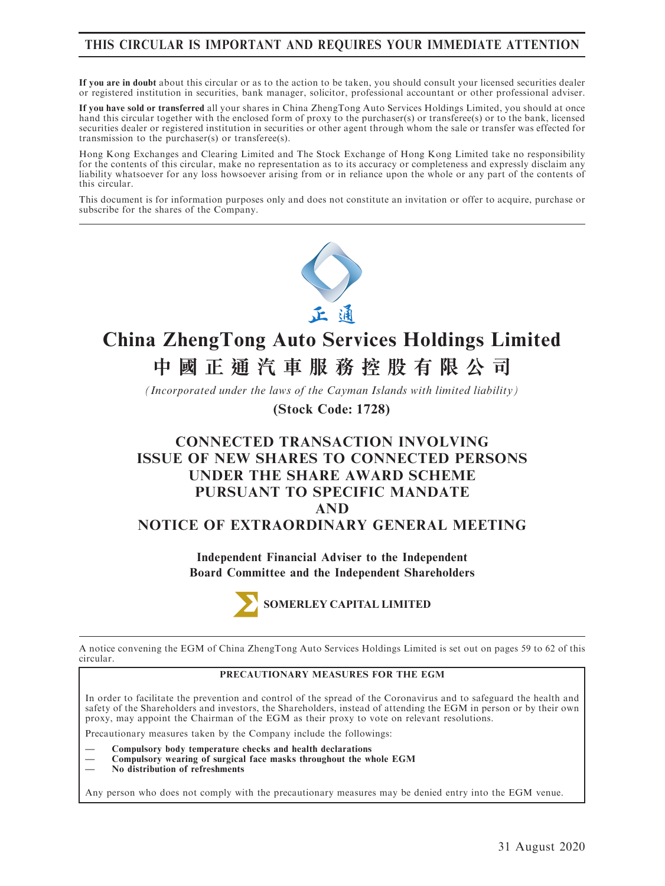**THIS CIRCULAR IS IMPORTANT AND REQUIRES YOUR IMMEDIATE ATTENTION**

**If you are in doubt** about this circular or as to the action to be taken, you should consult your licensed securities dealer or registered institution in securities, bank manager, solicitor, professional accountant or other professional adviser.

**If you have sold or transferred** all your shares in China ZhengTong Auto Services Holdings Limited, you should at once hand this circular together with the enclosed form of proxy to the purchaser(s) or transferee(s) or to the bank, licensed securities dealer or registered institution in securities or other agent through whom the sale or transfer was effected for transmission to the purchaser(s) or transferee(s).

Hong Kong Exchanges and Clearing Limited and The Stock Exchange of Hong Kong Limited take no responsibility for the contents of this circular, make no representation as to its accuracy or completeness and expressly disclaim any liability whatsoever for any loss howsoever arising from or in reliance upon the whole or any part of the contents of this circular.

This document is for information purposes only and does not constitute an invitation or offer to acquire, purchase or subscribe for the shares of the Company.

正通

# China ZhengTong Auto Services Holdings Limited
# 中國正通汽車服務控股有限公司

*(Incorporated under the laws of the Cayman Islands with limited liability)*

**(Stock Code: 1728)**

## CONNECTED TRANSACTION INVOLVING ISSUE OF NEW SHARES TO CONNECTED PERSONS UNDER THE SHARE AWARD SCHEME PURSUANT TO SPECIFIC MANDATE AND NOTICE OF EXTRAORDINARY GENERAL MEETING

**Independent Financial Adviser to the Independent Board Committee and the Independent Shareholders**

**SOMERLEY CAPITAL LIMITED**

A notice convening the EGM of China ZhengTong Auto Services Holdings Limited is set out on pages 59 to 62 of this circular.

**PRECAUTIONARY MEASURES FOR THE EGM**

In order to facilitate the prevention and control of the spread of the Coronavirus and to safeguard the health and safety of the Shareholders and investors, the Shareholders, instead of attending the EGM in person or by their own proxy, may appoint the Chairman of the EGM as their proxy to vote on relevant resolutions.

Precautionary measures taken by the Company include the followings:

- **Compulsory body temperature checks and health declarations**
- **Compulsory wearing of surgical face masks throughout the whole EGM**
- **No distribution of refreshments**

Any person who does not comply with the precautionary measures may be denied entry into the EGM venue.

31 August 2020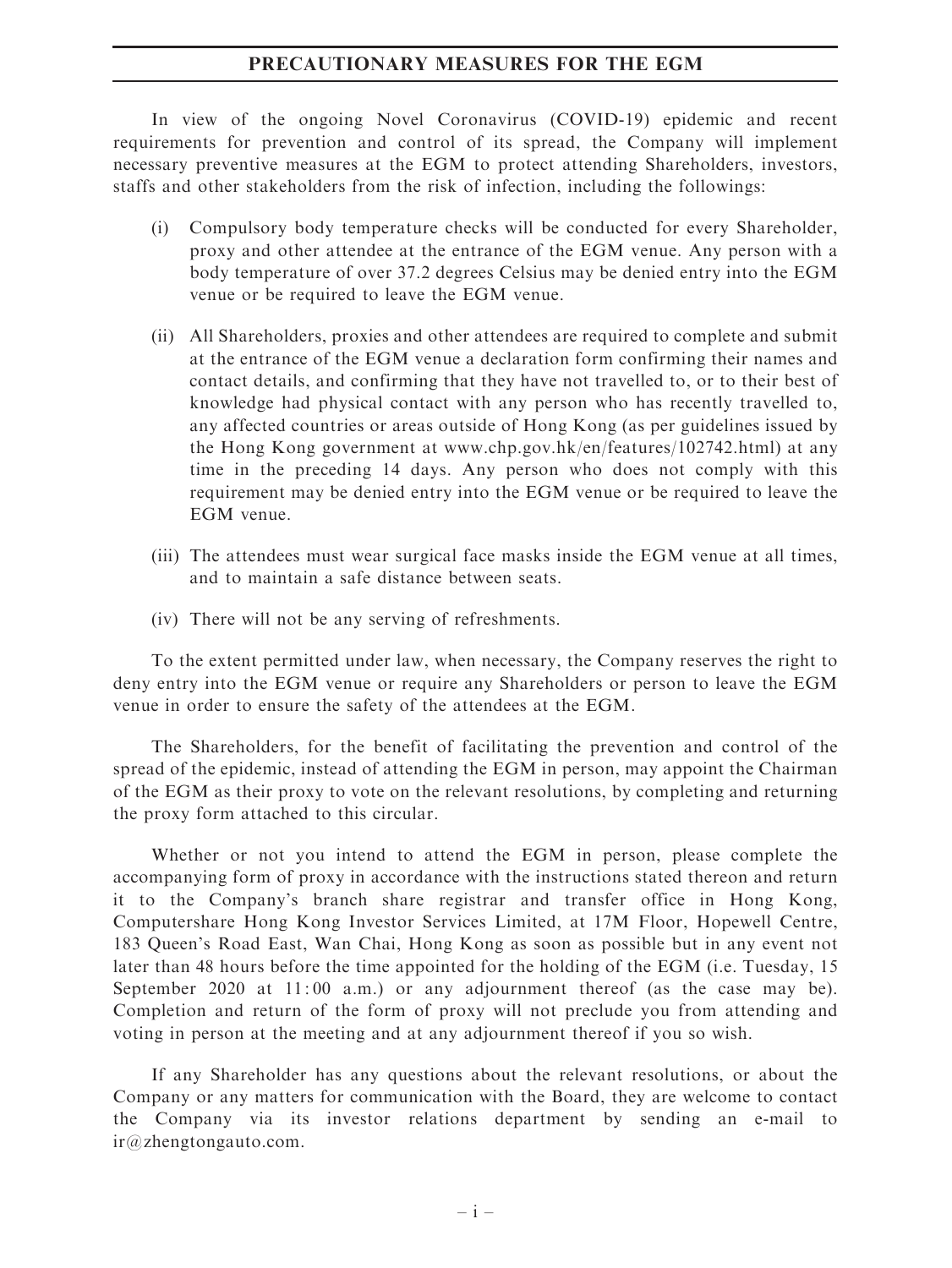# PRECAUTIONARY MEASURES FOR THE EGM

In view of the ongoing Novel Coronavirus (COVID-19) epidemic and recent requirements for prevention and control of its spread, the Company will implement necessary preventive measures at the EGM to protect attending Shareholders, investors, staffs and other stakeholders from the risk of infection, including the followings:

(i) Compulsory body temperature checks will be conducted for every Shareholder, proxy and other attendee at the entrance of the EGM venue. Any person with a body temperature of over 37.2 degrees Celsius may be denied entry into the EGM venue or be required to leave the EGM venue.

(ii) All Shareholders, proxies and other attendees are required to complete and submit at the entrance of the EGM venue a declaration form confirming their names and contact details, and confirming that they have not travelled to, or to their best of knowledge had physical contact with any person who has recently travelled to, any affected countries or areas outside of Hong Kong (as per guidelines issued by the Hong Kong government at www.chp.gov.hk/en/features/102742.html) at any time in the preceding 14 days. Any person who does not comply with this requirement may be denied entry into the EGM venue or be required to leave the EGM venue.

(iii) The attendees must wear surgical face masks inside the EGM venue at all times, and to maintain a safe distance between seats.

(iv) There will not be any serving of refreshments.

To the extent permitted under law, when necessary, the Company reserves the right to deny entry into the EGM venue or require any Shareholders or person to leave the EGM venue in order to ensure the safety of the attendees at the EGM.

The Shareholders, for the benefit of facilitating the prevention and control of the spread of the epidemic, instead of attending the EGM in person, may appoint the Chairman of the EGM as their proxy to vote on the relevant resolutions, by completing and returning the proxy form attached to this circular.

Whether or not you intend to attend the EGM in person, please complete the accompanying form of proxy in accordance with the instructions stated thereon and return it to the Company's branch share registrar and transfer office in Hong Kong, Computershare Hong Kong Investor Services Limited, at 17M Floor, Hopewell Centre, 183 Queen's Road East, Wan Chai, Hong Kong as soon as possible but in any event not later than 48 hours before the time appointed for the holding of the EGM (i.e. Tuesday, 15 September 2020 at 11:00 a.m.) or any adjournment thereof (as the case may be). Completion and return of the form of proxy will not preclude you from attending and voting in person at the meeting and at any adjournment thereof if you so wish.

If any Shareholder has any questions about the relevant resolutions, or about the Company or any matters for communication with the Board, they are welcome to contact the Company via its investor relations department by sending an e-mail to ir@zhengtongauto.com.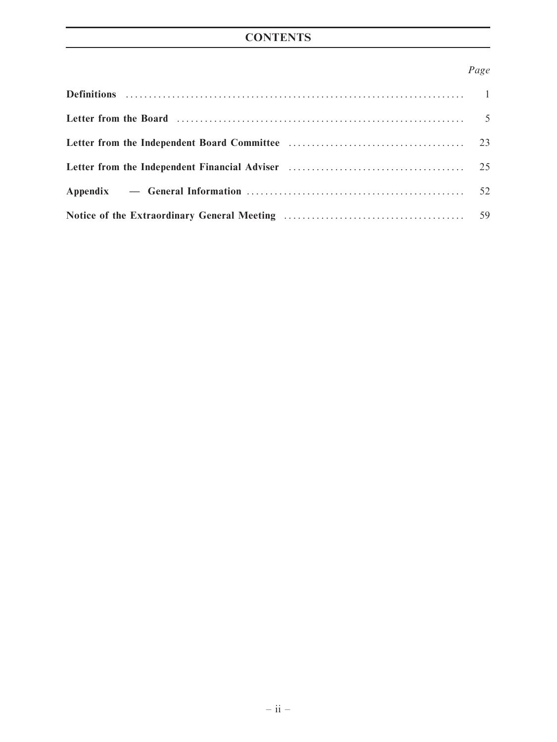# CONTENTS

| | *Page* |
|---|---|
| **Definitions** | 1 |
| **Letter from the Board** | 5 |
| **Letter from the Independent Board Committee** | 23 |
| **Letter from the Independent Financial Adviser** | 25 |
| **Appendix — General Information** | 52 |
| **Notice of the Extraordinary General Meeting** | 59 |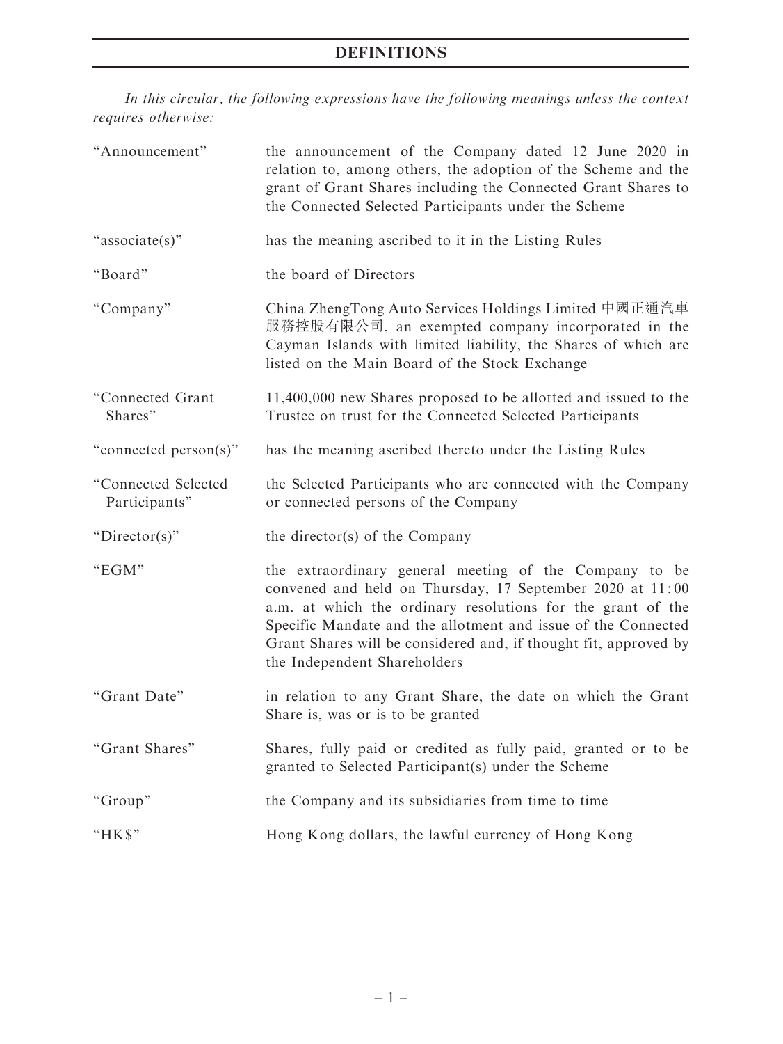# DEFINITIONS

*In this circular, the following expressions have the following meanings unless the context requires otherwise:*

| | |
|---|---|
| "Announcement" | the announcement of the Company dated 12 June 2020 in relation to, among others, the adoption of the Scheme and the grant of Grant Shares including the Connected Grant Shares to the Connected Selected Participants under the Scheme |
| "associate(s)" | has the meaning ascribed to it in the Listing Rules |
| "Board" | the board of Directors |
| "Company" | China ZhengTong Auto Services Holdings Limited 中國正通汽車服務控股有限公司, an exempted company incorporated in the Cayman Islands with limited liability, the Shares of which are listed on the Main Board of the Stock Exchange |
| "Connected Grant Shares" | 11,400,000 new Shares proposed to be allotted and issued to the Trustee on trust for the Connected Selected Participants |
| "connected person(s)" | has the meaning ascribed thereto under the Listing Rules |
| "Connected Selected Participants" | the Selected Participants who are connected with the Company or connected persons of the Company |
| "Director(s)" | the director(s) of the Company |
| "EGM" | the extraordinary general meeting of the Company to be convened and held on Thursday, 17 September 2020 at 11:00 a.m. at which the ordinary resolutions for the grant of the Specific Mandate and the allotment and issue of the Connected Grant Shares will be considered and, if thought fit, approved by the Independent Shareholders |
| "Grant Date" | in relation to any Grant Share, the date on which the Grant Share is, was or is to be granted |
| "Grant Shares" | Shares, fully paid or credited as fully paid, granted or to be granted to Selected Participant(s) under the Scheme |
| "Group" | the Company and its subsidiaries from time to time |
| "HK$" | Hong Kong dollars, the lawful currency of Hong Kong |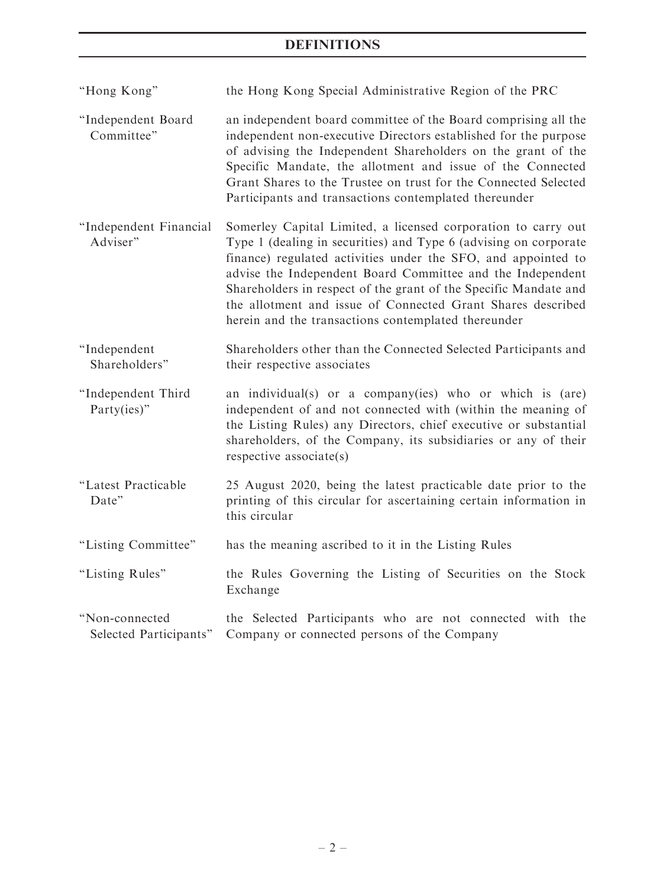# DEFINITIONS

| | |
|---|---|
| "Hong Kong" | the Hong Kong Special Administrative Region of the PRC |
| "Independent Board Committee" | an independent board committee of the Board comprising all the independent non-executive Directors established for the purpose of advising the Independent Shareholders on the grant of the Specific Mandate, the allotment and issue of the Connected Grant Shares to the Trustee on trust for the Connected Selected Participants and transactions contemplated thereunder |
| "Independent Financial Adviser" | Somerley Capital Limited, a licensed corporation to carry out Type 1 (dealing in securities) and Type 6 (advising on corporate finance) regulated activities under the SFO, and appointed to advise the Independent Board Committee and the Independent Shareholders in respect of the grant of the Specific Mandate and the allotment and issue of Connected Grant Shares described herein and the transactions contemplated thereunder |
| "Independent Shareholders" | Shareholders other than the Connected Selected Participants and their respective associates |
| "Independent Third Party(ies)" | an individual(s) or a company(ies) who or which is (are) independent of and not connected with (within the meaning of the Listing Rules) any Directors, chief executive or substantial shareholders, of the Company, its subsidiaries or any of their respective associate(s) |
| "Latest Practicable Date" | 25 August 2020, being the latest practicable date prior to the printing of this circular for ascertaining certain information in this circular |
| "Listing Committee" | has the meaning ascribed to it in the Listing Rules |
| "Listing Rules" | the Rules Governing the Listing of Securities on the Stock Exchange |
| "Non-connected Selected Participants" | the Selected Participants who are not connected with the Company or connected persons of the Company |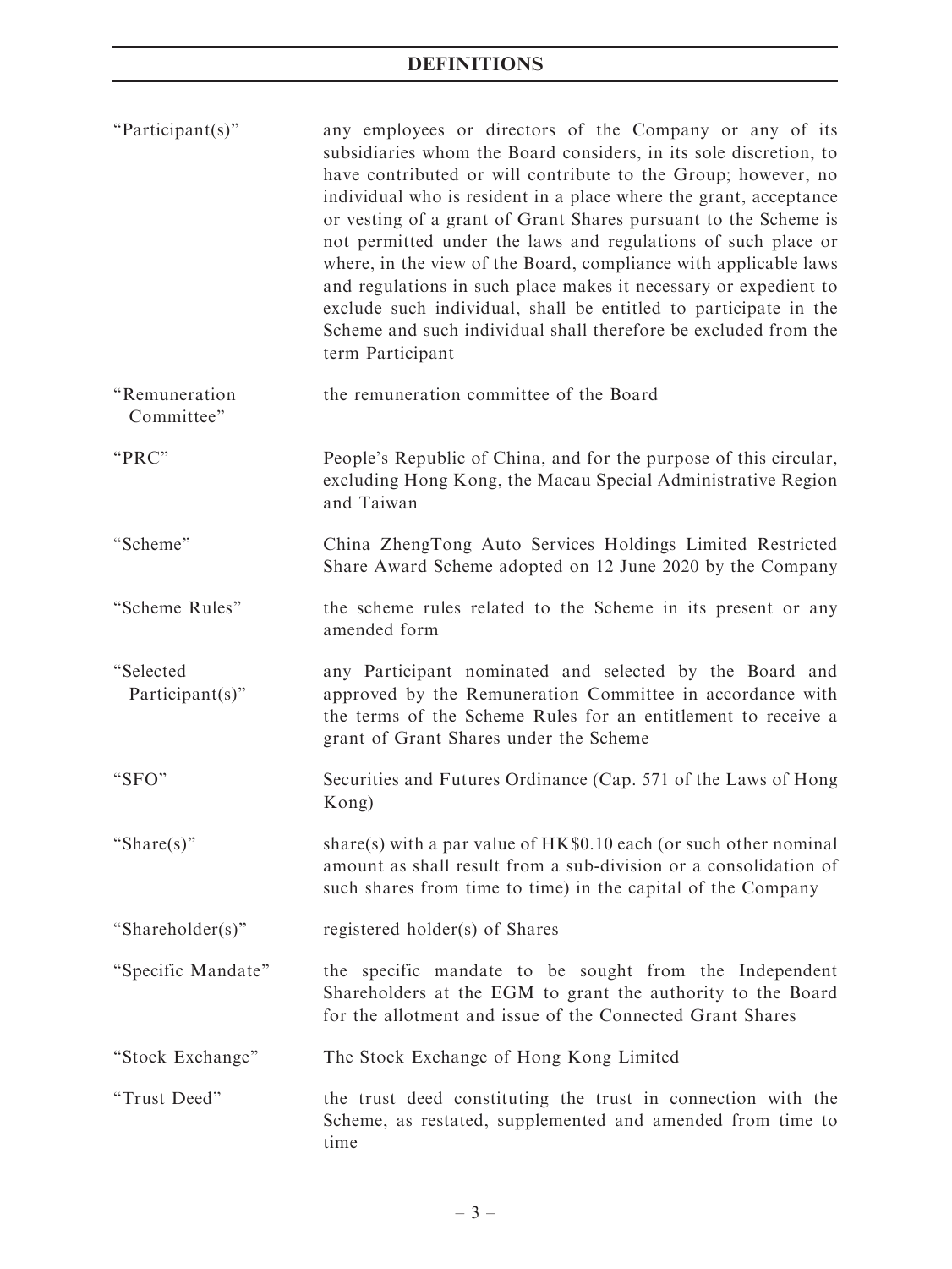# DEFINITIONS

| | |
|---|---|
| "Participant(s)" | any employees or directors of the Company or any of its subsidiaries whom the Board considers, in its sole discretion, to have contributed or will contribute to the Group; however, no individual who is resident in a place where the grant, acceptance or vesting of a grant of Grant Shares pursuant to the Scheme is not permitted under the laws and regulations of such place or where, in the view of the Board, compliance with applicable laws and regulations in such place makes it necessary or expedient to exclude such individual, shall be entitled to participate in the Scheme and such individual shall therefore be excluded from the term Participant |
| "Remuneration Committee" | the remuneration committee of the Board |
| "PRC" | People's Republic of China, and for the purpose of this circular, excluding Hong Kong, the Macau Special Administrative Region and Taiwan |
| "Scheme" | China ZhengTong Auto Services Holdings Limited Restricted Share Award Scheme adopted on 12 June 2020 by the Company |
| "Scheme Rules" | the scheme rules related to the Scheme in its present or any amended form |
| "Selected Participant(s)" | any Participant nominated and selected by the Board and approved by the Remuneration Committee in accordance with the terms of the Scheme Rules for an entitlement to receive a grant of Grant Shares under the Scheme |
| "SFO" | Securities and Futures Ordinance (Cap. 571 of the Laws of Hong Kong) |
| "Share(s)" | share(s) with a par value of HK$0.10 each (or such other nominal amount as shall result from a sub-division or a consolidation of such shares from time to time) in the capital of the Company |
| "Shareholder(s)" | registered holder(s) of Shares |
| "Specific Mandate" | the specific mandate to be sought from the Independent Shareholders at the EGM to grant the authority to the Board for the allotment and issue of the Connected Grant Shares |
| "Stock Exchange" | The Stock Exchange of Hong Kong Limited |
| "Trust Deed" | the trust deed constituting the trust in connection with the Scheme, as restated, supplemented and amended from time to time |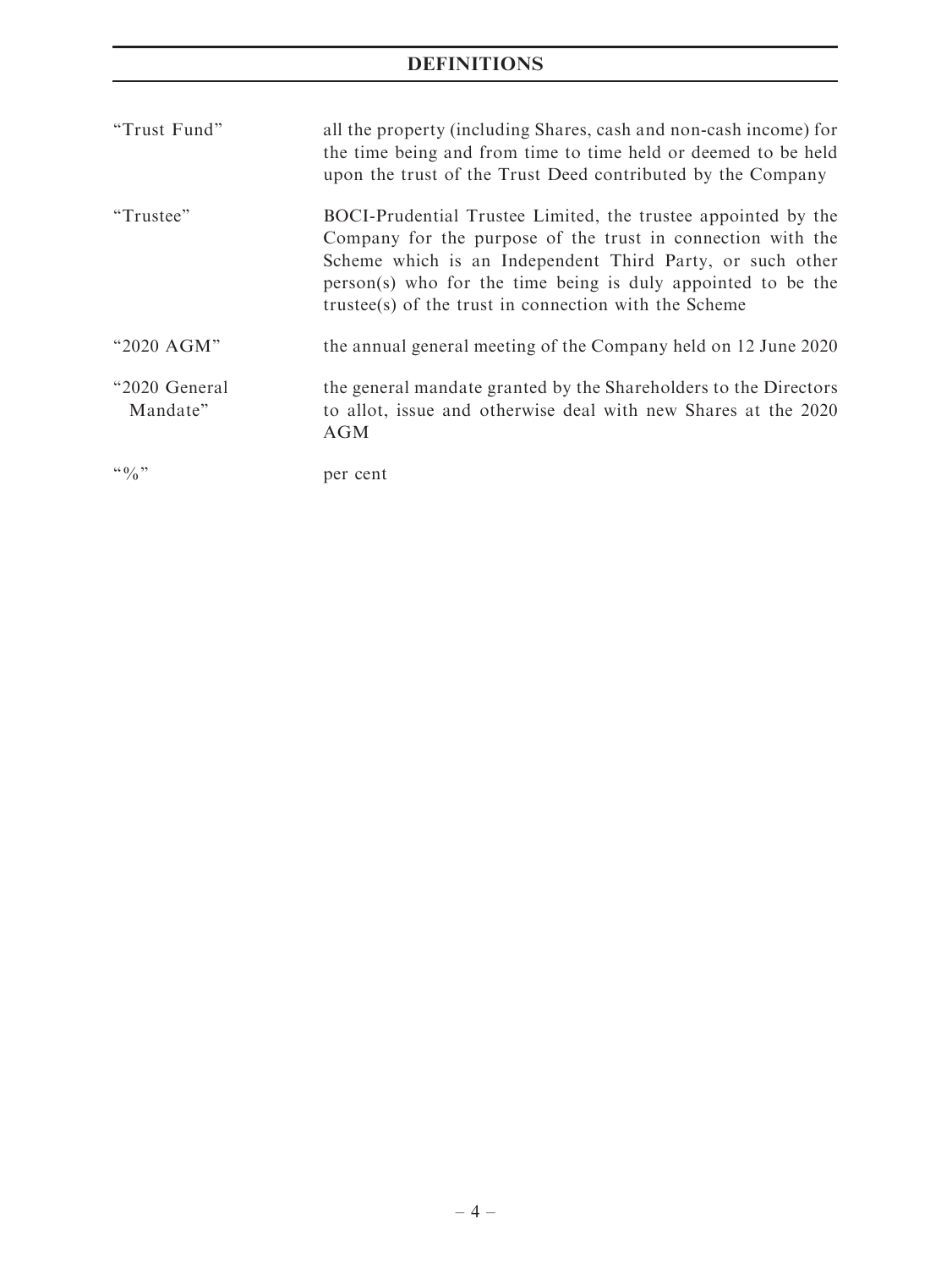# DEFINITIONS

| | |
|---|---|
| "Trust Fund" | all the property (including Shares, cash and non-cash income) for the time being and from time to time held or deemed to be held upon the trust of the Trust Deed contributed by the Company |
| "Trustee" | BOCI-Prudential Trustee Limited, the trustee appointed by the Company for the purpose of the trust in connection with the Scheme which is an Independent Third Party, or such other person(s) who for the time being is duly appointed to be the trustee(s) of the trust in connection with the Scheme |
| "2020 AGM" | the annual general meeting of the Company held on 12 June 2020 |
| "2020 General Mandate" | the general mandate granted by the Shareholders to the Directors to allot, issue and otherwise deal with new Shares at the 2020 AGM |
| "%" | per cent |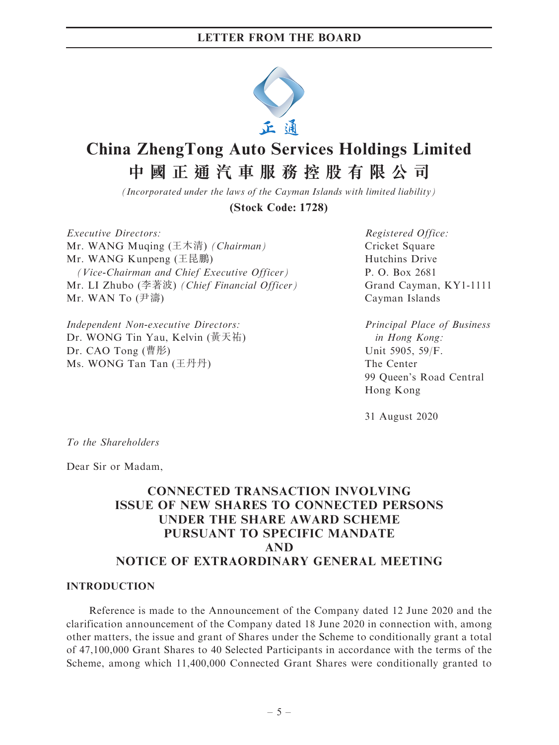# China ZhengTong Auto Services Holdings Limited

# 中國正通汽車服務控股有限公司

*(Incorporated under the laws of the Cayman Islands with limited liability)*

**(Stock Code: 1728)**

*Executive Directors:*
Mr. WANG Muqing (王木清) *(Chairman)*
Mr. WANG Kunpeng (王昆鵬)
*(Vice-Chairman and Chief Executive Officer)*
Mr. LI Zhubo (李著波) *(Chief Financial Officer)*
Mr. WAN To (尹濤)

*Independent Non-executive Directors:*
Dr. WONG Tin Yau, Kelvin (黃天祐)
Dr. CAO Tong (曹彤)
Ms. WONG Tan Tan (王丹丹)

*Registered Office:*
Cricket Square
Hutchins Drive
P. O. Box 2681
Grand Cayman, KY1-1111
Cayman Islands

*Principal Place of Business in Hong Kong:*
Unit 5905, 59/F.
The Center
99 Queen's Road Central
Hong Kong

31 August 2020

*To the Shareholders*

Dear Sir or Madam,

## CONNECTED TRANSACTION INVOLVING ISSUE OF NEW SHARES TO CONNECTED PERSONS UNDER THE SHARE AWARD SCHEME PURSUANT TO SPECIFIC MANDATE AND NOTICE OF EXTRAORDINARY GENERAL MEETING

### INTRODUCTION

Reference is made to the Announcement of the Company dated 12 June 2020 and the clarification announcement of the Company dated 18 June 2020 in connection with, among other matters, the issue and grant of Shares under the Scheme to conditionally grant a total of 47,100,000 Grant Shares to 40 Selected Participants in accordance with the terms of the Scheme, among which 11,400,000 Connected Grant Shares were conditionally granted to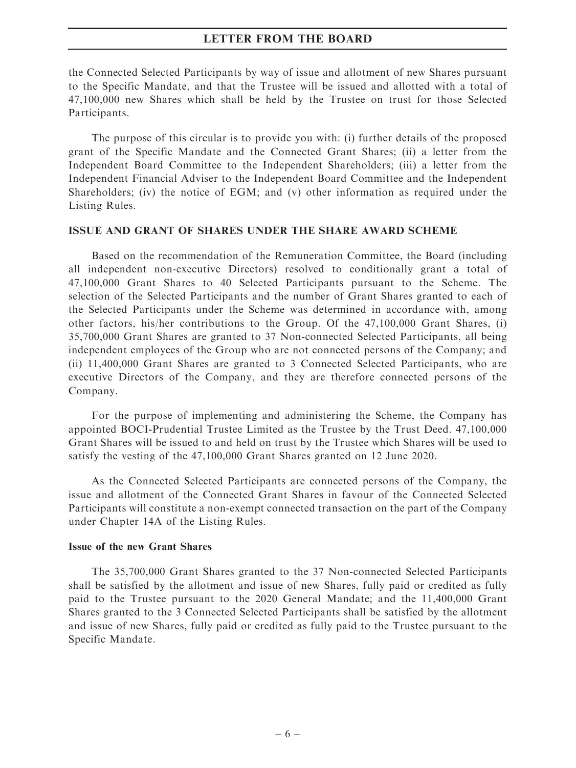the Connected Selected Participants by way of issue and allotment of new Shares pursuant to the Specific Mandate, and that the Trustee will be issued and allotted with a total of 47,100,000 new Shares which shall be held by the Trustee on trust for those Selected Participants.

The purpose of this circular is to provide you with: (i) further details of the proposed grant of the Specific Mandate and the Connected Grant Shares; (ii) a letter from the Independent Board Committee to the Independent Shareholders; (iii) a letter from the Independent Financial Adviser to the Independent Board Committee and the Independent Shareholders; (iv) the notice of EGM; and (v) other information as required under the Listing Rules.

## ISSUE AND GRANT OF SHARES UNDER THE SHARE AWARD SCHEME

Based on the recommendation of the Remuneration Committee, the Board (including all independent non-executive Directors) resolved to conditionally grant a total of 47,100,000 Grant Shares to 40 Selected Participants pursuant to the Scheme. The selection of the Selected Participants and the number of Grant Shares granted to each of the Selected Participants under the Scheme was determined in accordance with, among other factors, his/her contributions to the Group. Of the 47,100,000 Grant Shares, (i) 35,700,000 Grant Shares are granted to 37 Non-connected Selected Participants, all being independent employees of the Group who are not connected persons of the Company; and (ii) 11,400,000 Grant Shares are granted to 3 Connected Selected Participants, who are executive Directors of the Company, and they are therefore connected persons of the Company.

For the purpose of implementing and administering the Scheme, the Company has appointed BOCI-Prudential Trustee Limited as the Trustee by the Trust Deed. 47,100,000 Grant Shares will be issued to and held on trust by the Trustee which Shares will be used to satisfy the vesting of the 47,100,000 Grant Shares granted on 12 June 2020.

As the Connected Selected Participants are connected persons of the Company, the issue and allotment of the Connected Grant Shares in favour of the Connected Selected Participants will constitute a non-exempt connected transaction on the part of the Company under Chapter 14A of the Listing Rules.

### Issue of the new Grant Shares

The 35,700,000 Grant Shares granted to the 37 Non-connected Selected Participants shall be satisfied by the allotment and issue of new Shares, fully paid or credited as fully paid to the Trustee pursuant to the 2020 General Mandate; and the 11,400,000 Grant Shares granted to the 3 Connected Selected Participants shall be satisfied by the allotment and issue of new Shares, fully paid or credited as fully paid to the Trustee pursuant to the Specific Mandate.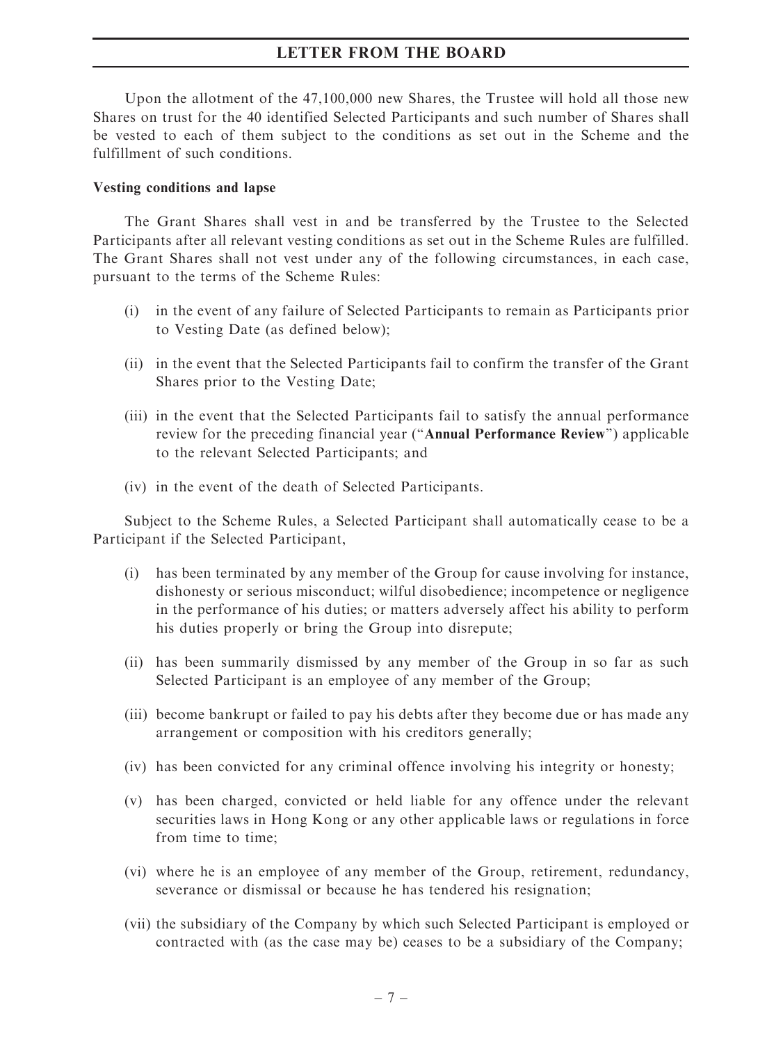Upon the allotment of the 47,100,000 new Shares, the Trustee will hold all those new Shares on trust for the 40 identified Selected Participants and such number of Shares shall be vested to each of them subject to the conditions as set out in the Scheme and the fulfillment of such conditions.

**Vesting conditions and lapse**

The Grant Shares shall vest in and be transferred by the Trustee to the Selected Participants after all relevant vesting conditions as set out in the Scheme Rules are fulfilled. The Grant Shares shall not vest under any of the following circumstances, in each case, pursuant to the terms of the Scheme Rules:

(i) in the event of any failure of Selected Participants to remain as Participants prior to Vesting Date (as defined below);

(ii) in the event that the Selected Participants fail to confirm the transfer of the Grant Shares prior to the Vesting Date;

(iii) in the event that the Selected Participants fail to satisfy the annual performance review for the preceding financial year ("**Annual Performance Review**") applicable to the relevant Selected Participants; and

(iv) in the event of the death of Selected Participants.

Subject to the Scheme Rules, a Selected Participant shall automatically cease to be a Participant if the Selected Participant,

(i) has been terminated by any member of the Group for cause involving for instance, dishonesty or serious misconduct; wilful disobedience; incompetence or negligence in the performance of his duties; or matters adversely affect his ability to perform his duties properly or bring the Group into disrepute;

(ii) has been summarily dismissed by any member of the Group in so far as such Selected Participant is an employee of any member of the Group;

(iii) become bankrupt or failed to pay his debts after they become due or has made any arrangement or composition with his creditors generally;

(iv) has been convicted for any criminal offence involving his integrity or honesty;

(v) has been charged, convicted or held liable for any offence under the relevant securities laws in Hong Kong or any other applicable laws or regulations in force from time to time;

(vi) where he is an employee of any member of the Group, retirement, redundancy, severance or dismissal or because he has tendered his resignation;

(vii) the subsidiary of the Company by which such Selected Participant is employed or contracted with (as the case may be) ceases to be a subsidiary of the Company;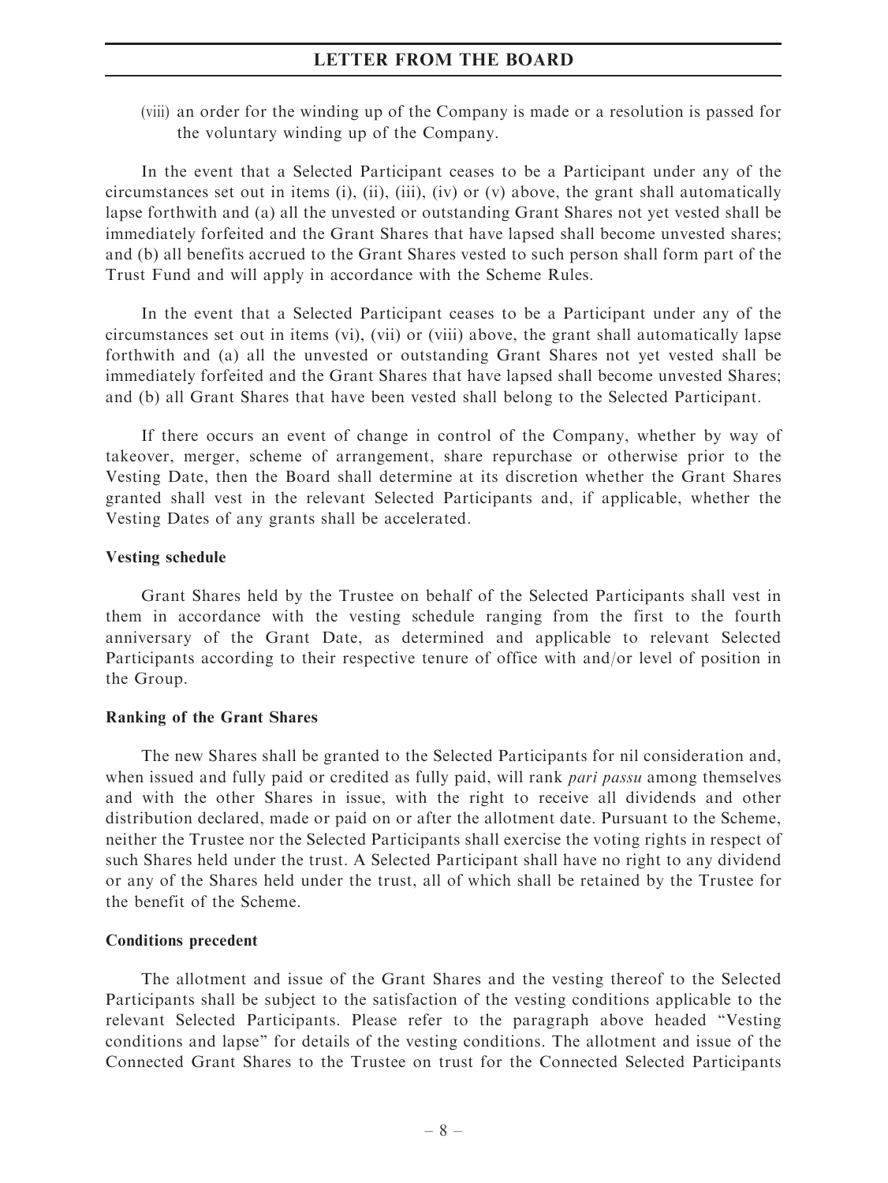(viii) an order for the winding up of the Company is made or a resolution is passed for the voluntary winding up of the Company.

In the event that a Selected Participant ceases to be a Participant under any of the circumstances set out in items (i), (ii), (iii), (iv) or (v) above, the grant shall automatically lapse forthwith and (a) all the unvested or outstanding Grant Shares not yet vested shall be immediately forfeited and the Grant Shares that have lapsed shall become unvested shares; and (b) all benefits accrued to the Grant Shares vested to such person shall form part of the Trust Fund and will apply in accordance with the Scheme Rules.

In the event that a Selected Participant ceases to be a Participant under any of the circumstances set out in items (vi), (vii) or (viii) above, the grant shall automatically lapse forthwith and (a) all the unvested or outstanding Grant Shares not yet vested shall be immediately forfeited and the Grant Shares that have lapsed shall become unvested Shares; and (b) all Grant Shares that have been vested shall belong to the Selected Participant.

If there occurs an event of change in control of the Company, whether by way of takeover, merger, scheme of arrangement, share repurchase or otherwise prior to the Vesting Date, then the Board shall determine at its discretion whether the Grant Shares granted shall vest in the relevant Selected Participants and, if applicable, whether the Vesting Dates of any grants shall be accelerated.

**Vesting schedule**

Grant Shares held by the Trustee on behalf of the Selected Participants shall vest in them in accordance with the vesting schedule ranging from the first to the fourth anniversary of the Grant Date, as determined and applicable to relevant Selected Participants according to their respective tenure of office with and/or level of position in the Group.

**Ranking of the Grant Shares**

The new Shares shall be granted to the Selected Participants for nil consideration and, when issued and fully paid or credited as fully paid, will rank *pari passu* among themselves and with the other Shares in issue, with the right to receive all dividends and other distribution declared, made or paid on or after the allotment date. Pursuant to the Scheme, neither the Trustee nor the Selected Participants shall exercise the voting rights in respect of such Shares held under the trust. A Selected Participant shall have no right to any dividend or any of the Shares held under the trust, all of which shall be retained by the Trustee for the benefit of the Scheme.

**Conditions precedent**

The allotment and issue of the Grant Shares and the vesting thereof to the Selected Participants shall be subject to the satisfaction of the vesting conditions applicable to the relevant Selected Participants. Please refer to the paragraph above headed "Vesting conditions and lapse" for details of the vesting conditions. The allotment and issue of the Connected Grant Shares to the Trustee on trust for the Connected Selected Participants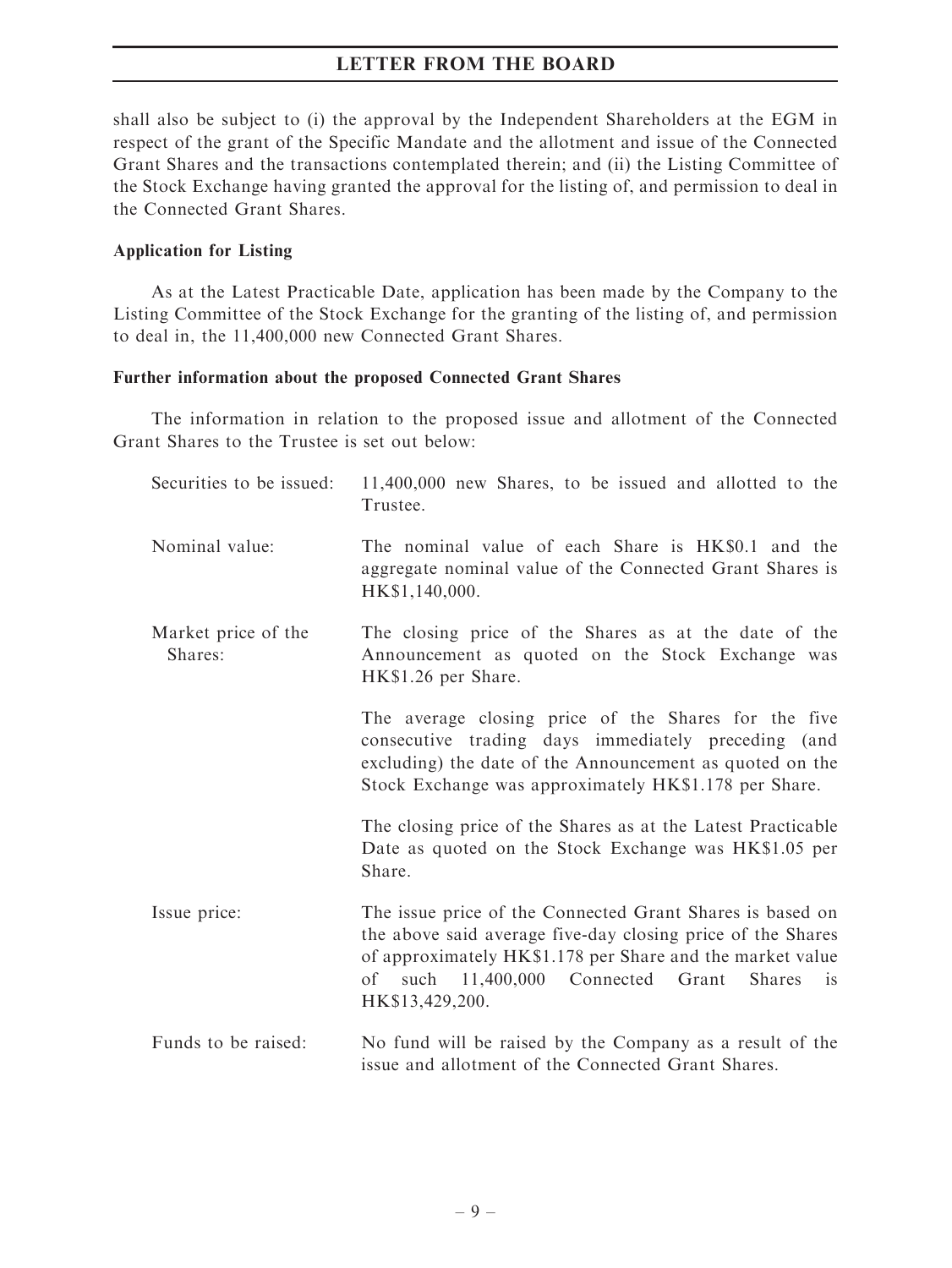shall also be subject to (i) the approval by the Independent Shareholders at the EGM in respect of the grant of the Specific Mandate and the allotment and issue of the Connected Grant Shares and the transactions contemplated therein; and (ii) the Listing Committee of the Stock Exchange having granted the approval for the listing of, and permission to deal in the Connected Grant Shares.

**Application for Listing**

As at the Latest Practicable Date, application has been made by the Company to the Listing Committee of the Stock Exchange for the granting of the listing of, and permission to deal in, the 11,400,000 new Connected Grant Shares.

**Further information about the proposed Connected Grant Shares**

The information in relation to the proposed issue and allotment of the Connected Grant Shares to the Trustee is set out below:

| | |
|---|---|
| Securities to be issued: | 11,400,000 new Shares, to be issued and allotted to the Trustee. |
| Nominal value: | The nominal value of each Share is HK$0.1 and the aggregate nominal value of the Connected Grant Shares is HK$1,140,000. |
| Market price of the Shares: | The closing price of the Shares as at the date of the Announcement as quoted on the Stock Exchange was HK$1.26 per Share. |
| | The average closing price of the Shares for the five consecutive trading days immediately preceding (and excluding) the date of the Announcement as quoted on the Stock Exchange was approximately HK$1.178 per Share. |
| | The closing price of the Shares as at the Latest Practicable Date as quoted on the Stock Exchange was HK$1.05 per Share. |
| Issue price: | The issue price of the Connected Grant Shares is based on the above said average five-day closing price of the Shares of approximately HK$1.178 per Share and the market value of such 11,400,000 Connected Grant Shares is HK$13,429,200. |
| Funds to be raised: | No fund will be raised by the Company as a result of the issue and allotment of the Connected Grant Shares. |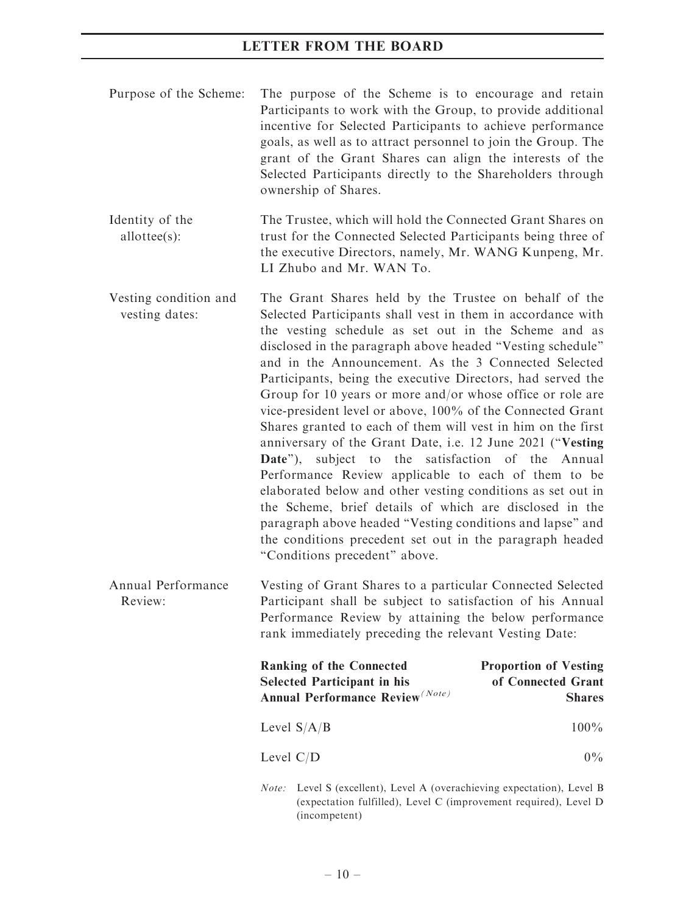**Purpose of the Scheme:** The purpose of the Scheme is to encourage and retain Participants to work with the Group, to provide additional incentive for Selected Participants to achieve performance goals, as well as to attract personnel to join the Group. The grant of the Grant Shares can align the interests of the Selected Participants directly to the Shareholders through ownership of Shares.

**Identity of the allottee(s):** The Trustee, which will hold the Connected Grant Shares on trust for the Connected Selected Participants being three of the executive Directors, namely, Mr. WANG Kunpeng, Mr. LI Zhubo and Mr. WAN To.

**Vesting condition and vesting dates:** The Grant Shares held by the Trustee on behalf of the Selected Participants shall vest in them in accordance with the vesting schedule as set out in the Scheme and as disclosed in the paragraph above headed "Vesting schedule" and in the Announcement. As the 3 Connected Selected Participants, being the executive Directors, had served the Group for 10 years or more and/or whose office or role are vice-president level or above, 100% of the Connected Grant Shares granted to each of them will vest in him on the first anniversary of the Grant Date, i.e. 12 June 2021 ("**Vesting Date**"), subject to the satisfaction of the Annual Performance Review applicable to each of them to be elaborated below and other vesting conditions as set out in the Scheme, brief details of which are disclosed in the paragraph above headed "Vesting conditions and lapse" and the conditions precedent set out in the paragraph headed "Conditions precedent" above.

**Annual Performance Review:** Vesting of Grant Shares to a particular Connected Selected Participant shall be subject to satisfaction of his Annual Performance Review by attaining the below performance rank immediately preceding the relevant Vesting Date:

| Ranking of the Connected Selected Participant in his Annual Performance Review (Note) | Proportion of Vesting of Connected Grant Shares |
|---|---|
| Level S/A/B | 100% |
| Level C/D | 0% |

*Note:* Level S (excellent), Level A (overachieving expectation), Level B (expectation fulfilled), Level C (improvement required), Level D (incompetent)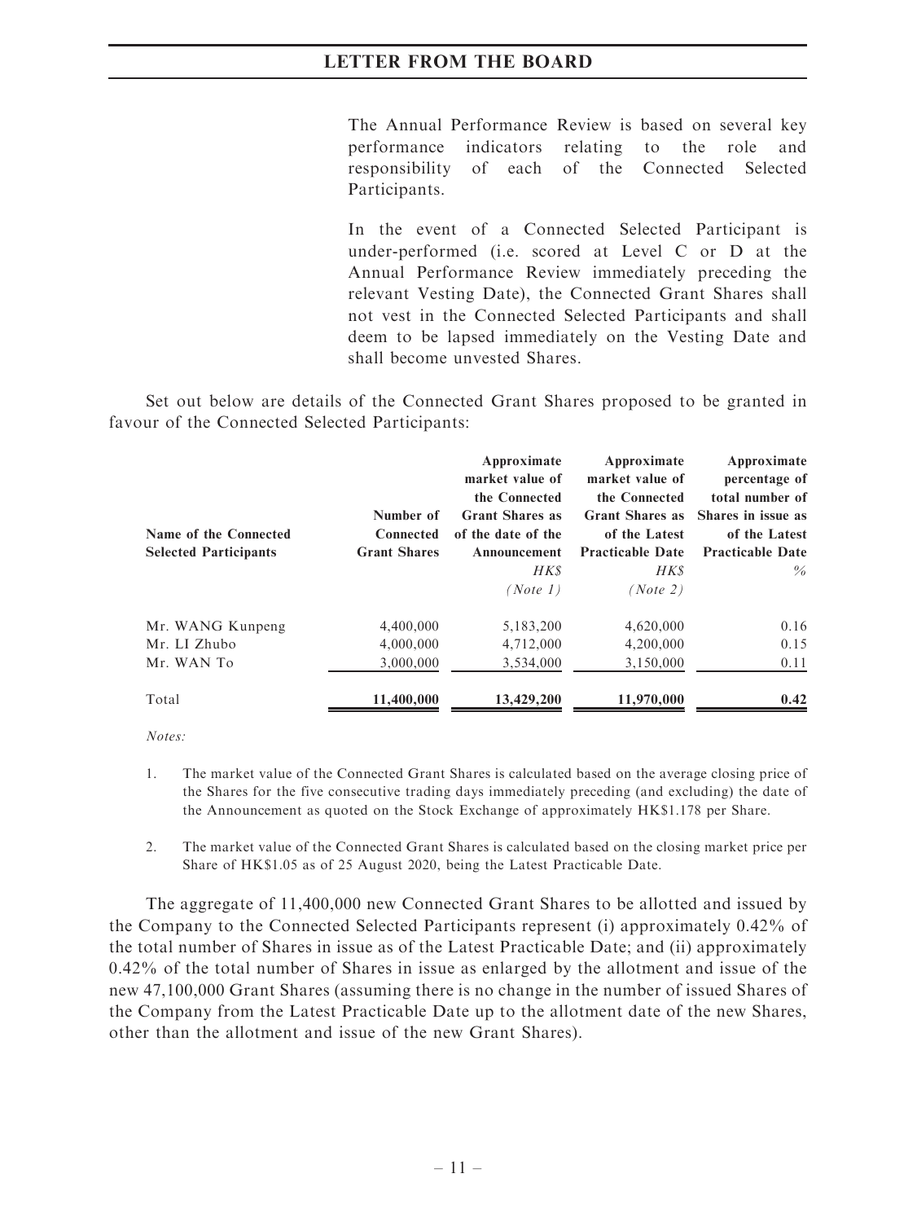The Annual Performance Review is based on several key performance indicators relating to the role and responsibility of each of the Connected Selected Participants.

In the event of a Connected Selected Participant is under-performed (i.e. scored at Level C or D at the Annual Performance Review immediately preceding the relevant Vesting Date), the Connected Grant Shares shall not vest in the Connected Selected Participants and shall deem to be lapsed immediately on the Vesting Date and shall become unvested Shares.

Set out below are details of the Connected Grant Shares proposed to be granted in favour of the Connected Selected Participants:

| Name of the Connected Selected Participants | Number of Connected Grant Shares | Approximate market value of the Connected Grant Shares as of the date of the Announcement HK$ (Note 1) | Approximate market value of the Connected Grant Shares as of the Latest Practicable Date HK$ (Note 2) | Approximate percentage of total number of Shares in issue as of the Latest Practicable Date % |
|---|---|---|---|---|
| Mr. WANG Kunpeng | 4,400,000 | 5,183,200 | 4,620,000 | 0.16 |
| Mr. LI Zhubo | 4,000,000 | 4,712,000 | 4,200,000 | 0.15 |
| Mr. WAN To | 3,000,000 | 3,534,000 | 3,150,000 | 0.11 |
| Total | **11,400,000** | **13,429,200** | **11,970,000** | **0.42** |

*Notes:*

1. The market value of the Connected Grant Shares is calculated based on the average closing price of the Shares for the five consecutive trading days immediately preceding (and excluding) the date of the Announcement as quoted on the Stock Exchange of approximately HK$1.178 per Share.

2. The market value of the Connected Grant Shares is calculated based on the closing market price per Share of HK$1.05 as of 25 August 2020, being the Latest Practicable Date.

The aggregate of 11,400,000 new Connected Grant Shares to be allotted and issued by the Company to the Connected Selected Participants represent (i) approximately 0.42% of the total number of Shares in issue as of the Latest Practicable Date; and (ii) approximately 0.42% of the total number of Shares in issue as enlarged by the allotment and issue of the new 47,100,000 Grant Shares (assuming there is no change in the number of issued Shares of the Company from the Latest Practicable Date up to the allotment date of the new Shares, other than the allotment and issue of the new Grant Shares).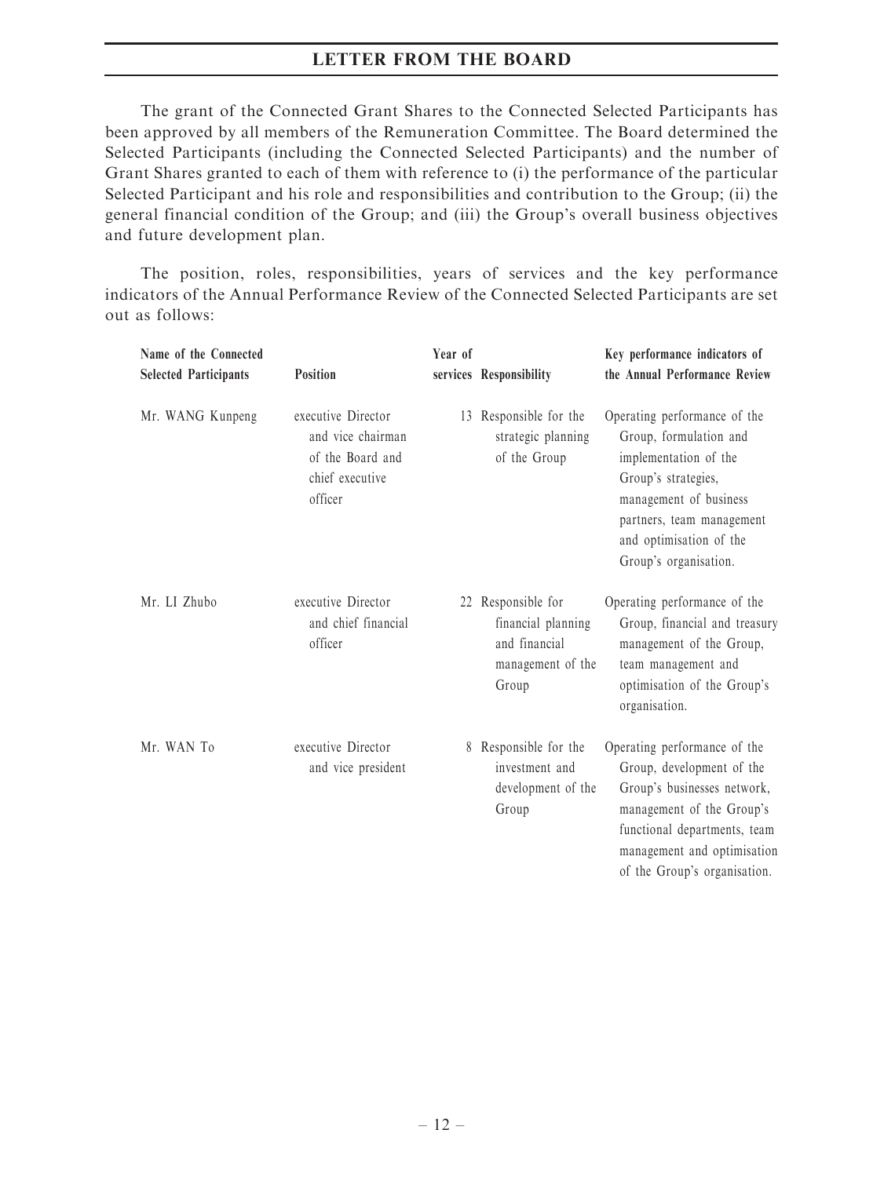The grant of the Connected Grant Shares to the Connected Selected Participants has been approved by all members of the Remuneration Committee. The Board determined the Selected Participants (including the Connected Selected Participants) and the number of Grant Shares granted to each of them with reference to (i) the performance of the particular Selected Participant and his role and responsibilities and contribution to the Group; (ii) the general financial condition of the Group; and (iii) the Group's overall business objectives and future development plan.

The position, roles, responsibilities, years of services and the key performance indicators of the Annual Performance Review of the Connected Selected Participants are set out as follows:

| Name of the Connected Selected Participants | Position | Year of services | Responsibility | Key performance indicators of the Annual Performance Review |
|---|---|---|---|---|
| Mr. WANG Kunpeng | executive Director and vice chairman of the Board and chief executive officer | 13 | Responsible for the strategic planning of the Group | Operating performance of the Group, formulation and implementation of the Group's strategies, management of business partners, team management and optimisation of the Group's organisation. |
| Mr. LI Zhubo | executive Director and chief financial officer | 22 | Responsible for financial planning and financial management of the Group | Operating performance of the Group, financial and treasury management of the Group, team management and optimisation of the Group's organisation. |
| Mr. WAN To | executive Director and vice president | 8 | Responsible for the investment and development of the Group | Operating performance of the Group, development of the Group's businesses network, management of the Group's functional departments, team management and optimisation of the Group's organisation. |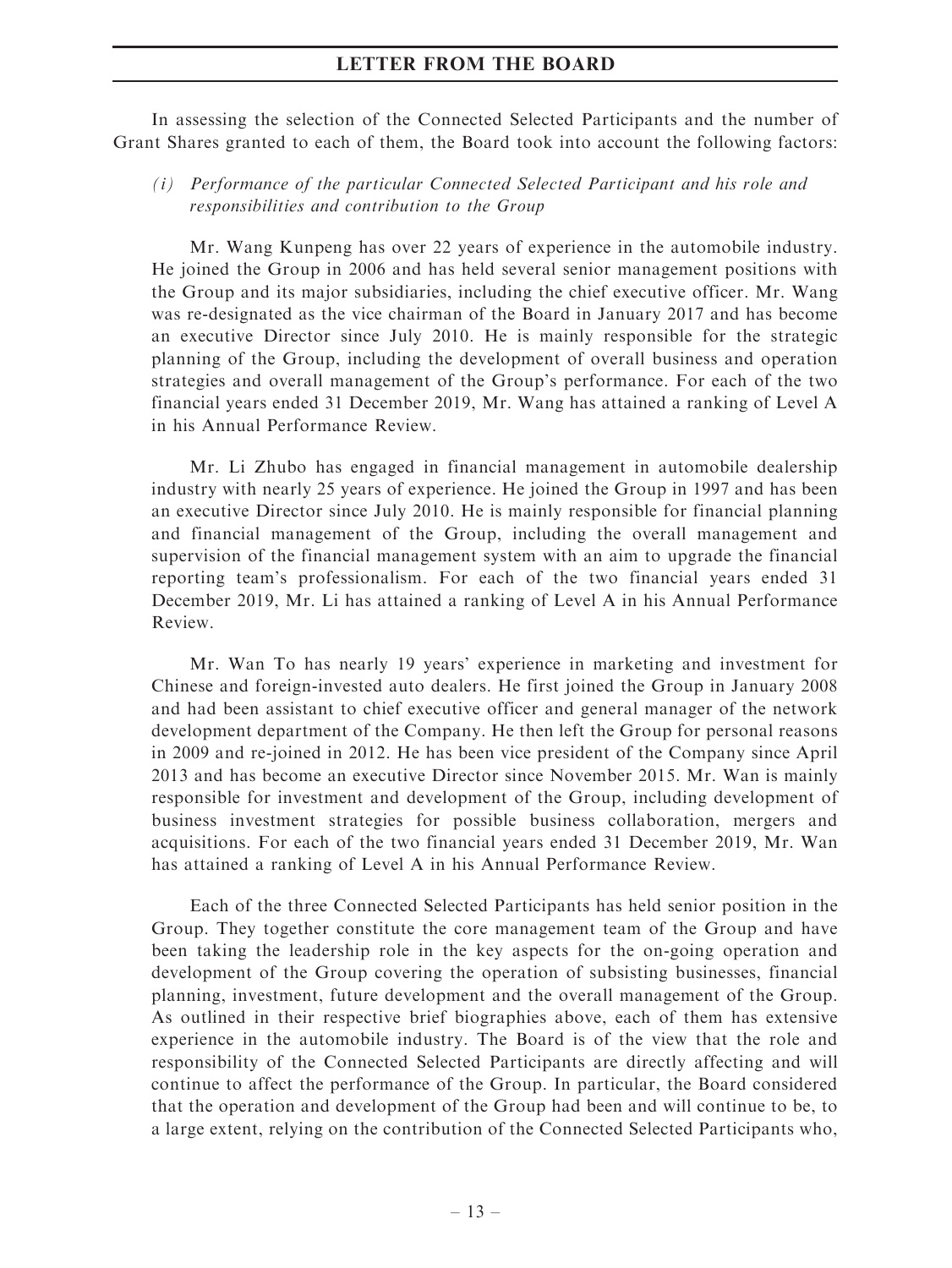In assessing the selection of the Connected Selected Participants and the number of Grant Shares granted to each of them, the Board took into account the following factors:

*(i) Performance of the particular Connected Selected Participant and his role and responsibilities and contribution to the Group*

Mr. Wang Kunpeng has over 22 years of experience in the automobile industry. He joined the Group in 2006 and has held several senior management positions with the Group and its major subsidiaries, including the chief executive officer. Mr. Wang was re-designated as the vice chairman of the Board in January 2017 and has become an executive Director since July 2010. He is mainly responsible for the strategic planning of the Group, including the development of overall business and operation strategies and overall management of the Group's performance. For each of the two financial years ended 31 December 2019, Mr. Wang has attained a ranking of Level A in his Annual Performance Review.

Mr. Li Zhubo has engaged in financial management in automobile dealership industry with nearly 25 years of experience. He joined the Group in 1997 and has been an executive Director since July 2010. He is mainly responsible for financial planning and financial management of the Group, including the overall management and supervision of the financial management system with an aim to upgrade the financial reporting team's professionalism. For each of the two financial years ended 31 December 2019, Mr. Li has attained a ranking of Level A in his Annual Performance Review.

Mr. Wan To has nearly 19 years' experience in marketing and investment for Chinese and foreign-invested auto dealers. He first joined the Group in January 2008 and had been assistant to chief executive officer and general manager of the network development department of the Company. He then left the Group for personal reasons in 2009 and re-joined in 2012. He has been vice president of the Company since April 2013 and has become an executive Director since November 2015. Mr. Wan is mainly responsible for investment and development of the Group, including development of business investment strategies for possible business collaboration, mergers and acquisitions. For each of the two financial years ended 31 December 2019, Mr. Wan has attained a ranking of Level A in his Annual Performance Review.

Each of the three Connected Selected Participants has held senior position in the Group. They together constitute the core management team of the Group and have been taking the leadership role in the key aspects for the on-going operation and development of the Group covering the operation of subsisting businesses, financial planning, investment, future development and the overall management of the Group. As outlined in their respective brief biographies above, each of them has extensive experience in the automobile industry. The Board is of the view that the role and responsibility of the Connected Selected Participants are directly affecting and will continue to affect the performance of the Group. In particular, the Board considered that the operation and development of the Group had been and will continue to be, to a large extent, relying on the contribution of the Connected Selected Participants who,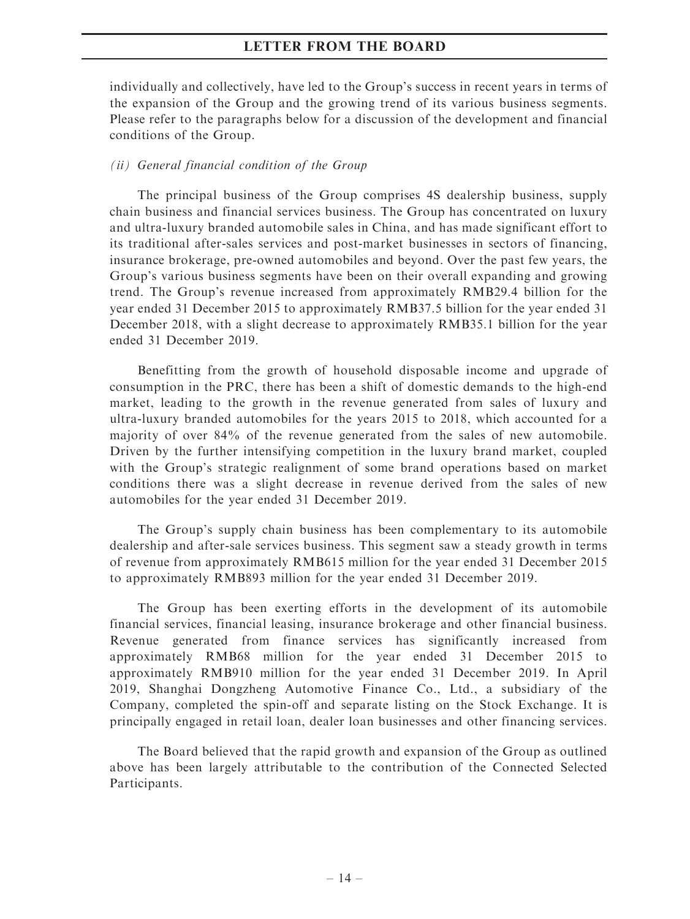individually and collectively, have led to the Group's success in recent years in terms of the expansion of the Group and the growing trend of its various business segments. Please refer to the paragraphs below for a discussion of the development and financial conditions of the Group.

*(ii) General financial condition of the Group*

The principal business of the Group comprises 4S dealership business, supply chain business and financial services business. The Group has concentrated on luxury and ultra-luxury branded automobile sales in China, and has made significant effort to its traditional after-sales services and post-market businesses in sectors of financing, insurance brokerage, pre-owned automobiles and beyond. Over the past few years, the Group's various business segments have been on their overall expanding and growing trend. The Group's revenue increased from approximately RMB29.4 billion for the year ended 31 December 2015 to approximately RMB37.5 billion for the year ended 31 December 2018, with a slight decrease to approximately RMB35.1 billion for the year ended 31 December 2019.

Benefitting from the growth of household disposable income and upgrade of consumption in the PRC, there has been a shift of domestic demands to the high-end market, leading to the growth in the revenue generated from sales of luxury and ultra-luxury branded automobiles for the years 2015 to 2018, which accounted for a majority of over 84% of the revenue generated from the sales of new automobile. Driven by the further intensifying competition in the luxury brand market, coupled with the Group's strategic realignment of some brand operations based on market conditions there was a slight decrease in revenue derived from the sales of new automobiles for the year ended 31 December 2019.

The Group's supply chain business has been complementary to its automobile dealership and after-sale services business. This segment saw a steady growth in terms of revenue from approximately RMB615 million for the year ended 31 December 2015 to approximately RMB893 million for the year ended 31 December 2019.

The Group has been exerting efforts in the development of its automobile financial services, financial leasing, insurance brokerage and other financial business. Revenue generated from finance services has significantly increased from approximately RMB68 million for the year ended 31 December 2015 to approximately RMB910 million for the year ended 31 December 2019. In April 2019, Shanghai Dongzheng Automotive Finance Co., Ltd., a subsidiary of the Company, completed the spin-off and separate listing on the Stock Exchange. It is principally engaged in retail loan, dealer loan businesses and other financing services.

The Board believed that the rapid growth and expansion of the Group as outlined above has been largely attributable to the contribution of the Connected Selected Participants.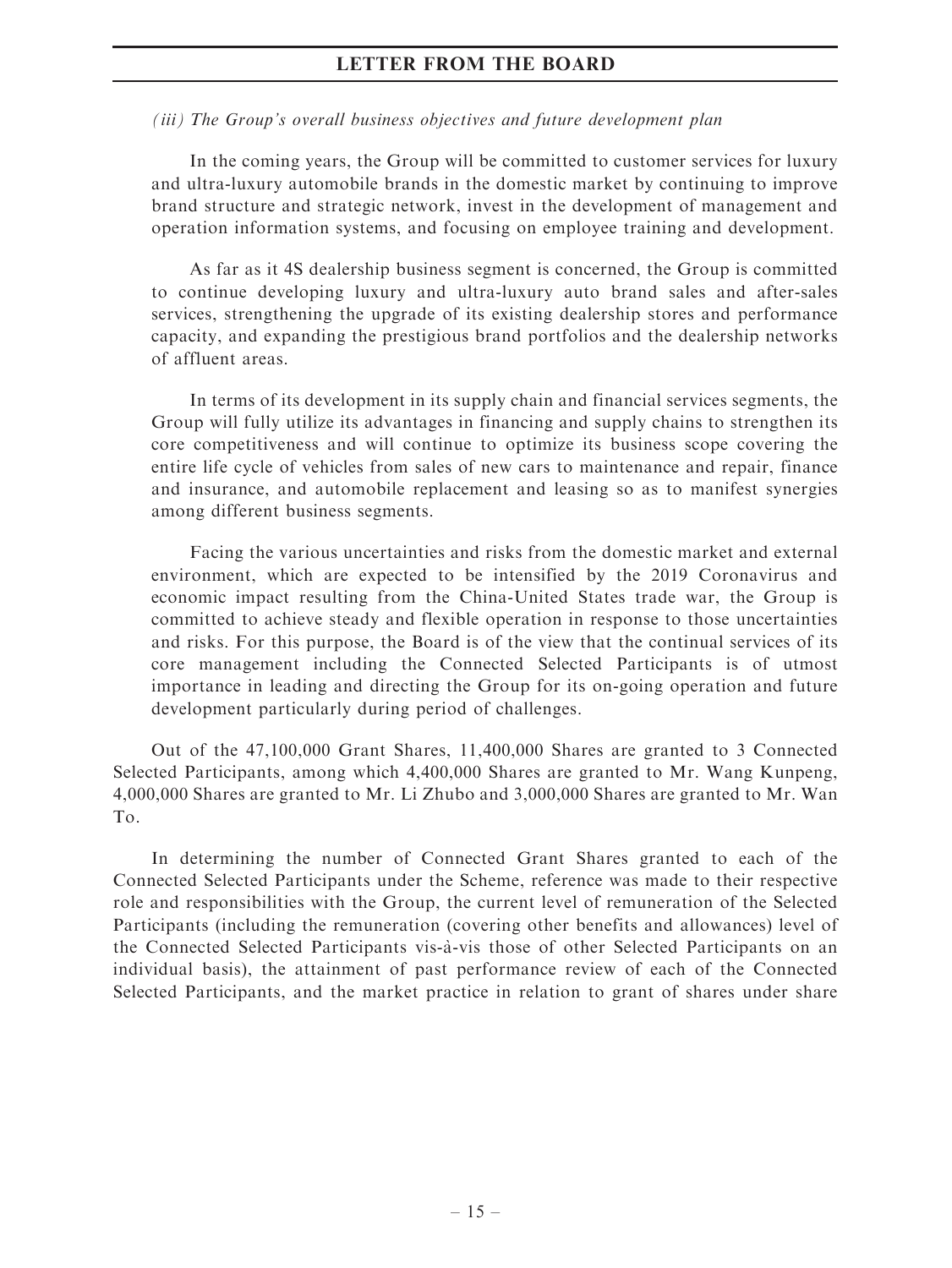*(iii) The Group's overall business objectives and future development plan*

In the coming years, the Group will be committed to customer services for luxury and ultra-luxury automobile brands in the domestic market by continuing to improve brand structure and strategic network, invest in the development of management and operation information systems, and focusing on employee training and development.

As far as it 4S dealership business segment is concerned, the Group is committed to continue developing luxury and ultra-luxury auto brand sales and after-sales services, strengthening the upgrade of its existing dealership stores and performance capacity, and expanding the prestigious brand portfolios and the dealership networks of affluent areas.

In terms of its development in its supply chain and financial services segments, the Group will fully utilize its advantages in financing and supply chains to strengthen its core competitiveness and will continue to optimize its business scope covering the entire life cycle of vehicles from sales of new cars to maintenance and repair, finance and insurance, and automobile replacement and leasing so as to manifest synergies among different business segments.

Facing the various uncertainties and risks from the domestic market and external environment, which are expected to be intensified by the 2019 Coronavirus and economic impact resulting from the China-United States trade war, the Group is committed to achieve steady and flexible operation in response to those uncertainties and risks. For this purpose, the Board is of the view that the continual services of its core management including the Connected Selected Participants is of utmost importance in leading and directing the Group for its on-going operation and future development particularly during period of challenges.

Out of the 47,100,000 Grant Shares, 11,400,000 Shares are granted to 3 Connected Selected Participants, among which 4,400,000 Shares are granted to Mr. Wang Kunpeng, 4,000,000 Shares are granted to Mr. Li Zhubo and 3,000,000 Shares are granted to Mr. Wan To.

In determining the number of Connected Grant Shares granted to each of the Connected Selected Participants under the Scheme, reference was made to their respective role and responsibilities with the Group, the current level of remuneration of the Selected Participants (including the remuneration (covering other benefits and allowances) level of the Connected Selected Participants vis-à-vis those of other Selected Participants on an individual basis), the attainment of past performance review of each of the Connected Selected Participants, and the market practice in relation to grant of shares under share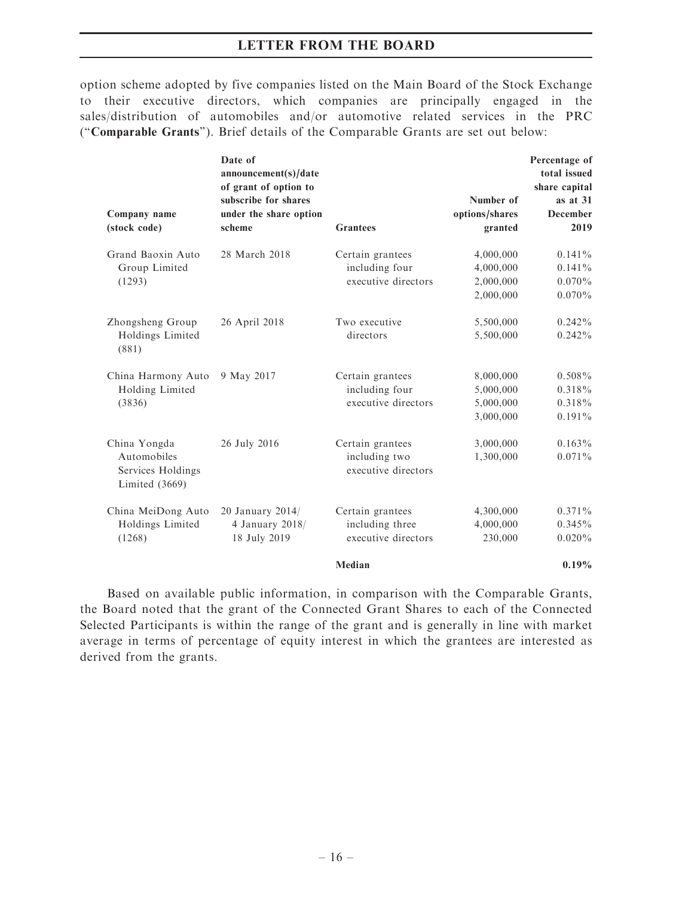option scheme adopted by five companies listed on the Main Board of the Stock Exchange to their executive directors, which companies are principally engaged in the sales/distribution of automobiles and/or automotive related services in the PRC ("**Comparable Grants**"). Brief details of the Comparable Grants are set out below:

| Company name (stock code) | Date of announcement(s)/date of grant of option to subscribe for shares under the share option scheme | Grantees | Number of options/shares granted | Percentage of total issued share capital as at 31 December 2019 |
|---|---|---|---|---|
| Grand Baoxin Auto Group Limited (1293) | 28 March 2018 | Certain grantees including four executive directors | 4,000,000 | 0.141% |
| | | | 4,000,000 | 0.141% |
| | | | 2,000,000 | 0.070% |
| | | | 2,000,000 | 0.070% |
| Zhongsheng Group Holdings Limited (881) | 26 April 2018 | Two executive directors | 5,500,000 | 0.242% |
| | | | 5,500,000 | 0.242% |
| China Harmony Auto Holding Limited (3836) | 9 May 2017 | Certain grantees including four executive directors | 8,000,000 | 0.508% |
| | | | 5,000,000 | 0.318% |
| | | | 5,000,000 | 0.318% |
| | | | 3,000,000 | 0.191% |
| China Yongda Automobiles Services Holdings Limited (3669) | 26 July 2016 | Certain grantees including two executive directors | 3,000,000 | 0.163% |
| | | | 1,300,000 | 0.071% |
| China MeiDong Auto Holdings Limited (1268) | 20 January 2014/ 4 January 2018/ 18 July 2019 | Certain grantees including three executive directors | 4,300,000 | 0.371% |
| | | | 4,000,000 | 0.345% |
| | | | 230,000 | 0.020% |
| | | **Median** | | **0.19%** |

Based on available public information, in comparison with the Comparable Grants, the Board noted that the grant of the Connected Grant Shares to each of the Connected Selected Participants is within the range of the grant and is generally in line with market average in terms of percentage of equity interest in which the grantees are interested as derived from the grants.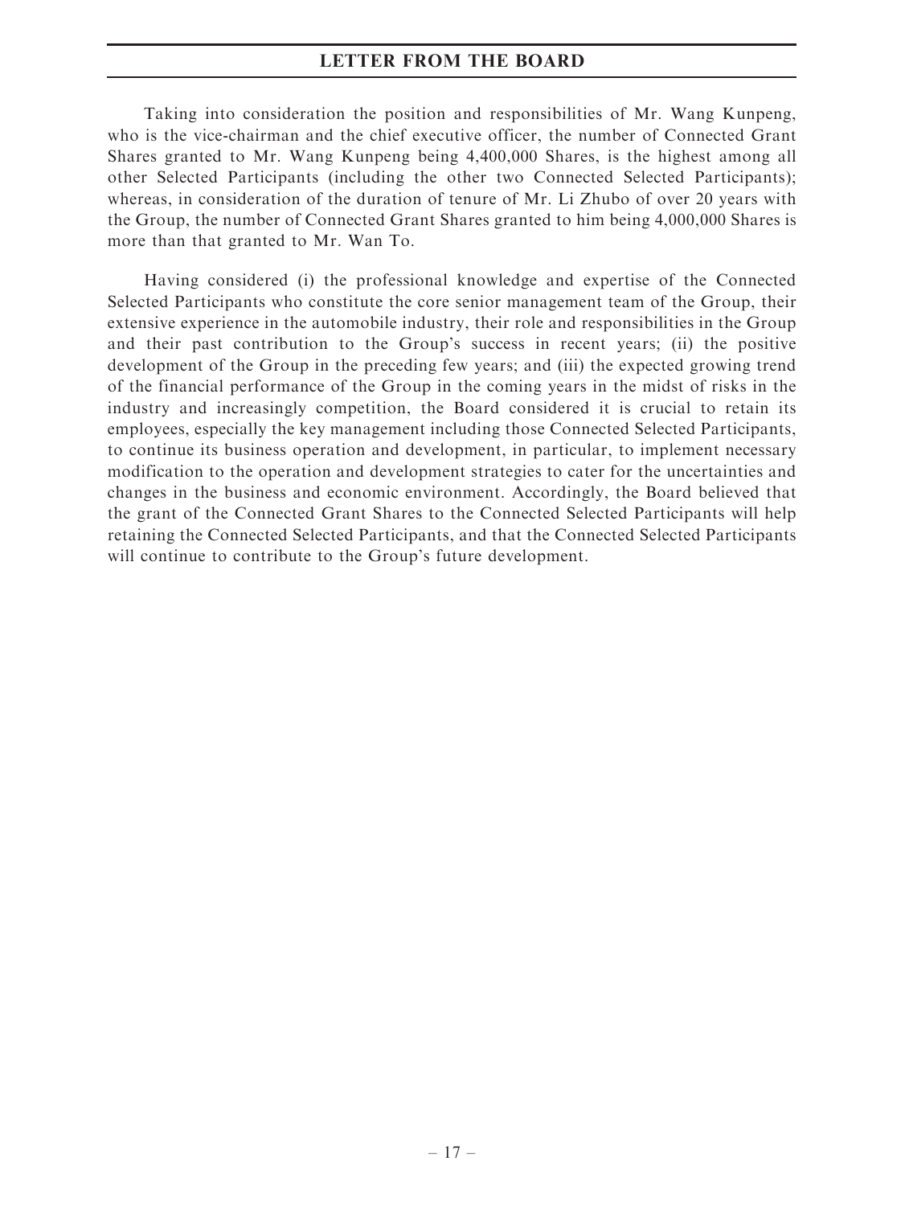Taking into consideration the position and responsibilities of Mr. Wang Kunpeng, who is the vice-chairman and the chief executive officer, the number of Connected Grant Shares granted to Mr. Wang Kunpeng being 4,400,000 Shares, is the highest among all other Selected Participants (including the other two Connected Selected Participants); whereas, in consideration of the duration of tenure of Mr. Li Zhubo of over 20 years with the Group, the number of Connected Grant Shares granted to him being 4,000,000 Shares is more than that granted to Mr. Wan To.

Having considered (i) the professional knowledge and expertise of the Connected Selected Participants who constitute the core senior management team of the Group, their extensive experience in the automobile industry, their role and responsibilities in the Group and their past contribution to the Group's success in recent years; (ii) the positive development of the Group in the preceding few years; and (iii) the expected growing trend of the financial performance of the Group in the coming years in the midst of risks in the industry and increasingly competition, the Board considered it is crucial to retain its employees, especially the key management including those Connected Selected Participants, to continue its business operation and development, in particular, to implement necessary modification to the operation and development strategies to cater for the uncertainties and changes in the business and economic environment. Accordingly, the Board believed that the grant of the Connected Grant Shares to the Connected Selected Participants will help retaining the Connected Selected Participants, and that the Connected Selected Participants will continue to contribute to the Group's future development.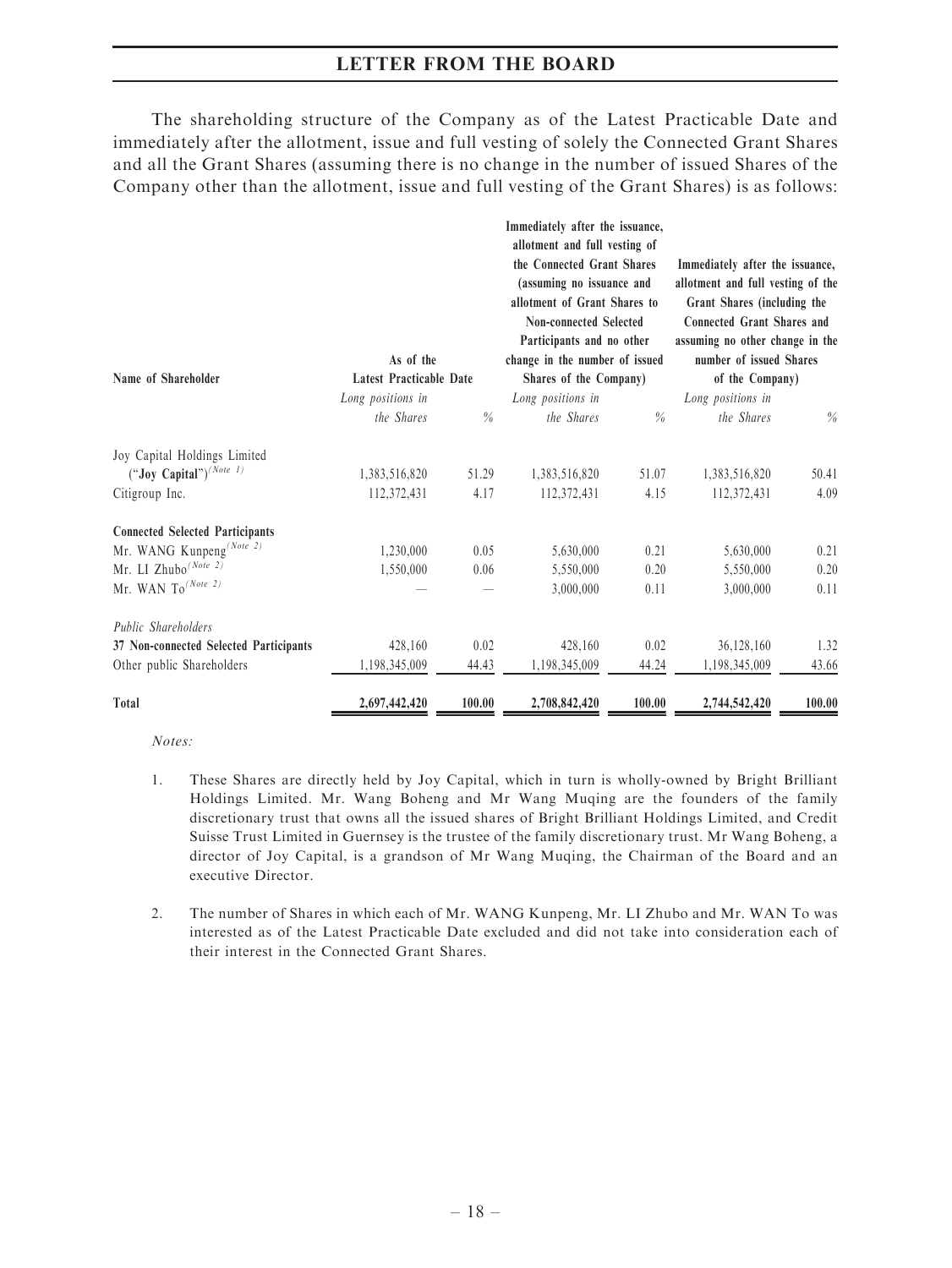The shareholding structure of the Company as of the Latest Practicable Date and immediately after the allotment, issue and full vesting of solely the Connected Grant Shares and all the Grant Shares (assuming there is no change in the number of issued Shares of the Company other than the allotment, issue and full vesting of the Grant Shares) is as follows:

| Name of Shareholder | As of the Latest Practicable Date | | Immediately after the issuance, allotment and full vesting of the Connected Grant Shares (assuming no issuance and allotment of Grant Shares to Non-connected Selected Participants and no other change in the number of issued Shares of the Company) | | Immediately after the issuance, allotment and full vesting of the Grant Shares (including the Connected Grant Shares and assuming no other change in the number of issued Shares of the Company) | |
|---|---|---|---|---|---|---|
| | *Long positions in the Shares* | *%* | *Long positions in the Shares* | *%* | *Long positions in the Shares* | *%* |
| Joy Capital Holdings Limited (**"Joy Capital"**)[(Note 1)] | 1,383,516,820 | 51.29 | 1,383,516,820 | 51.07 | 1,383,516,820 | 50.41 |
| Citigroup Inc. | 112,372,431 | 4.17 | 112,372,431 | 4.15 | 112,372,431 | 4.09 |
| **Connected Selected Participants** | | | | | | |
| Mr. WANG Kunpeng[(Note 2)] | 1,230,000 | 0.05 | 5,630,000 | 0.21 | 5,630,000 | 0.21 |
| Mr. LI Zhubo[(Note 2)] | 1,550,000 | 0.06 | 5,550,000 | 0.20 | 5,550,000 | 0.20 |
| Mr. WAN To[(Note 2)] | — | — | 3,000,000 | 0.11 | 3,000,000 | 0.11 |
| *Public Shareholders* | | | | | | |
| **37 Non-connected Selected Participants** | 428,160 | 0.02 | 428,160 | 0.02 | 36,128,160 | 1.32 |
| Other public Shareholders | 1,198,345,009 | 44.43 | 1,198,345,009 | 44.24 | 1,198,345,009 | 43.66 |
| **Total** | **2,697,442,420** | **100.00** | **2,708,842,420** | **100.00** | **2,744,542,420** | **100.00** |

*Notes:*

1. These Shares are directly held by Joy Capital, which in turn is wholly-owned by Bright Brilliant Holdings Limited. Mr. Wang Boheng and Mr Wang Muqing are the founders of the family discretionary trust that owns all the issued shares of Bright Brilliant Holdings Limited, and Credit Suisse Trust Limited in Guernsey is the trustee of the family discretionary trust. Mr Wang Boheng, a director of Joy Capital, is a grandson of Mr Wang Muqing, the Chairman of the Board and an executive Director.

2. The number of Shares in which each of Mr. WANG Kunpeng, Mr. LI Zhubo and Mr. WAN To was interested as of the Latest Practicable Date excluded and did not take into consideration each of their interest in the Connected Grant Shares.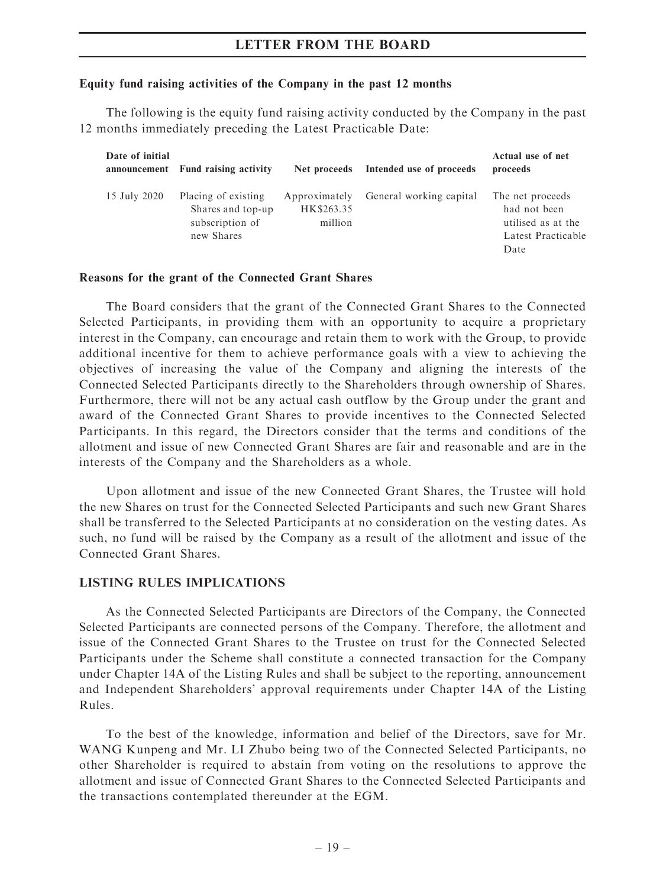**Equity fund raising activities of the Company in the past 12 months**

The following is the equity fund raising activity conducted by the Company in the past 12 months immediately preceding the Latest Practicable Date:

| Date of initial announcement | Fund raising activity | Net proceeds | Intended use of proceeds | Actual use of net proceeds |
|---|---|---|---|---|
| 15 July 2020 | Placing of existing Shares and top-up subscription of new Shares | Approximately HK$263.35 million | General working capital | The net proceeds had not been utilised as at the Latest Practicable Date |

**Reasons for the grant of the Connected Grant Shares**

The Board considers that the grant of the Connected Grant Shares to the Connected Selected Participants, in providing them with an opportunity to acquire a proprietary interest in the Company, can encourage and retain them to work with the Group, to provide additional incentive for them to achieve performance goals with a view to achieving the objectives of increasing the value of the Company and aligning the interests of the Connected Selected Participants directly to the Shareholders through ownership of Shares. Furthermore, there will not be any actual cash outflow by the Group under the grant and award of the Connected Grant Shares to provide incentives to the Connected Selected Participants. In this regard, the Directors consider that the terms and conditions of the allotment and issue of new Connected Grant Shares are fair and reasonable and are in the interests of the Company and the Shareholders as a whole.

Upon allotment and issue of the new Connected Grant Shares, the Trustee will hold the new Shares on trust for the Connected Selected Participants and such new Grant Shares shall be transferred to the Selected Participants at no consideration on the vesting dates. As such, no fund will be raised by the Company as a result of the allotment and issue of the Connected Grant Shares.

**LISTING RULES IMPLICATIONS**

As the Connected Selected Participants are Directors of the Company, the Connected Selected Participants are connected persons of the Company. Therefore, the allotment and issue of the Connected Grant Shares to the Trustee on trust for the Connected Selected Participants under the Scheme shall constitute a connected transaction for the Company under Chapter 14A of the Listing Rules and shall be subject to the reporting, announcement and Independent Shareholders' approval requirements under Chapter 14A of the Listing Rules.

To the best of the knowledge, information and belief of the Directors, save for Mr. WANG Kunpeng and Mr. LI Zhubo being two of the Connected Selected Participants, no other Shareholder is required to abstain from voting on the resolutions to approve the allotment and issue of Connected Grant Shares to the Connected Selected Participants and the transactions contemplated thereunder at the EGM.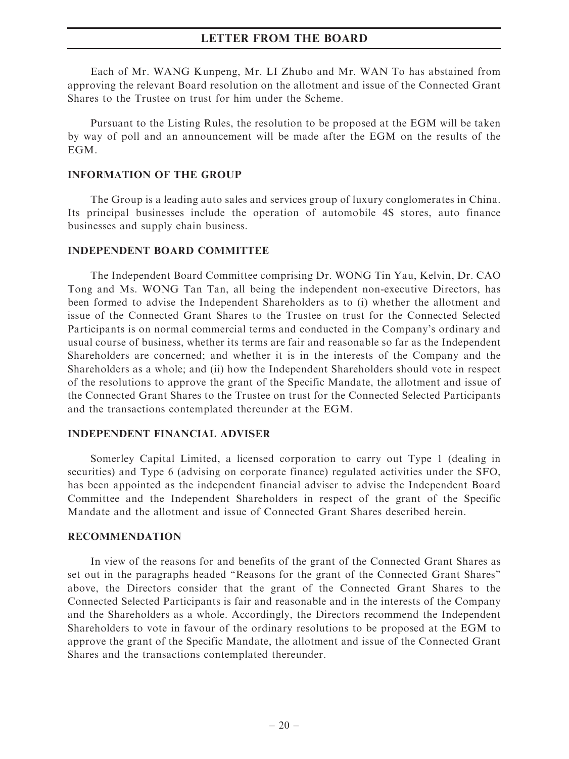Each of Mr. WANG Kunpeng, Mr. LI Zhubo and Mr. WAN To has abstained from approving the relevant Board resolution on the allotment and issue of the Connected Grant Shares to the Trustee on trust for him under the Scheme.

Pursuant to the Listing Rules, the resolution to be proposed at the EGM will be taken by way of poll and an announcement will be made after the EGM on the results of the EGM.

## INFORMATION OF THE GROUP

The Group is a leading auto sales and services group of luxury conglomerates in China. Its principal businesses include the operation of automobile 4S stores, auto finance businesses and supply chain business.

## INDEPENDENT BOARD COMMITTEE

The Independent Board Committee comprising Dr. WONG Tin Yau, Kelvin, Dr. CAO Tong and Ms. WONG Tan Tan, all being the independent non-executive Directors, has been formed to advise the Independent Shareholders as to (i) whether the allotment and issue of the Connected Grant Shares to the Trustee on trust for the Connected Selected Participants is on normal commercial terms and conducted in the Company's ordinary and usual course of business, whether its terms are fair and reasonable so far as the Independent Shareholders are concerned; and whether it is in the interests of the Company and the Shareholders as a whole; and (ii) how the Independent Shareholders should vote in respect of the resolutions to approve the grant of the Specific Mandate, the allotment and issue of the Connected Grant Shares to the Trustee on trust for the Connected Selected Participants and the transactions contemplated thereunder at the EGM.

## INDEPENDENT FINANCIAL ADVISER

Somerley Capital Limited, a licensed corporation to carry out Type 1 (dealing in securities) and Type 6 (advising on corporate finance) regulated activities under the SFO, has been appointed as the independent financial adviser to advise the Independent Board Committee and the Independent Shareholders in respect of the grant of the Specific Mandate and the allotment and issue of Connected Grant Shares described herein.

## RECOMMENDATION

In view of the reasons for and benefits of the grant of the Connected Grant Shares as set out in the paragraphs headed "Reasons for the grant of the Connected Grant Shares" above, the Directors consider that the grant of the Connected Grant Shares to the Connected Selected Participants is fair and reasonable and in the interests of the Company and the Shareholders as a whole. Accordingly, the Directors recommend the Independent Shareholders to vote in favour of the ordinary resolutions to be proposed at the EGM to approve the grant of the Specific Mandate, the allotment and issue of the Connected Grant Shares and the transactions contemplated thereunder.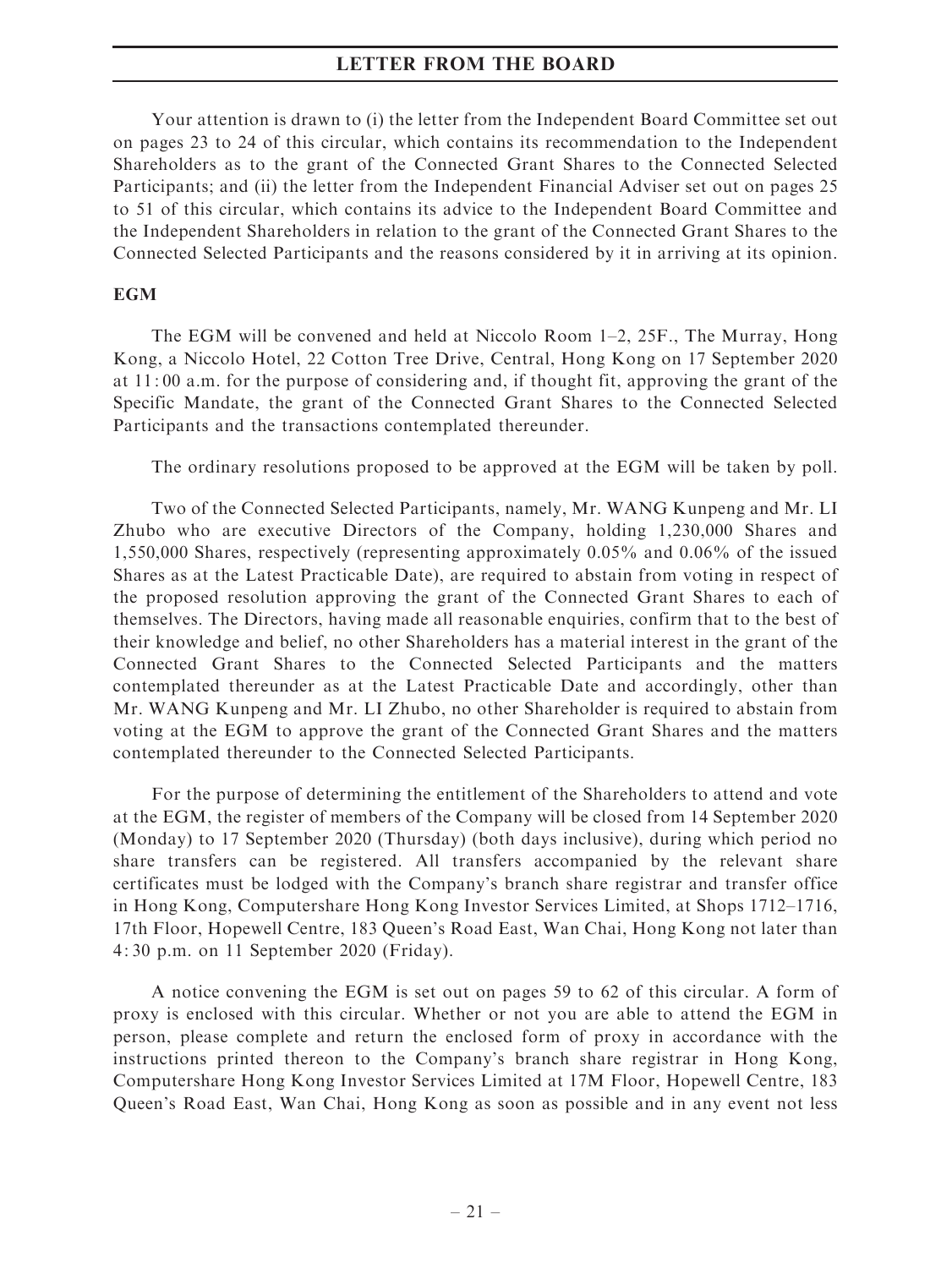Your attention is drawn to (i) the letter from the Independent Board Committee set out on pages 23 to 24 of this circular, which contains its recommendation to the Independent Shareholders as to the grant of the Connected Grant Shares to the Connected Selected Participants; and (ii) the letter from the Independent Financial Adviser set out on pages 25 to 51 of this circular, which contains its advice to the Independent Board Committee and the Independent Shareholders in relation to the grant of the Connected Grant Shares to the Connected Selected Participants and the reasons considered by it in arriving at its opinion.

**EGM**

The EGM will be convened and held at Niccolo Room 1–2, 25F., The Murray, Hong Kong, a Niccolo Hotel, 22 Cotton Tree Drive, Central, Hong Kong on 17 September 2020 at 11:00 a.m. for the purpose of considering and, if thought fit, approving the grant of the Specific Mandate, the grant of the Connected Grant Shares to the Connected Selected Participants and the transactions contemplated thereunder.

The ordinary resolutions proposed to be approved at the EGM will be taken by poll.

Two of the Connected Selected Participants, namely, Mr. WANG Kunpeng and Mr. LI Zhubo who are executive Directors of the Company, holding 1,230,000 Shares and 1,550,000 Shares, respectively (representing approximately 0.05% and 0.06% of the issued Shares as at the Latest Practicable Date), are required to abstain from voting in respect of the proposed resolution approving the grant of the Connected Grant Shares to each of themselves. The Directors, having made all reasonable enquiries, confirm that to the best of their knowledge and belief, no other Shareholders has a material interest in the grant of the Connected Grant Shares to the Connected Selected Participants and the matters contemplated thereunder as at the Latest Practicable Date and accordingly, other than Mr. WANG Kunpeng and Mr. LI Zhubo, no other Shareholder is required to abstain from voting at the EGM to approve the grant of the Connected Grant Shares and the matters contemplated thereunder to the Connected Selected Participants.

For the purpose of determining the entitlement of the Shareholders to attend and vote at the EGM, the register of members of the Company will be closed from 14 September 2020 (Monday) to 17 September 2020 (Thursday) (both days inclusive), during which period no share transfers can be registered. All transfers accompanied by the relevant share certificates must be lodged with the Company's branch share registrar and transfer office in Hong Kong, Computershare Hong Kong Investor Services Limited, at Shops 1712–1716, 17th Floor, Hopewell Centre, 183 Queen's Road East, Wan Chai, Hong Kong not later than 4:30 p.m. on 11 September 2020 (Friday).

A notice convening the EGM is set out on pages 59 to 62 of this circular. A form of proxy is enclosed with this circular. Whether or not you are able to attend the EGM in person, please complete and return the enclosed form of proxy in accordance with the instructions printed thereon to the Company's branch share registrar in Hong Kong, Computershare Hong Kong Investor Services Limited at 17M Floor, Hopewell Centre, 183 Queen's Road East, Wan Chai, Hong Kong as soon as possible and in any event not less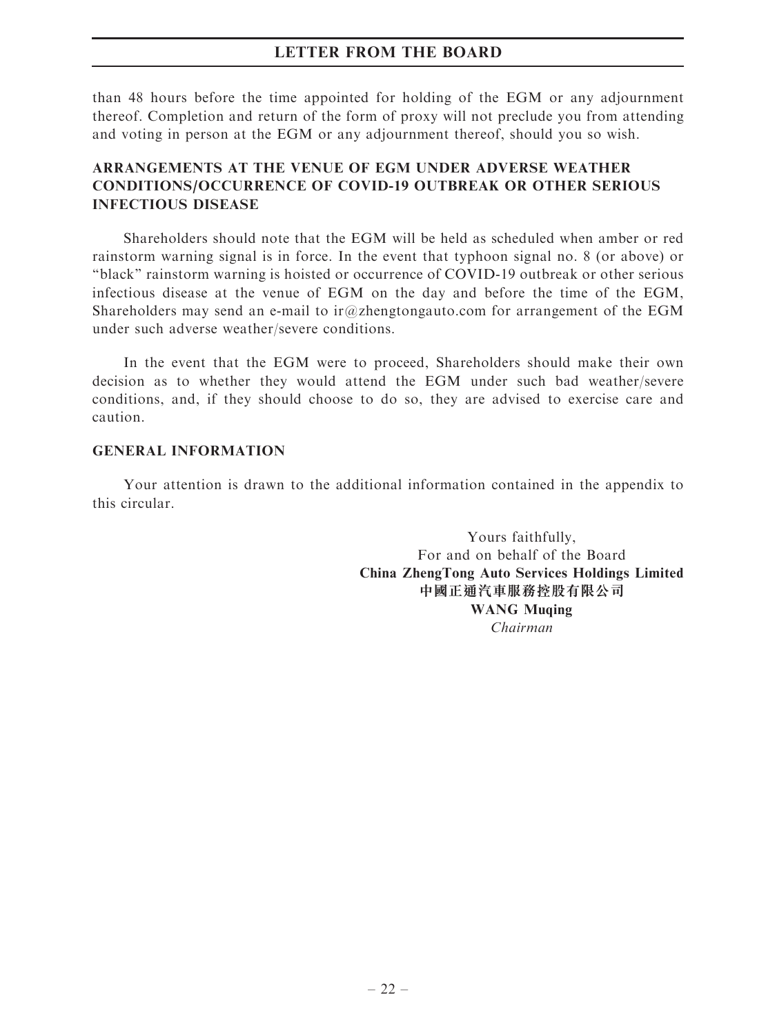than 48 hours before the time appointed for holding of the EGM or any adjournment thereof. Completion and return of the form of proxy will not preclude you from attending and voting in person at the EGM or any adjournment thereof, should you so wish.

## ARRANGEMENTS AT THE VENUE OF EGM UNDER ADVERSE WEATHER CONDITIONS/OCCURRENCE OF COVID-19 OUTBREAK OR OTHER SERIOUS INFECTIOUS DISEASE

Shareholders should note that the EGM will be held as scheduled when amber or red rainstorm warning signal is in force. In the event that typhoon signal no. 8 (or above) or "black" rainstorm warning is hoisted or occurrence of COVID-19 outbreak or other serious infectious disease at the venue of EGM on the day and before the time of the EGM, Shareholders may send an e-mail to ir@zhengtongauto.com for arrangement of the EGM under such adverse weather/severe conditions.

In the event that the EGM were to proceed, Shareholders should make their own decision as to whether they would attend the EGM under such bad weather/severe conditions, and, if they should choose to do so, they are advised to exercise care and caution.

## GENERAL INFORMATION

Your attention is drawn to the additional information contained in the appendix to this circular.

Yours faithfully,
For and on behalf of the Board
**China ZhengTong Auto Services Holdings Limited**
**中國正通汽車服務控股有限公司**
**WANG Muqing**
*Chairman*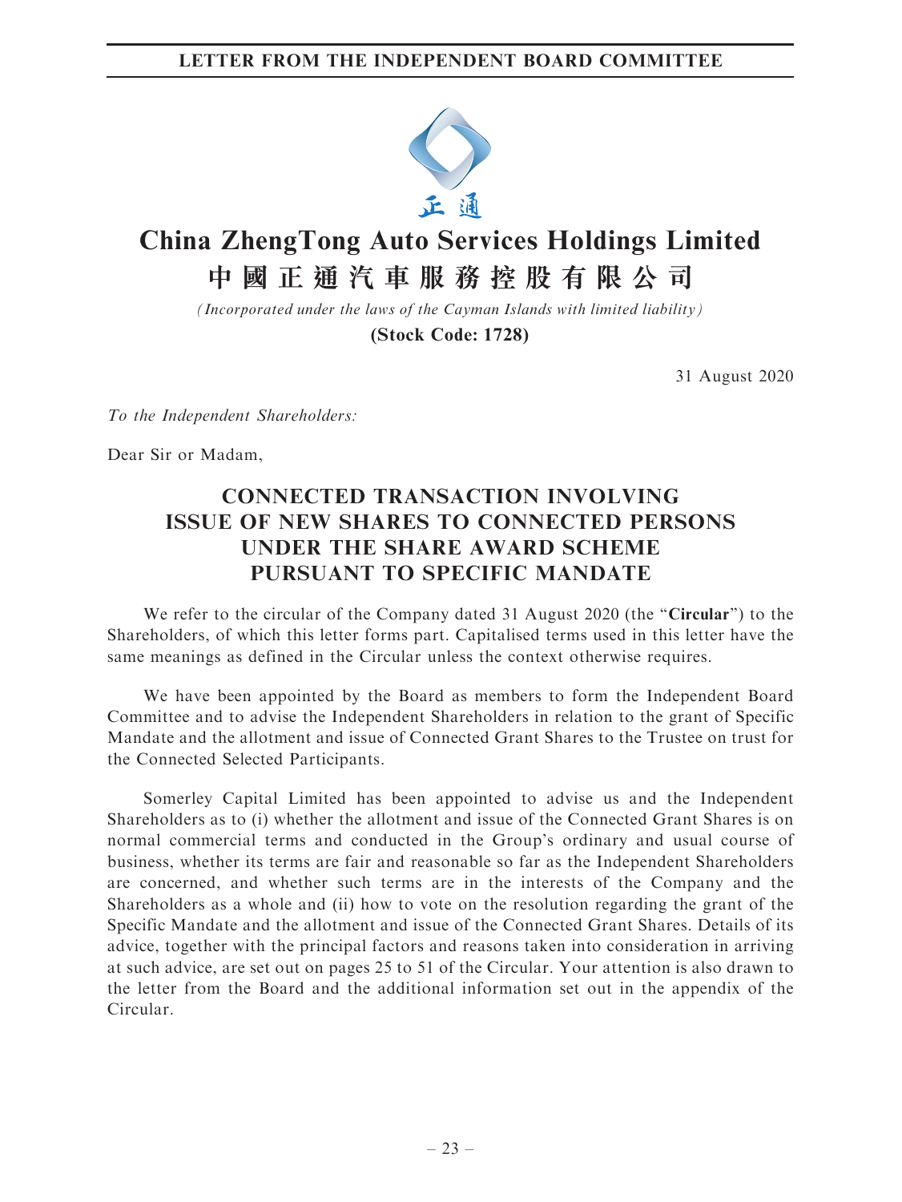# China ZhengTong Auto Services Holdings Limited
# 中國正通汽車服務控股有限公司

*(Incorporated under the laws of the Cayman Islands with limited liability)*

**(Stock Code: 1728)**

31 August 2020

*To the Independent Shareholders:*

Dear Sir or Madam,

## CONNECTED TRANSACTION INVOLVING ISSUE OF NEW SHARES TO CONNECTED PERSONS UNDER THE SHARE AWARD SCHEME PURSUANT TO SPECIFIC MANDATE

We refer to the circular of the Company dated 31 August 2020 (the "**Circular**") to the Shareholders, of which this letter forms part. Capitalised terms used in this letter have the same meanings as defined in the Circular unless the context otherwise requires.

We have been appointed by the Board as members to form the Independent Board Committee and to advise the Independent Shareholders in relation to the grant of Specific Mandate and the allotment and issue of Connected Grant Shares to the Trustee on trust for the Connected Selected Participants.

Somerley Capital Limited has been appointed to advise us and the Independent Shareholders as to (i) whether the allotment and issue of the Connected Grant Shares is on normal commercial terms and conducted in the Group's ordinary and usual course of business, whether its terms are fair and reasonable so far as the Independent Shareholders are concerned, and whether such terms are in the interests of the Company and the Shareholders as a whole and (ii) how to vote on the resolution regarding the grant of the Specific Mandate and the allotment and issue of the Connected Grant Shares. Details of its advice, together with the principal factors and reasons taken into consideration in arriving at such advice, are set out on pages 25 to 51 of the Circular. Your attention is also drawn to the letter from the Board and the additional information set out in the appendix of the Circular.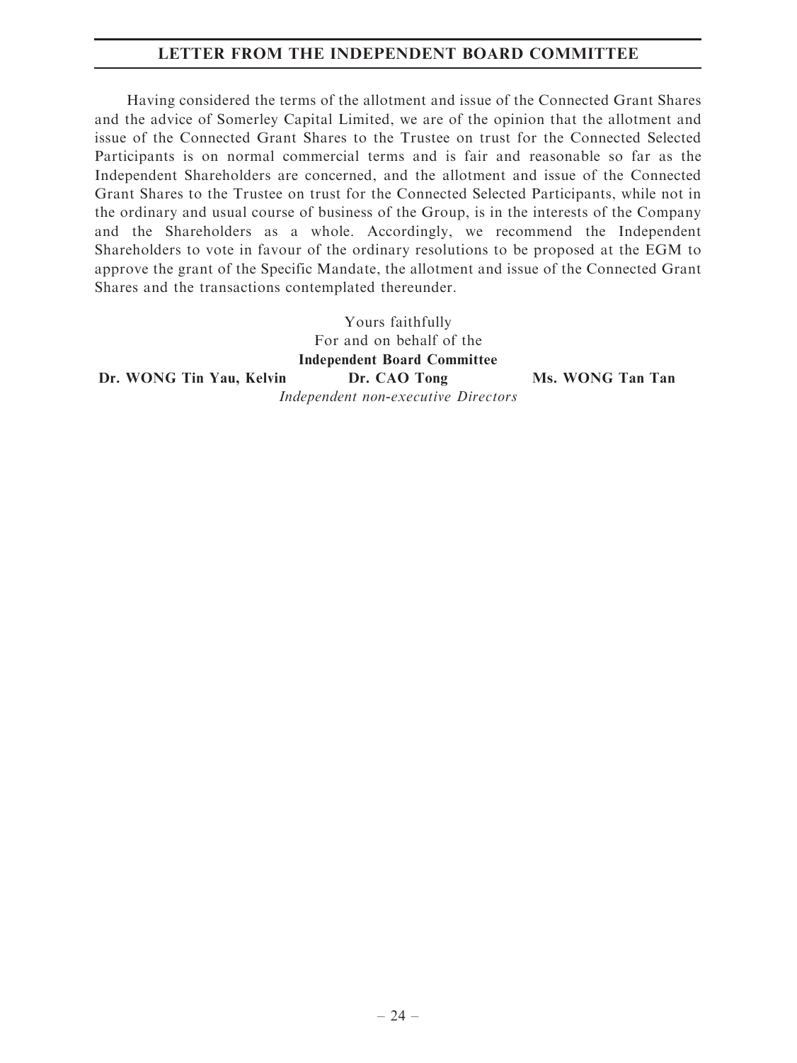Having considered the terms of the allotment and issue of the Connected Grant Shares and the advice of Somerley Capital Limited, we are of the opinion that the allotment and issue of the Connected Grant Shares to the Trustee on trust for the Connected Selected Participants is on normal commercial terms and is fair and reasonable so far as the Independent Shareholders are concerned, and the allotment and issue of the Connected Grant Shares to the Trustee on trust for the Connected Selected Participants, while not in the ordinary and usual course of business of the Group, is in the interests of the Company and the Shareholders as a whole. Accordingly, we recommend the Independent Shareholders to vote in favour of the ordinary resolutions to be proposed at the EGM to approve the grant of the Specific Mandate, the allotment and issue of the Connected Grant Shares and the transactions contemplated thereunder.

Yours faithfully
For and on behalf of the
**Independent Board Committee**

**Dr. WONG Tin Yau, Kelvin** **Dr. CAO Tong** **Ms. WONG Tan Tan**
*Independent non-executive Directors*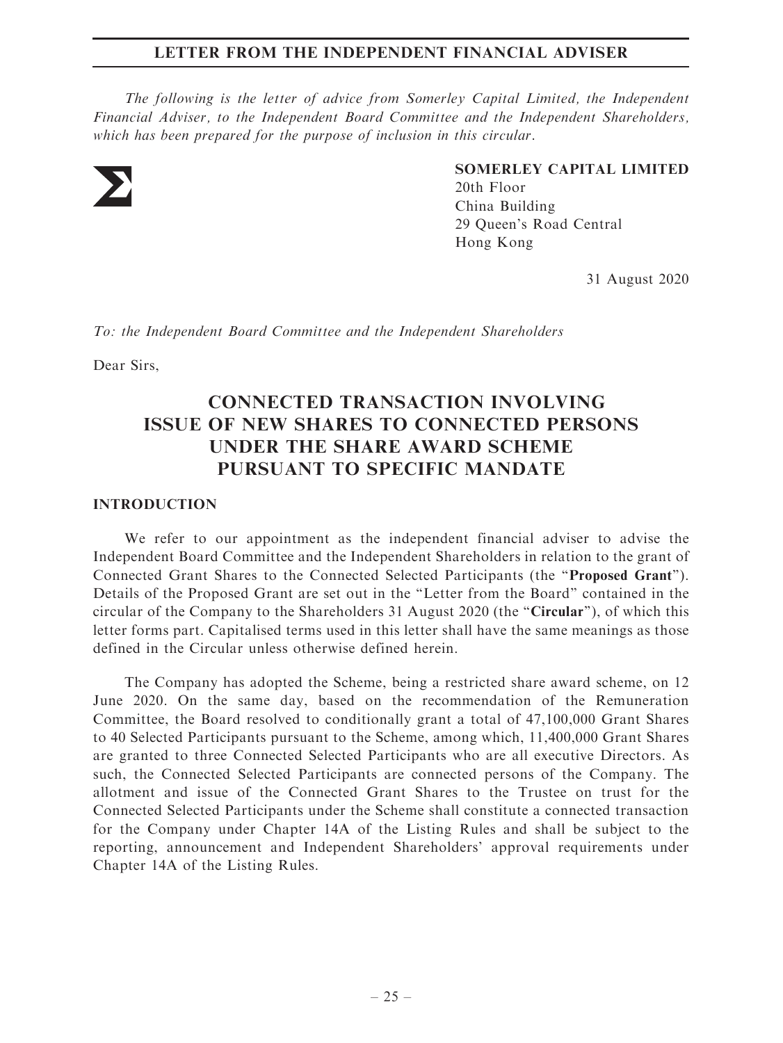*The following is the letter of advice from Somerley Capital Limited, the Independent Financial Adviser, to the Independent Board Committee and the Independent Shareholders, which has been prepared for the purpose of inclusion in this circular.*

**SOMERLEY CAPITAL LIMITED**
20th Floor
China Building
29 Queen's Road Central
Hong Kong

31 August 2020

*To: the Independent Board Committee and the Independent Shareholders*

Dear Sirs,

# CONNECTED TRANSACTION INVOLVING ISSUE OF NEW SHARES TO CONNECTED PERSONS UNDER THE SHARE AWARD SCHEME PURSUANT TO SPECIFIC MANDATE

## INTRODUCTION

We refer to our appointment as the independent financial adviser to advise the Independent Board Committee and the Independent Shareholders in relation to the grant of Connected Grant Shares to the Connected Selected Participants (the "**Proposed Grant**"). Details of the Proposed Grant are set out in the "Letter from the Board" contained in the circular of the Company to the Shareholders 31 August 2020 (the "**Circular**"), of which this letter forms part. Capitalised terms used in this letter shall have the same meanings as those defined in the Circular unless otherwise defined herein.

The Company has adopted the Scheme, being a restricted share award scheme, on 12 June 2020. On the same day, based on the recommendation of the Remuneration Committee, the Board resolved to conditionally grant a total of 47,100,000 Grant Shares to 40 Selected Participants pursuant to the Scheme, among which, 11,400,000 Grant Shares are granted to three Connected Selected Participants who are all executive Directors. As such, the Connected Selected Participants are connected persons of the Company. The allotment and issue of the Connected Grant Shares to the Trustee on trust for the Connected Selected Participants under the Scheme shall constitute a connected transaction for the Company under Chapter 14A of the Listing Rules and shall be subject to the reporting, announcement and Independent Shareholders' approval requirements under Chapter 14A of the Listing Rules.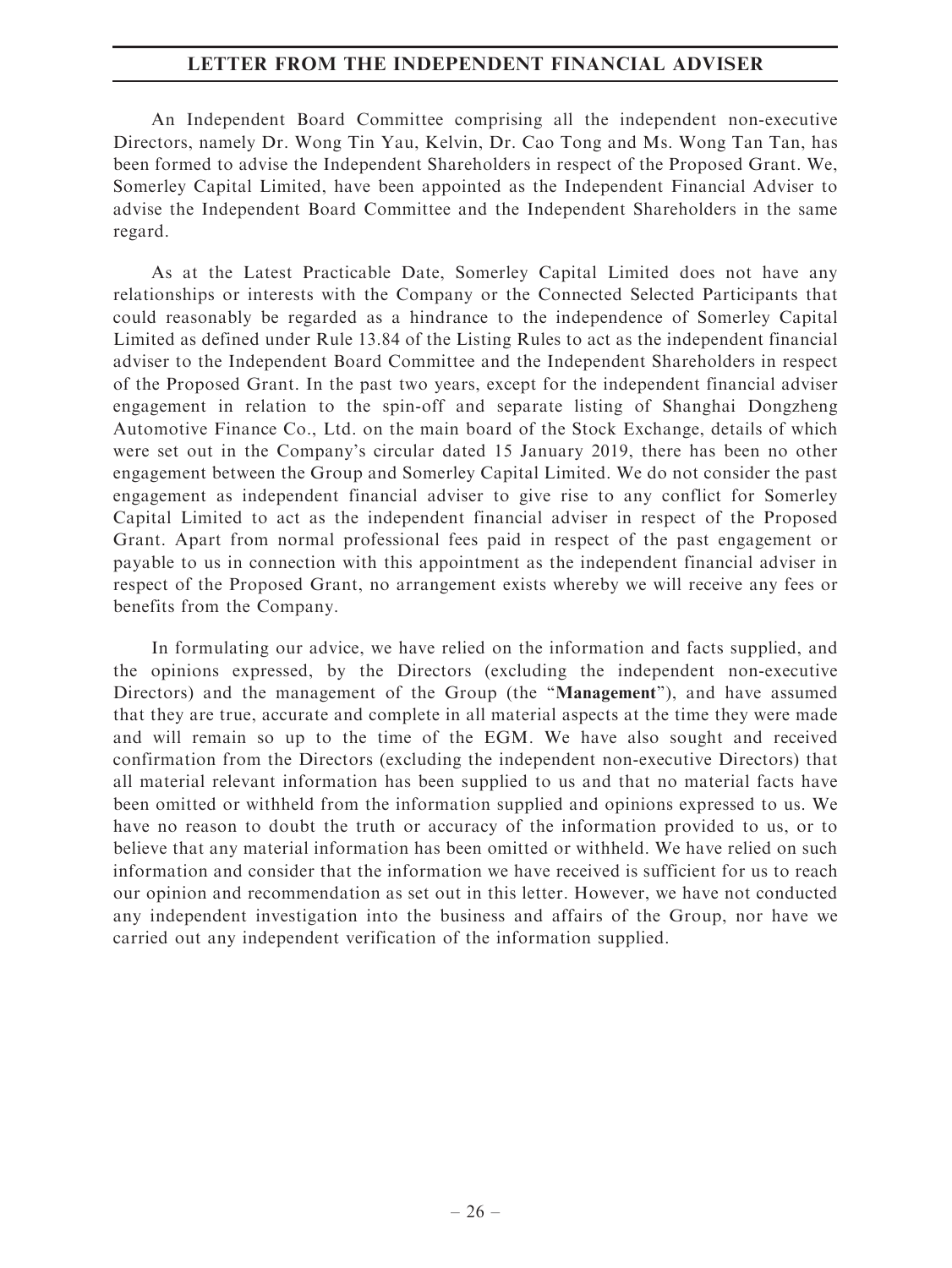An Independent Board Committee comprising all the independent non-executive Directors, namely Dr. Wong Tin Yau, Kelvin, Dr. Cao Tong and Ms. Wong Tan Tan, has been formed to advise the Independent Shareholders in respect of the Proposed Grant. We, Somerley Capital Limited, have been appointed as the Independent Financial Adviser to advise the Independent Board Committee and the Independent Shareholders in the same regard.

As at the Latest Practicable Date, Somerley Capital Limited does not have any relationships or interests with the Company or the Connected Selected Participants that could reasonably be regarded as a hindrance to the independence of Somerley Capital Limited as defined under Rule 13.84 of the Listing Rules to act as the independent financial adviser to the Independent Board Committee and the Independent Shareholders in respect of the Proposed Grant. In the past two years, except for the independent financial adviser engagement in relation to the spin-off and separate listing of Shanghai Dongzheng Automotive Finance Co., Ltd. on the main board of the Stock Exchange, details of which were set out in the Company's circular dated 15 January 2019, there has been no other engagement between the Group and Somerley Capital Limited. We do not consider the past engagement as independent financial adviser to give rise to any conflict for Somerley Capital Limited to act as the independent financial adviser in respect of the Proposed Grant. Apart from normal professional fees paid in respect of the past engagement or payable to us in connection with this appointment as the independent financial adviser in respect of the Proposed Grant, no arrangement exists whereby we will receive any fees or benefits from the Company.

In formulating our advice, we have relied on the information and facts supplied, and the opinions expressed, by the Directors (excluding the independent non-executive Directors) and the management of the Group (the "**Management**"), and have assumed that they are true, accurate and complete in all material aspects at the time they were made and will remain so up to the time of the EGM. We have also sought and received confirmation from the Directors (excluding the independent non-executive Directors) that all material relevant information has been supplied to us and that no material facts have been omitted or withheld from the information supplied and opinions expressed to us. We have no reason to doubt the truth or accuracy of the information provided to us, or to believe that any material information has been omitted or withheld. We have relied on such information and consider that the information we have received is sufficient for us to reach our opinion and recommendation as set out in this letter. However, we have not conducted any independent investigation into the business and affairs of the Group, nor have we carried out any independent verification of the information supplied.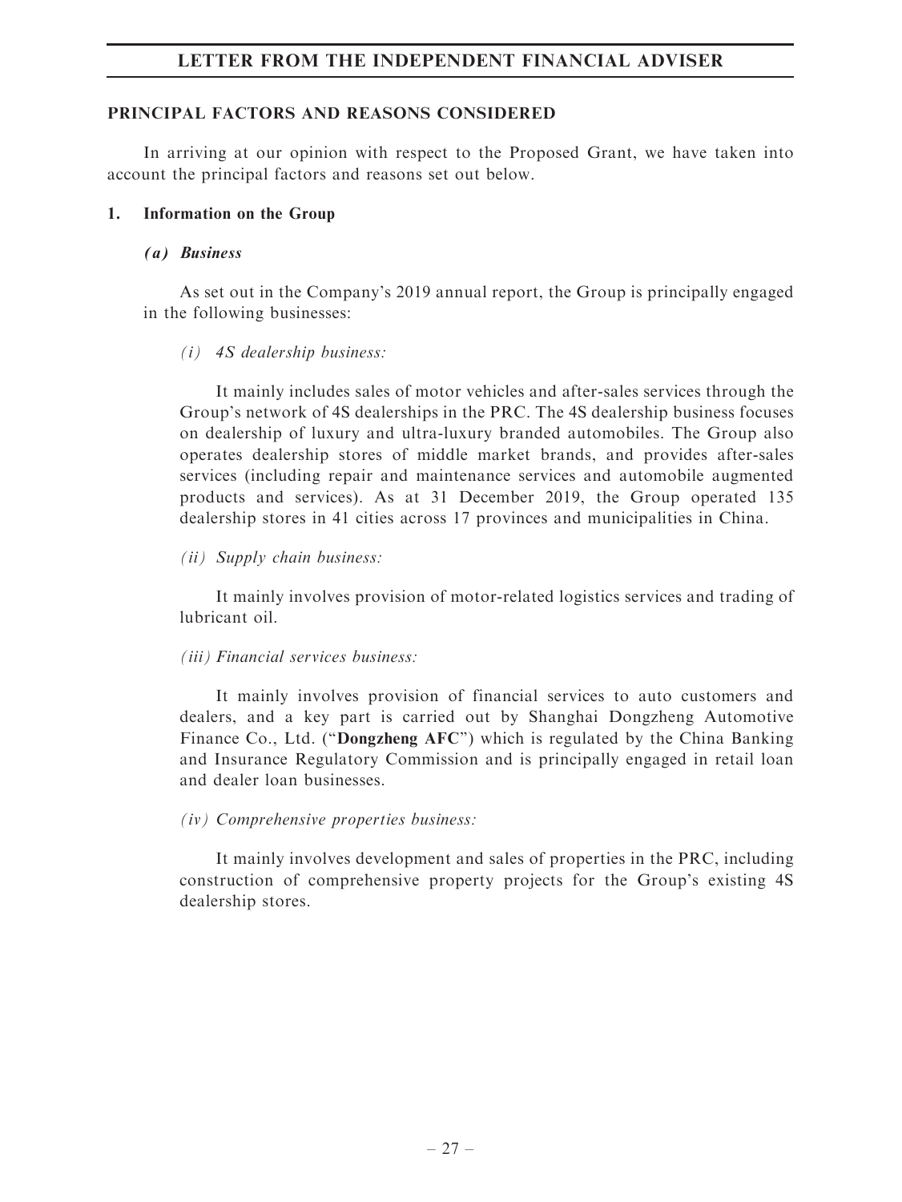## PRINCIPAL FACTORS AND REASONS CONSIDERED

In arriving at our opinion with respect to the Proposed Grant, we have taken into account the principal factors and reasons set out below.

### 1. Information on the Group

#### *(a) Business*

As set out in the Company's 2019 annual report, the Group is principally engaged in the following businesses:

*(i) 4S dealership business:*

It mainly includes sales of motor vehicles and after-sales services through the Group's network of 4S dealerships in the PRC. The 4S dealership business focuses on dealership of luxury and ultra-luxury branded automobiles. The Group also operates dealership stores of middle market brands, and provides after-sales services (including repair and maintenance services and automobile augmented products and services). As at 31 December 2019, the Group operated 135 dealership stores in 41 cities across 17 provinces and municipalities in China.

*(ii) Supply chain business:*

It mainly involves provision of motor-related logistics services and trading of lubricant oil.

*(iii) Financial services business:*

It mainly involves provision of financial services to auto customers and dealers, and a key part is carried out by Shanghai Dongzheng Automotive Finance Co., Ltd. ("**Dongzheng AFC**") which is regulated by the China Banking and Insurance Regulatory Commission and is principally engaged in retail loan and dealer loan businesses.

*(iv) Comprehensive properties business:*

It mainly involves development and sales of properties in the PRC, including construction of comprehensive property projects for the Group's existing 4S dealership stores.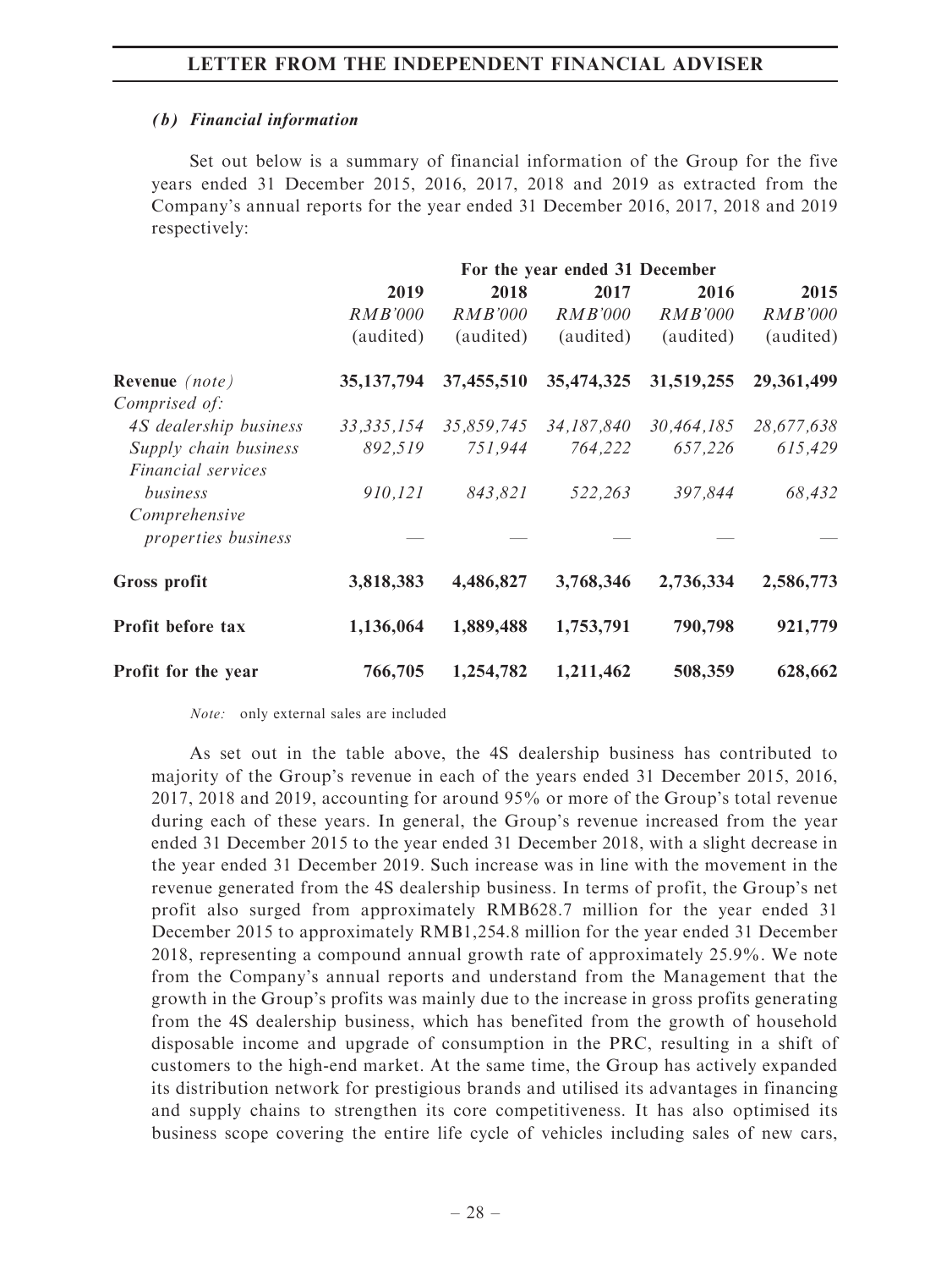***(b) Financial information***

Set out below is a summary of financial information of the Group for the five years ended 31 December 2015, 2016, 2017, 2018 and 2019 as extracted from the Company's annual reports for the year ended 31 December 2016, 2017, 2018 and 2019 respectively:

| | For the year ended 31 December | | | | |
|---|---|---|---|---|---|
| | **2019** | **2018** | **2017** | **2016** | **2015** |
| | *RMB'000* | *RMB'000* | *RMB'000* | *RMB'000* | *RMB'000* |
| | (audited) | (audited) | (audited) | (audited) | (audited) |
| **Revenue** *(note)* | **35,137,794** | **37,455,510** | **35,474,325** | **31,519,255** | **29,361,499** |
| *Comprised of:* | | | | | |
| *4S dealership business* | *33,335,154* | *35,859,745* | *34,187,840* | *30,464,185* | *28,677,638* |
| *Supply chain business* | *892,519* | *751,944* | *764,222* | *657,226* | *615,429* |
| *Financial services business* | *910,121* | *843,821* | *522,263* | *397,844* | *68,432* |
| *Comprehensive properties business* | — | — | — | — | — |
| **Gross profit** | **3,818,383** | **4,486,827** | **3,768,346** | **2,736,334** | **2,586,773** |
| **Profit before tax** | **1,136,064** | **1,889,488** | **1,753,791** | **790,798** | **921,779** |
| **Profit for the year** | **766,705** | **1,254,782** | **1,211,462** | **508,359** | **628,662** |

*Note:* only external sales are included

As set out in the table above, the 4S dealership business has contributed to majority of the Group's revenue in each of the years ended 31 December 2015, 2016, 2017, 2018 and 2019, accounting for around 95% or more of the Group's total revenue during each of these years. In general, the Group's revenue increased from the year ended 31 December 2015 to the year ended 31 December 2018, with a slight decrease in the year ended 31 December 2019. Such increase was in line with the movement in the revenue generated from the 4S dealership business. In terms of profit, the Group's net profit also surged from approximately RMB628.7 million for the year ended 31 December 2015 to approximately RMB1,254.8 million for the year ended 31 December 2018, representing a compound annual growth rate of approximately 25.9%. We note from the Company's annual reports and understand from the Management that the growth in the Group's profits was mainly due to the increase in gross profits generating from the 4S dealership business, which has benefited from the growth of household disposable income and upgrade of consumption in the PRC, resulting in a shift of customers to the high-end market. At the same time, the Group has actively expanded its distribution network for prestigious brands and utilised its advantages in financing and supply chains to strengthen its core competitiveness. It has also optimised its business scope covering the entire life cycle of vehicles including sales of new cars,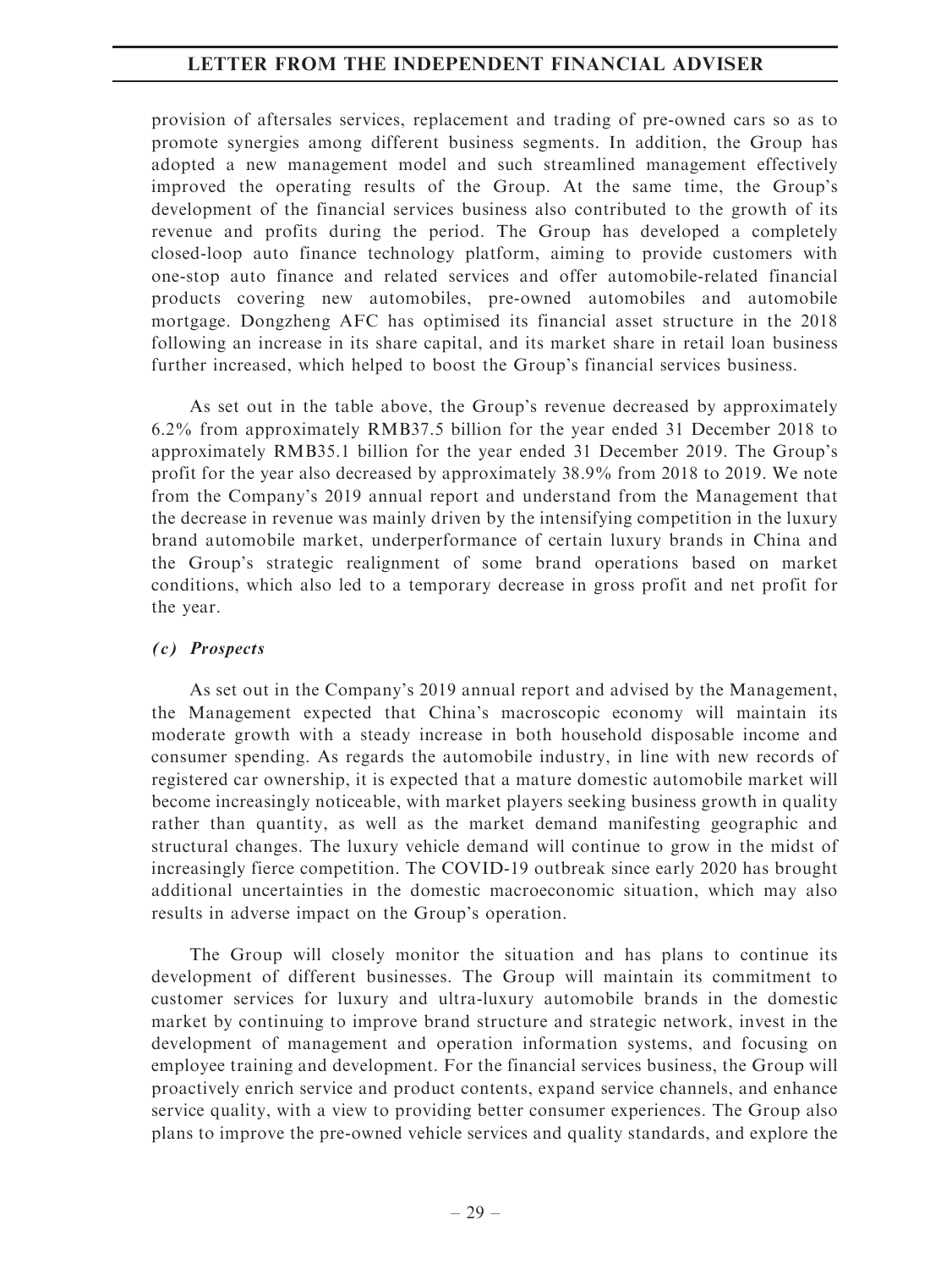provision of aftersales services, replacement and trading of pre-owned cars so as to promote synergies among different business segments. In addition, the Group has adopted a new management model and such streamlined management effectively improved the operating results of the Group. At the same time, the Group's development of the financial services business also contributed to the growth of its revenue and profits during the period. The Group has developed a completely closed-loop auto finance technology platform, aiming to provide customers with one-stop auto finance and related services and offer automobile-related financial products covering new automobiles, pre-owned automobiles and automobile mortgage. Dongzheng AFC has optimised its financial asset structure in the 2018 following an increase in its share capital, and its market share in retail loan business further increased, which helped to boost the Group's financial services business.

As set out in the table above, the Group's revenue decreased by approximately 6.2% from approximately RMB37.5 billion for the year ended 31 December 2018 to approximately RMB35.1 billion for the year ended 31 December 2019. The Group's profit for the year also decreased by approximately 38.9% from 2018 to 2019. We note from the Company's 2019 annual report and understand from the Management that the decrease in revenue was mainly driven by the intensifying competition in the luxury brand automobile market, underperformance of certain luxury brands in China and the Group's strategic realignment of some brand operations based on market conditions, which also led to a temporary decrease in gross profit and net profit for the year.

### *(c) Prospects*

As set out in the Company's 2019 annual report and advised by the Management, the Management expected that China's macroscopic economy will maintain its moderate growth with a steady increase in both household disposable income and consumer spending. As regards the automobile industry, in line with new records of registered car ownership, it is expected that a mature domestic automobile market will become increasingly noticeable, with market players seeking business growth in quality rather than quantity, as well as the market demand manifesting geographic and structural changes. The luxury vehicle demand will continue to grow in the midst of increasingly fierce competition. The COVID-19 outbreak since early 2020 has brought additional uncertainties in the domestic macroeconomic situation, which may also results in adverse impact on the Group's operation.

The Group will closely monitor the situation and has plans to continue its development of different businesses. The Group will maintain its commitment to customer services for luxury and ultra-luxury automobile brands in the domestic market by continuing to improve brand structure and strategic network, invest in the development of management and operation information systems, and focusing on employee training and development. For the financial services business, the Group will proactively enrich service and product contents, expand service channels, and enhance service quality, with a view to providing better consumer experiences. The Group also plans to improve the pre-owned vehicle services and quality standards, and explore the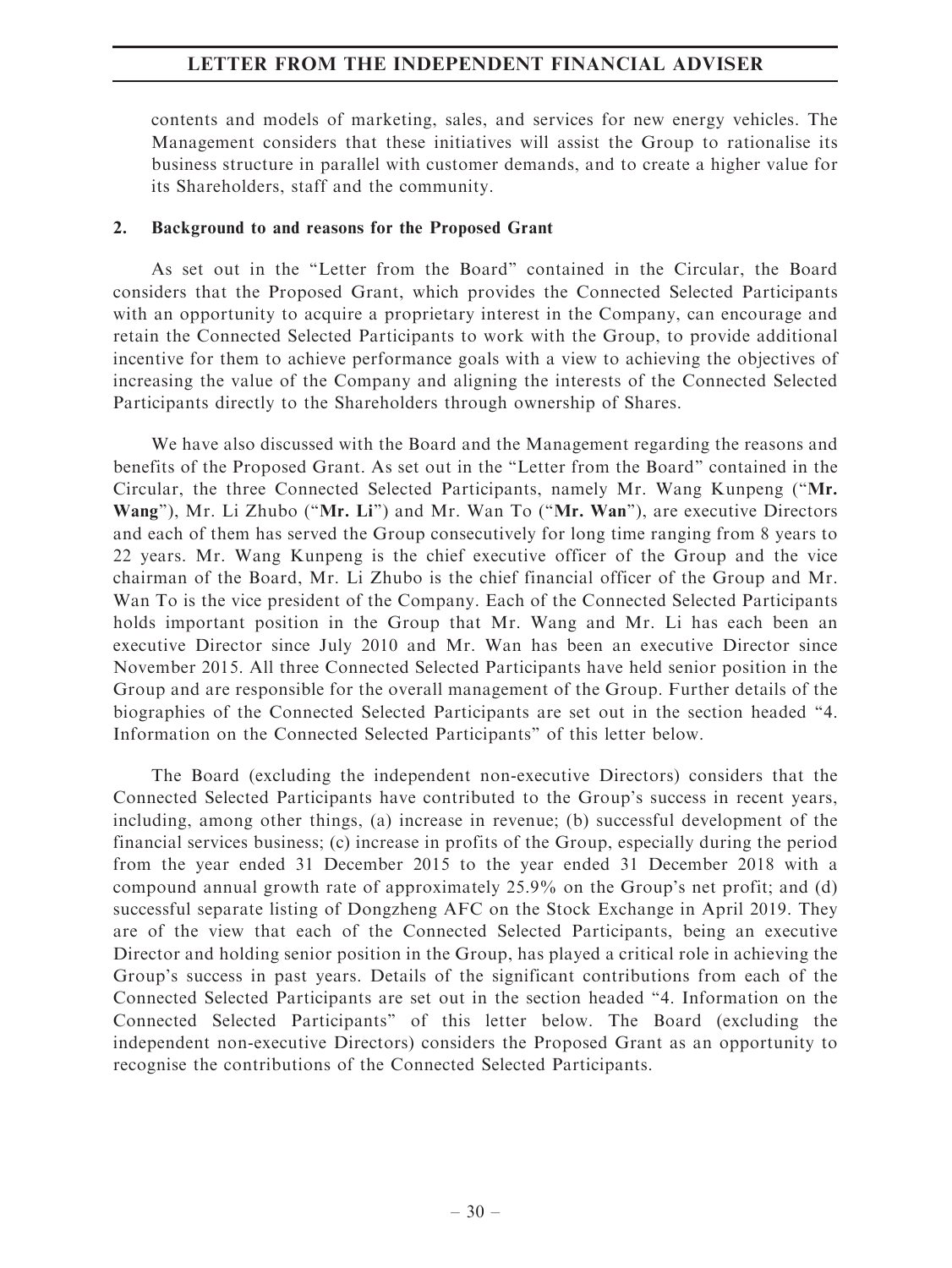contents and models of marketing, sales, and services for new energy vehicles. The Management considers that these initiatives will assist the Group to rationalise its business structure in parallel with customer demands, and to create a higher value for its Shareholders, staff and the community.

## 2. Background to and reasons for the Proposed Grant

As set out in the "Letter from the Board" contained in the Circular, the Board considers that the Proposed Grant, which provides the Connected Selected Participants with an opportunity to acquire a proprietary interest in the Company, can encourage and retain the Connected Selected Participants to work with the Group, to provide additional incentive for them to achieve performance goals with a view to achieving the objectives of increasing the value of the Company and aligning the interests of the Connected Selected Participants directly to the Shareholders through ownership of Shares.

We have also discussed with the Board and the Management regarding the reasons and benefits of the Proposed Grant. As set out in the "Letter from the Board" contained in the Circular, the three Connected Selected Participants, namely Mr. Wang Kunpeng ("**Mr. Wang**"), Mr. Li Zhubo ("**Mr. Li**") and Mr. Wan To ("**Mr. Wan**"), are executive Directors and each of them has served the Group consecutively for long time ranging from 8 years to 22 years. Mr. Wang Kunpeng is the chief executive officer of the Group and the vice chairman of the Board, Mr. Li Zhubo is the chief financial officer of the Group and Mr. Wan To is the vice president of the Company. Each of the Connected Selected Participants holds important position in the Group that Mr. Wang and Mr. Li has each been an executive Director since July 2010 and Mr. Wan has been an executive Director since November 2015. All three Connected Selected Participants have held senior position in the Group and are responsible for the overall management of the Group. Further details of the biographies of the Connected Selected Participants are set out in the section headed "4. Information on the Connected Selected Participants" of this letter below.

The Board (excluding the independent non-executive Directors) considers that the Connected Selected Participants have contributed to the Group's success in recent years, including, among other things, (a) increase in revenue; (b) successful development of the financial services business; (c) increase in profits of the Group, especially during the period from the year ended 31 December 2015 to the year ended 31 December 2018 with a compound annual growth rate of approximately 25.9% on the Group's net profit; and (d) successful separate listing of Dongzheng AFC on the Stock Exchange in April 2019. They are of the view that each of the Connected Selected Participants, being an executive Director and holding senior position in the Group, has played a critical role in achieving the Group's success in past years. Details of the significant contributions from each of the Connected Selected Participants are set out in the section headed "4. Information on the Connected Selected Participants" of this letter below. The Board (excluding the independent non-executive Directors) considers the Proposed Grant as an opportunity to recognise the contributions of the Connected Selected Participants.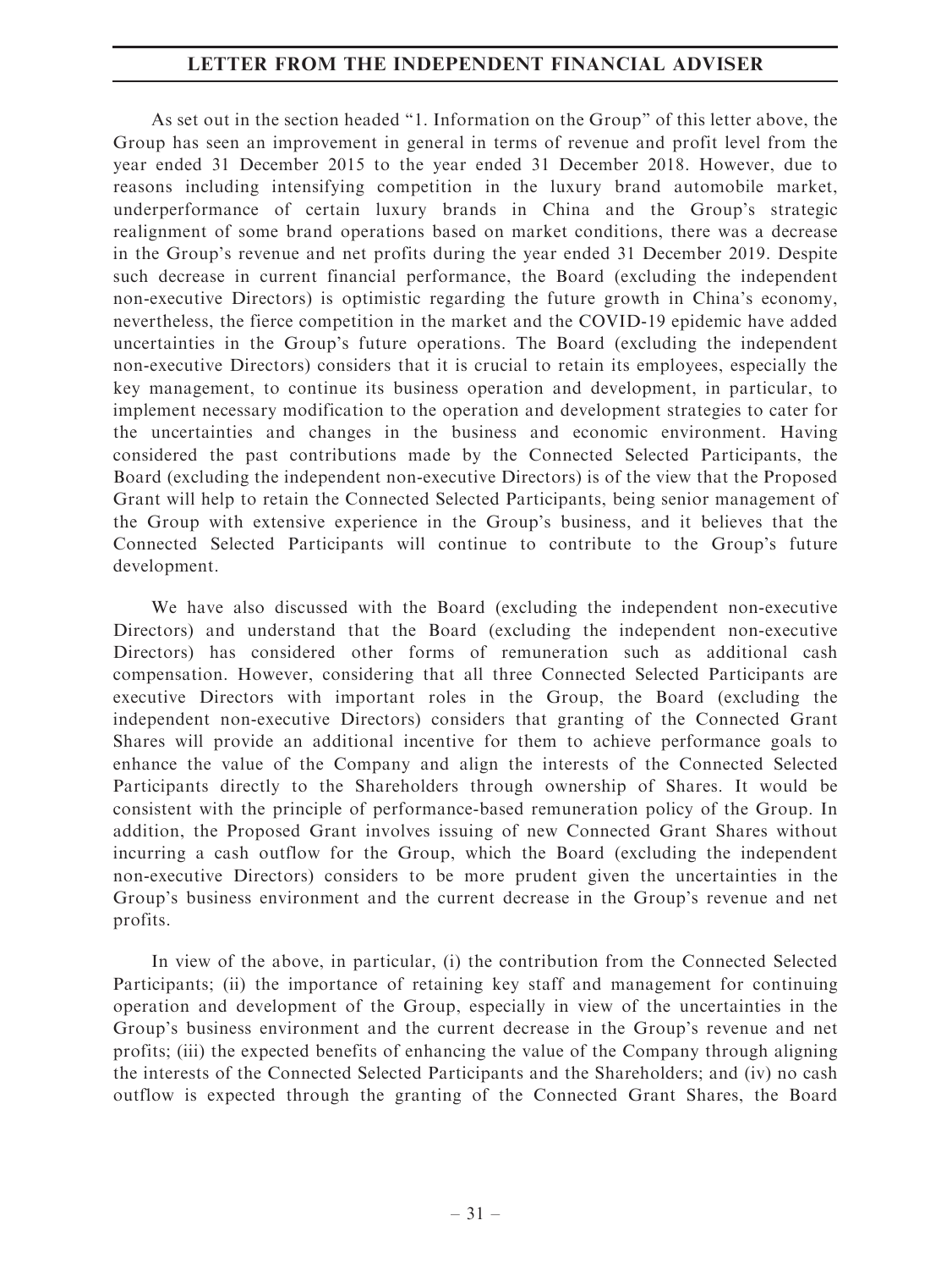As set out in the section headed "1. Information on the Group" of this letter above, the Group has seen an improvement in general in terms of revenue and profit level from the year ended 31 December 2015 to the year ended 31 December 2018. However, due to reasons including intensifying competition in the luxury brand automobile market, underperformance of certain luxury brands in China and the Group's strategic realignment of some brand operations based on market conditions, there was a decrease in the Group's revenue and net profits during the year ended 31 December 2019. Despite such decrease in current financial performance, the Board (excluding the independent non-executive Directors) is optimistic regarding the future growth in China's economy, nevertheless, the fierce competition in the market and the COVID-19 epidemic have added uncertainties in the Group's future operations. The Board (excluding the independent non-executive Directors) considers that it is crucial to retain its employees, especially the key management, to continue its business operation and development, in particular, to implement necessary modification to the operation and development strategies to cater for the uncertainties and changes in the business and economic environment. Having considered the past contributions made by the Connected Selected Participants, the Board (excluding the independent non-executive Directors) is of the view that the Proposed Grant will help to retain the Connected Selected Participants, being senior management of the Group with extensive experience in the Group's business, and it believes that the Connected Selected Participants will continue to contribute to the Group's future development.

We have also discussed with the Board (excluding the independent non-executive Directors) and understand that the Board (excluding the independent non-executive Directors) has considered other forms of remuneration such as additional cash compensation. However, considering that all three Connected Selected Participants are executive Directors with important roles in the Group, the Board (excluding the independent non-executive Directors) considers that granting of the Connected Grant Shares will provide an additional incentive for them to achieve performance goals to enhance the value of the Company and align the interests of the Connected Selected Participants directly to the Shareholders through ownership of Shares. It would be consistent with the principle of performance-based remuneration policy of the Group. In addition, the Proposed Grant involves issuing of new Connected Grant Shares without incurring a cash outflow for the Group, which the Board (excluding the independent non-executive Directors) considers to be more prudent given the uncertainties in the Group's business environment and the current decrease in the Group's revenue and net profits.

In view of the above, in particular, (i) the contribution from the Connected Selected Participants; (ii) the importance of retaining key staff and management for continuing operation and development of the Group, especially in view of the uncertainties in the Group's business environment and the current decrease in the Group's revenue and net profits; (iii) the expected benefits of enhancing the value of the Company through aligning the interests of the Connected Selected Participants and the Shareholders; and (iv) no cash outflow is expected through the granting of the Connected Grant Shares, the Board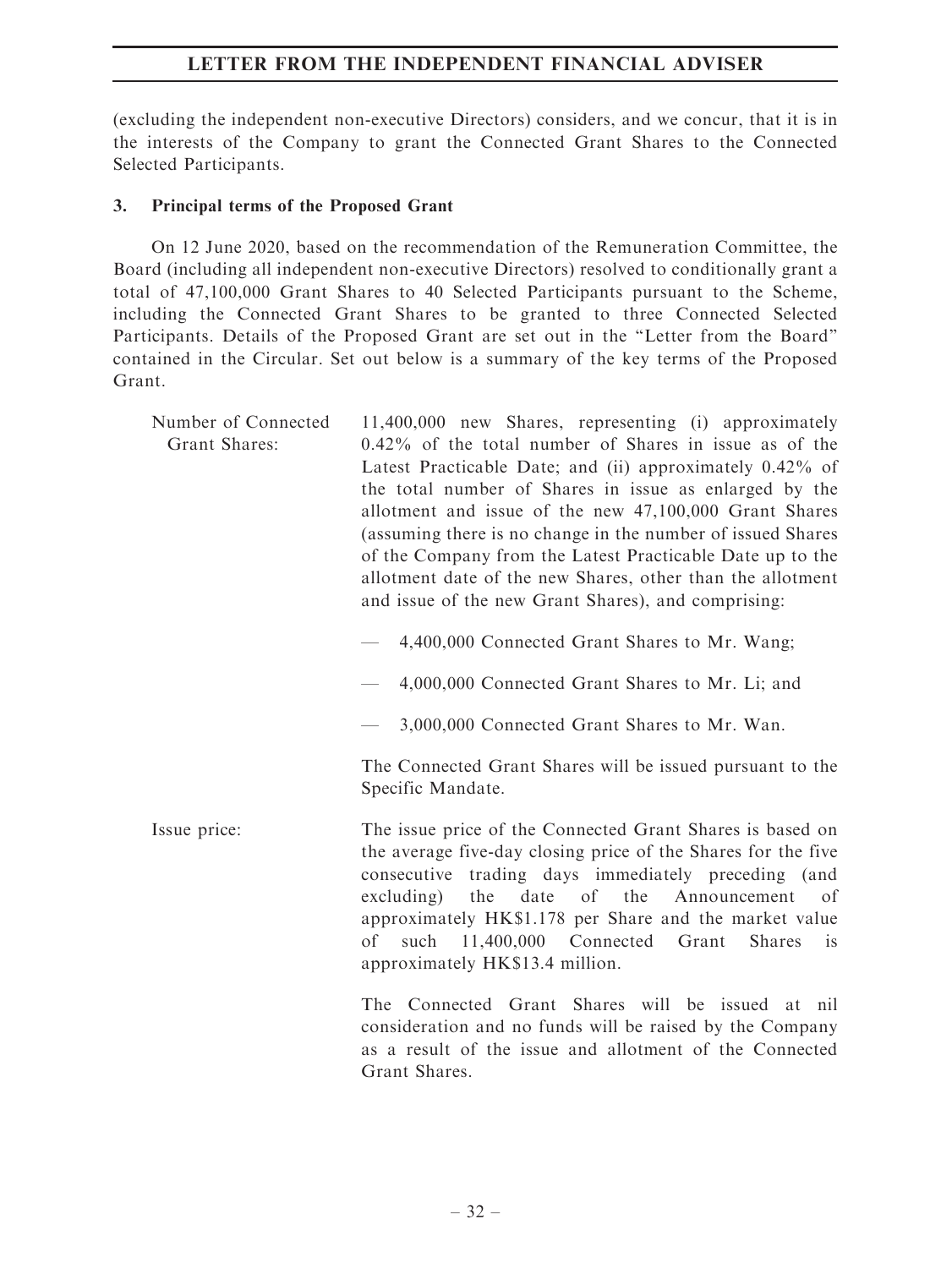(excluding the independent non-executive Directors) considers, and we concur, that it is in the interests of the Company to grant the Connected Grant Shares to the Connected Selected Participants.

### 3. Principal terms of the Proposed Grant

On 12 June 2020, based on the recommendation of the Remuneration Committee, the Board (including all independent non-executive Directors) resolved to conditionally grant a total of 47,100,000 Grant Shares to 40 Selected Participants pursuant to the Scheme, including the Connected Grant Shares to be granted to three Connected Selected Participants. Details of the Proposed Grant are set out in the "Letter from the Board" contained in the Circular. Set out below is a summary of the key terms of the Proposed Grant.

**Number of Connected Grant Shares:**

11,400,000 new Shares, representing (i) approximately 0.42% of the total number of Shares in issue as of the Latest Practicable Date; and (ii) approximately 0.42% of the total number of Shares in issue as enlarged by the allotment and issue of the new 47,100,000 Grant Shares (assuming there is no change in the number of issued Shares of the Company from the Latest Practicable Date up to the allotment date of the new Shares, other than the allotment and issue of the new Grant Shares), and comprising:

- 4,400,000 Connected Grant Shares to Mr. Wang;
- 4,000,000 Connected Grant Shares to Mr. Li; and
- 3,000,000 Connected Grant Shares to Mr. Wan.

The Connected Grant Shares will be issued pursuant to the Specific Mandate.

**Issue price:**

The issue price of the Connected Grant Shares is based on the average five-day closing price of the Shares for the five consecutive trading days immediately preceding (and excluding) the date of the Announcement of approximately HK$1.178 per Share and the market value of such 11,400,000 Connected Grant Shares is approximately HK$13.4 million.

The Connected Grant Shares will be issued at nil consideration and no funds will be raised by the Company as a result of the issue and allotment of the Connected Grant Shares.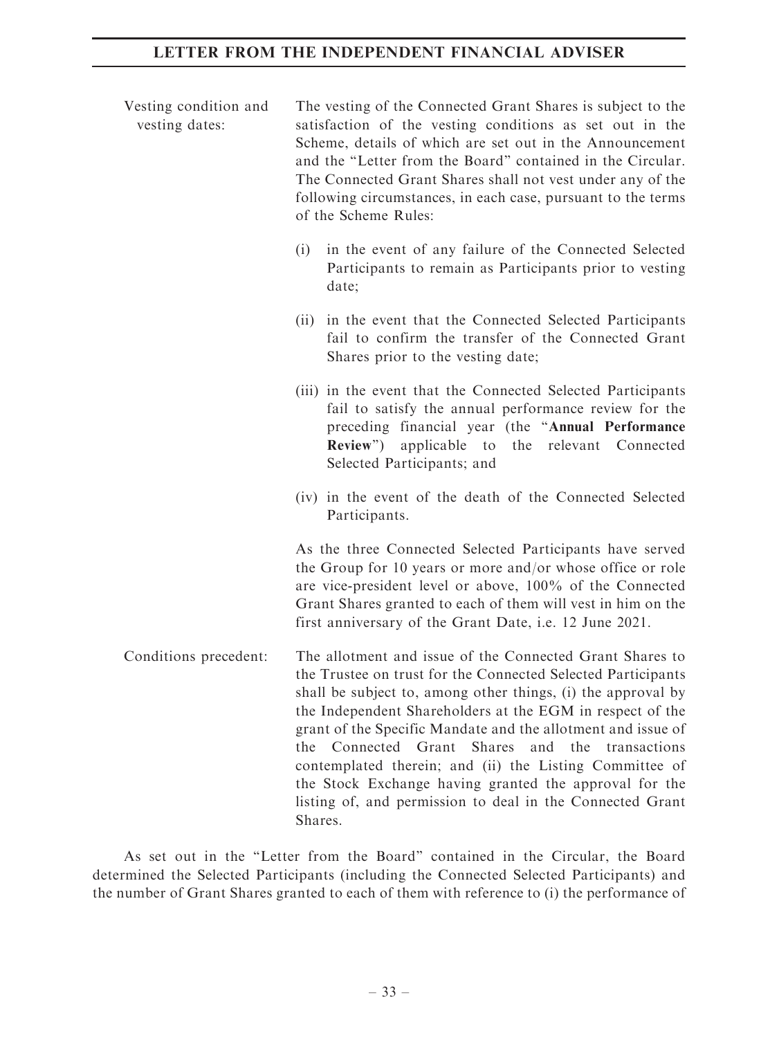| | |
|---|---|
| Vesting condition and vesting dates: | The vesting of the Connected Grant Shares is subject to the satisfaction of the vesting conditions as set out in the Scheme, details of which are set out in the Announcement and the "Letter from the Board" contained in the Circular. The Connected Grant Shares shall not vest under any of the following circumstances, in each case, pursuant to the terms of the Scheme Rules:<br><br>(i) in the event of any failure of the Connected Selected Participants to remain as Participants prior to vesting date;<br><br>(ii) in the event that the Connected Selected Participants fail to confirm the transfer of the Connected Grant Shares prior to the vesting date;<br><br>(iii) in the event that the Connected Selected Participants fail to satisfy the annual performance review for the preceding financial year (the "**Annual Performance Review**") applicable to the relevant Connected Selected Participants; and<br><br>(iv) in the event of the death of the Connected Selected Participants.<br><br>As the three Connected Selected Participants have served the Group for 10 years or more and/or whose office or role are vice-president level or above, 100% of the Connected Grant Shares granted to each of them will vest in him on the first anniversary of the Grant Date, i.e. 12 June 2021. |
| Conditions precedent: | The allotment and issue of the Connected Grant Shares to the Trustee on trust for the Connected Selected Participants shall be subject to, among other things, (i) the approval by the Independent Shareholders at the EGM in respect of the grant of the Specific Mandate and the allotment and issue of the Connected Grant Shares and the transactions contemplated therein; and (ii) the Listing Committee of the Stock Exchange having granted the approval for the listing of, and permission to deal in the Connected Grant Shares. |

As set out in the "Letter from the Board" contained in the Circular, the Board determined the Selected Participants (including the Connected Selected Participants) and the number of Grant Shares granted to each of them with reference to (i) the performance of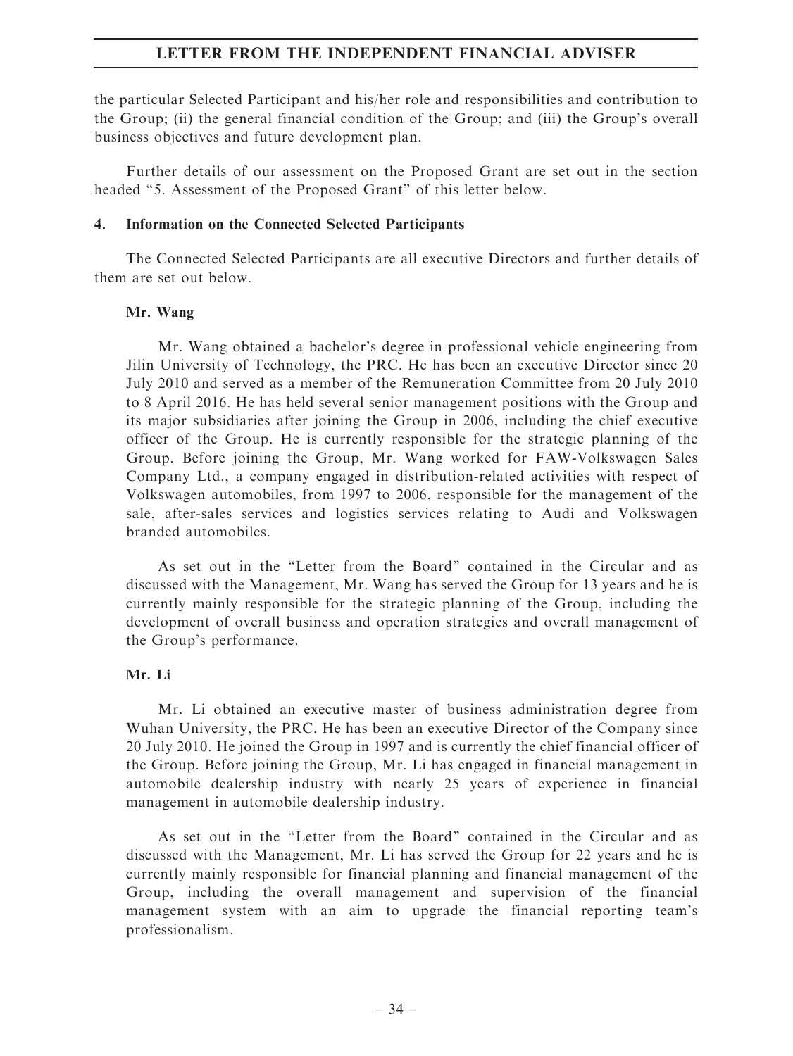the particular Selected Participant and his/her role and responsibilities and contribution to the Group; (ii) the general financial condition of the Group; and (iii) the Group's overall business objectives and future development plan.

Further details of our assessment on the Proposed Grant are set out in the section headed "5. Assessment of the Proposed Grant" of this letter below.

## 4. Information on the Connected Selected Participants

The Connected Selected Participants are all executive Directors and further details of them are set out below.

### Mr. Wang

Mr. Wang obtained a bachelor's degree in professional vehicle engineering from Jilin University of Technology, the PRC. He has been an executive Director since 20 July 2010 and served as a member of the Remuneration Committee from 20 July 2010 to 8 April 2016. He has held several senior management positions with the Group and its major subsidiaries after joining the Group in 2006, including the chief executive officer of the Group. He is currently responsible for the strategic planning of the Group. Before joining the Group, Mr. Wang worked for FAW-Volkswagen Sales Company Ltd., a company engaged in distribution-related activities with respect of Volkswagen automobiles, from 1997 to 2006, responsible for the management of the sale, after-sales services and logistics services relating to Audi and Volkswagen branded automobiles.

As set out in the "Letter from the Board" contained in the Circular and as discussed with the Management, Mr. Wang has served the Group for 13 years and he is currently mainly responsible for the strategic planning of the Group, including the development of overall business and operation strategies and overall management of the Group's performance.

### Mr. Li

Mr. Li obtained an executive master of business administration degree from Wuhan University, the PRC. He has been an executive Director of the Company since 20 July 2010. He joined the Group in 1997 and is currently the chief financial officer of the Group. Before joining the Group, Mr. Li has engaged in financial management in automobile dealership industry with nearly 25 years of experience in financial management in automobile dealership industry.

As set out in the "Letter from the Board" contained in the Circular and as discussed with the Management, Mr. Li has served the Group for 22 years and he is currently mainly responsible for financial planning and financial management of the Group, including the overall management and supervision of the financial management system with an aim to upgrade the financial reporting team's professionalism.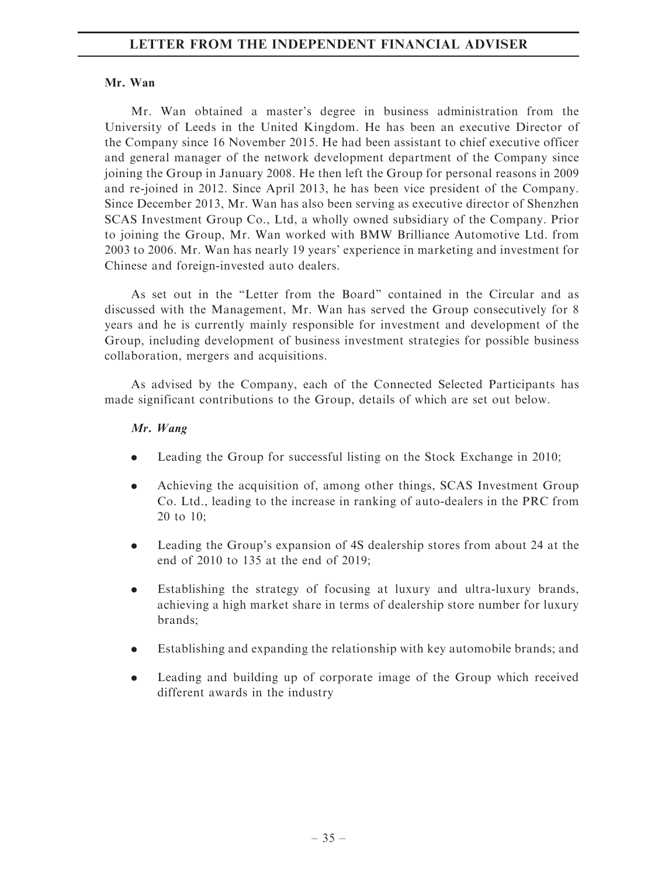**Mr. Wan**

Mr. Wan obtained a master's degree in business administration from the University of Leeds in the United Kingdom. He has been an executive Director of the Company since 16 November 2015. He had been assistant to chief executive officer and general manager of the network development department of the Company since joining the Group in January 2008. He then left the Group for personal reasons in 2009 and re-joined in 2012. Since April 2013, he has been vice president of the Company. Since December 2013, Mr. Wan has also been serving as executive director of Shenzhen SCAS Investment Group Co., Ltd, a wholly owned subsidiary of the Company. Prior to joining the Group, Mr. Wan worked with BMW Brilliance Automotive Ltd. from 2003 to 2006. Mr. Wan has nearly 19 years' experience in marketing and investment for Chinese and foreign-invested auto dealers.

As set out in the "Letter from the Board" contained in the Circular and as discussed with the Management, Mr. Wan has served the Group consecutively for 8 years and he is currently mainly responsible for investment and development of the Group, including development of business investment strategies for possible business collaboration, mergers and acquisitions.

As advised by the Company, each of the Connected Selected Participants has made significant contributions to the Group, details of which are set out below.

***Mr. Wang***

- Leading the Group for successful listing on the Stock Exchange in 2010;
- Achieving the acquisition of, among other things, SCAS Investment Group Co. Ltd., leading to the increase in ranking of auto-dealers in the PRC from 20 to 10;
- Leading the Group's expansion of 4S dealership stores from about 24 at the end of 2010 to 135 at the end of 2019;
- Establishing the strategy of focusing at luxury and ultra-luxury brands, achieving a high market share in terms of dealership store number for luxury brands;
- Establishing and expanding the relationship with key automobile brands; and
- Leading and building up of corporate image of the Group which received different awards in the industry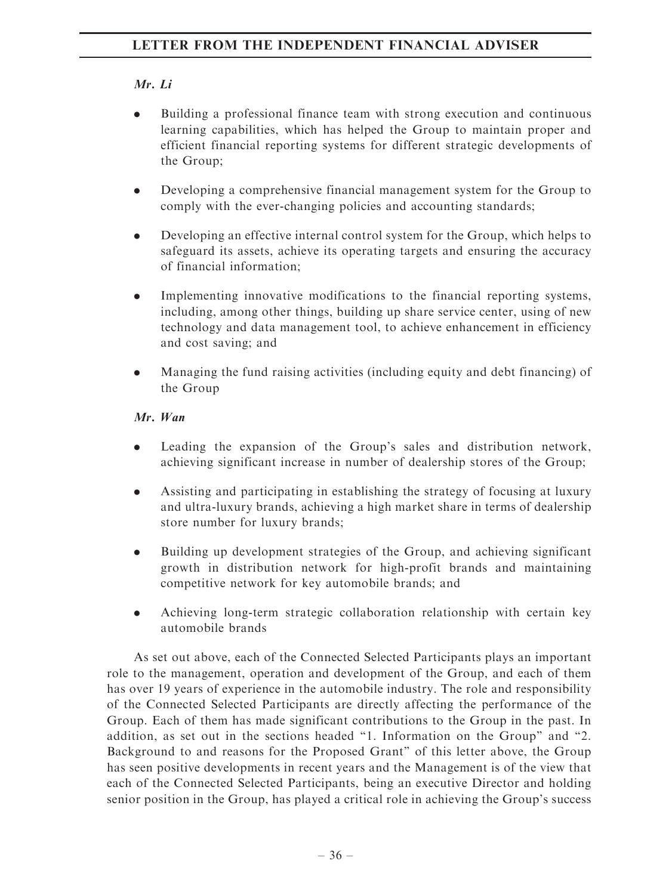*Mr. Li*

- Building a professional finance team with strong execution and continuous learning capabilities, which has helped the Group to maintain proper and efficient financial reporting systems for different strategic developments of the Group;

- Developing a comprehensive financial management system for the Group to comply with the ever-changing policies and accounting standards;

- Developing an effective internal control system for the Group, which helps to safeguard its assets, achieve its operating targets and ensuring the accuracy of financial information;

- Implementing innovative modifications to the financial reporting systems, including, among other things, building up share service center, using of new technology and data management tool, to achieve enhancement in efficiency and cost saving; and

- Managing the fund raising activities (including equity and debt financing) of the Group

*Mr. Wan*

- Leading the expansion of the Group's sales and distribution network, achieving significant increase in number of dealership stores of the Group;

- Assisting and participating in establishing the strategy of focusing at luxury and ultra-luxury brands, achieving a high market share in terms of dealership store number for luxury brands;

- Building up development strategies of the Group, and achieving significant growth in distribution network for high-profit brands and maintaining competitive network for key automobile brands; and

- Achieving long-term strategic collaboration relationship with certain key automobile brands

As set out above, each of the Connected Selected Participants plays an important role to the management, operation and development of the Group, and each of them has over 19 years of experience in the automobile industry. The role and responsibility of the Connected Selected Participants are directly affecting the performance of the Group. Each of them has made significant contributions to the Group in the past. In addition, as set out in the sections headed "1. Information on the Group" and "2. Background to and reasons for the Proposed Grant" of this letter above, the Group has seen positive developments in recent years and the Management is of the view that each of the Connected Selected Participants, being an executive Director and holding senior position in the Group, has played a critical role in achieving the Group's success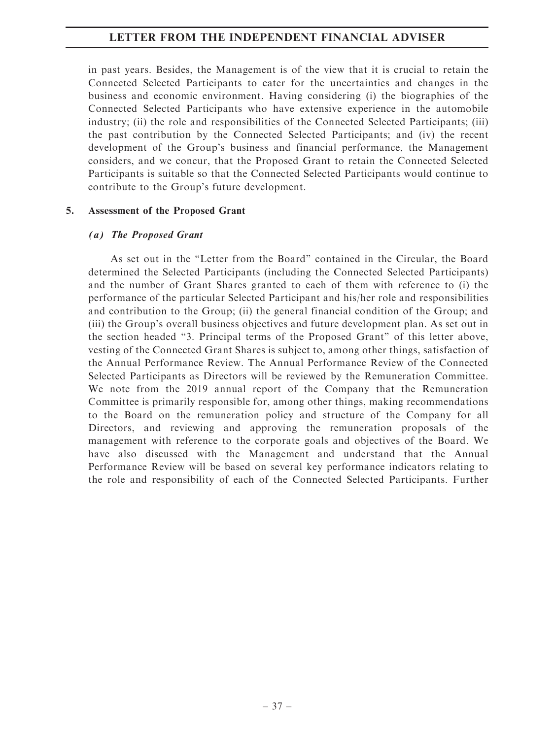in past years. Besides, the Management is of the view that it is crucial to retain the Connected Selected Participants to cater for the uncertainties and changes in the business and economic environment. Having considering (i) the biographies of the Connected Selected Participants who have extensive experience in the automobile industry; (ii) the role and responsibilities of the Connected Selected Participants; (iii) the past contribution by the Connected Selected Participants; and (iv) the recent development of the Group's business and financial performance, the Management considers, and we concur, that the Proposed Grant to retain the Connected Selected Participants is suitable so that the Connected Selected Participants would continue to contribute to the Group's future development.

## 5. Assessment of the Proposed Grant

### *(a) The Proposed Grant*

As set out in the "Letter from the Board" contained in the Circular, the Board determined the Selected Participants (including the Connected Selected Participants) and the number of Grant Shares granted to each of them with reference to (i) the performance of the particular Selected Participant and his/her role and responsibilities and contribution to the Group; (ii) the general financial condition of the Group; and (iii) the Group's overall business objectives and future development plan. As set out in the section headed "3. Principal terms of the Proposed Grant" of this letter above, vesting of the Connected Grant Shares is subject to, among other things, satisfaction of the Annual Performance Review. The Annual Performance Review of the Connected Selected Participants as Directors will be reviewed by the Remuneration Committee. We note from the 2019 annual report of the Company that the Remuneration Committee is primarily responsible for, among other things, making recommendations to the Board on the remuneration policy and structure of the Company for all Directors, and reviewing and approving the remuneration proposals of the management with reference to the corporate goals and objectives of the Board. We have also discussed with the Management and understand that the Annual Performance Review will be based on several key performance indicators relating to the role and responsibility of each of the Connected Selected Participants. Further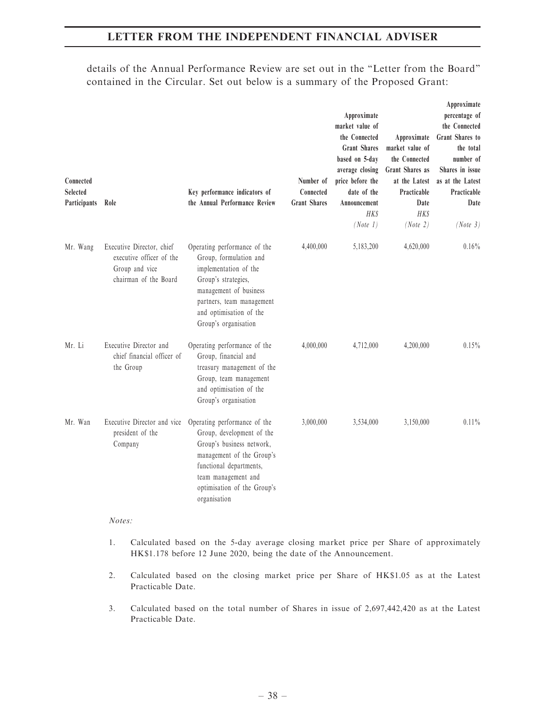details of the Annual Performance Review are set out in the "Letter from the Board" contained in the Circular. Set out below is a summary of the Proposed Grant:

| Connected Selected Participants | Role | Key performance indicators of the Annual Performance Review | Number of Connected Grant Shares | Approximate market value of the Connected Grant Shares based on 5-day average closing price before the date of the Announcement HK$ (Note 1) | Approximate market value of the Connected Grant Shares as at the Latest Practicable Date HK$ (Note 2) | Approximate percentage of the Connected Grant Shares to the total number of Shares in issue as at the Latest Practicable Date (Note 3) |
|---|---|---|---|---|---|---|
| Mr. Wang | Executive Director, chief executive officer of the Group and vice chairman of the Board | Operating performance of the Group, formulation and implementation of the Group's strategies, management of business partners, team management and optimisation of the Group's organisation | 4,400,000 | 5,183,200 | 4,620,000 | 0.16% |
| Mr. Li | Executive Director and chief financial officer of the Group | Operating performance of the Group, financial and treasury management of the Group, team management and optimisation of the Group's organisation | 4,000,000 | 4,712,000 | 4,200,000 | 0.15% |
| Mr. Wan | Executive Director and vice president of the Company | Operating performance of the Group, development of the Group's business network, management of the Group's functional departments, team management and optimisation of the Group's organisation | 3,000,000 | 3,534,000 | 3,150,000 | 0.11% |

*Notes:*

1. Calculated based on the 5-day average closing market price per Share of approximately HK$1.178 before 12 June 2020, being the date of the Announcement.

2. Calculated based on the closing market price per Share of HK$1.05 as at the Latest Practicable Date.

3. Calculated based on the total number of Shares in issue of 2,697,442,420 as at the Latest Practicable Date.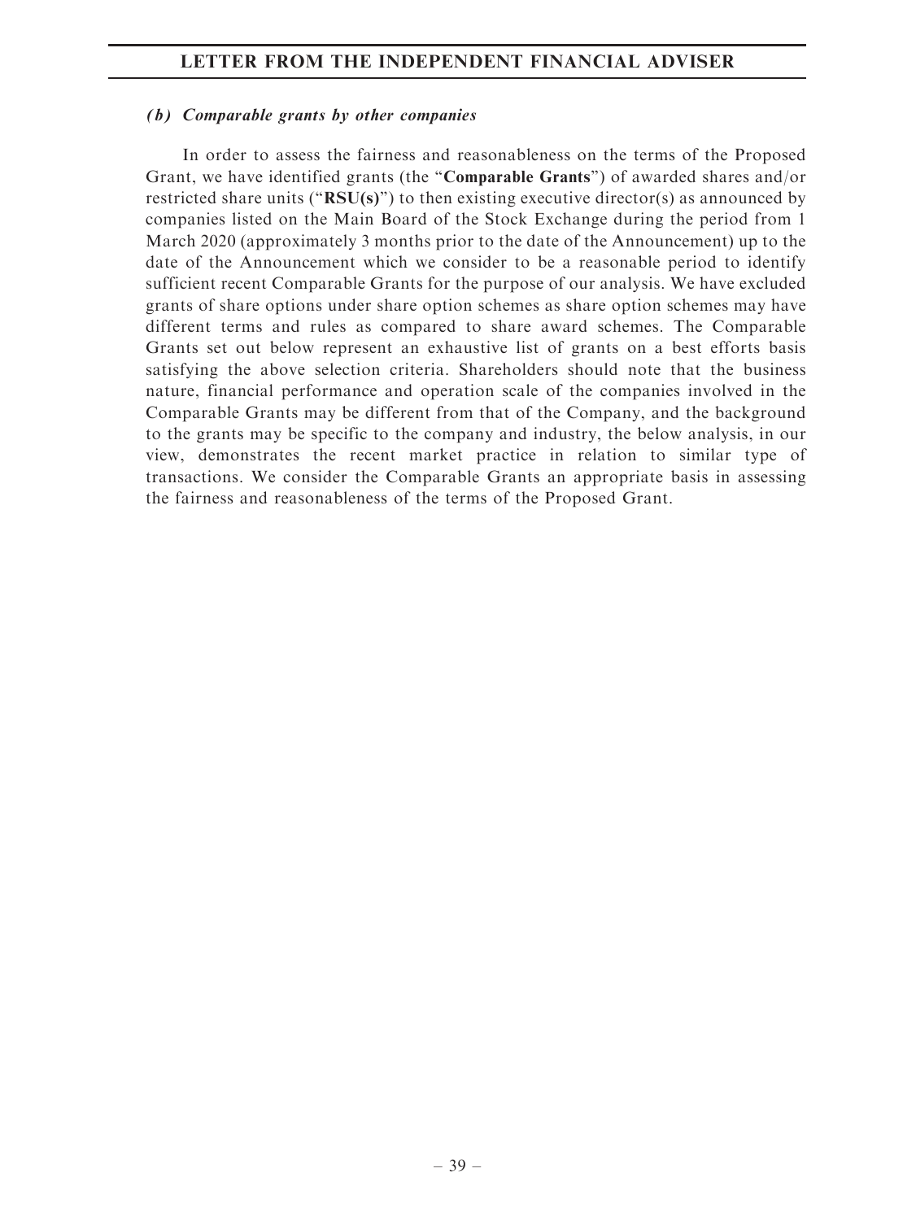### *(b) Comparable grants by other companies*

In order to assess the fairness and reasonableness on the terms of the Proposed Grant, we have identified grants (the "**Comparable Grants**") of awarded shares and/or restricted share units ("**RSU(s)**") to then existing executive director(s) as announced by companies listed on the Main Board of the Stock Exchange during the period from 1 March 2020 (approximately 3 months prior to the date of the Announcement) up to the date of the Announcement which we consider to be a reasonable period to identify sufficient recent Comparable Grants for the purpose of our analysis. We have excluded grants of share options under share option schemes as share option schemes may have different terms and rules as compared to share award schemes. The Comparable Grants set out below represent an exhaustive list of grants on a best efforts basis satisfying the above selection criteria. Shareholders should note that the business nature, financial performance and operation scale of the companies involved in the Comparable Grants may be different from that of the Company, and the background to the grants may be specific to the company and industry, the below analysis, in our view, demonstrates the recent market practice in relation to similar type of transactions. We consider the Comparable Grants an appropriate basis in assessing the fairness and reasonableness of the terms of the Proposed Grant.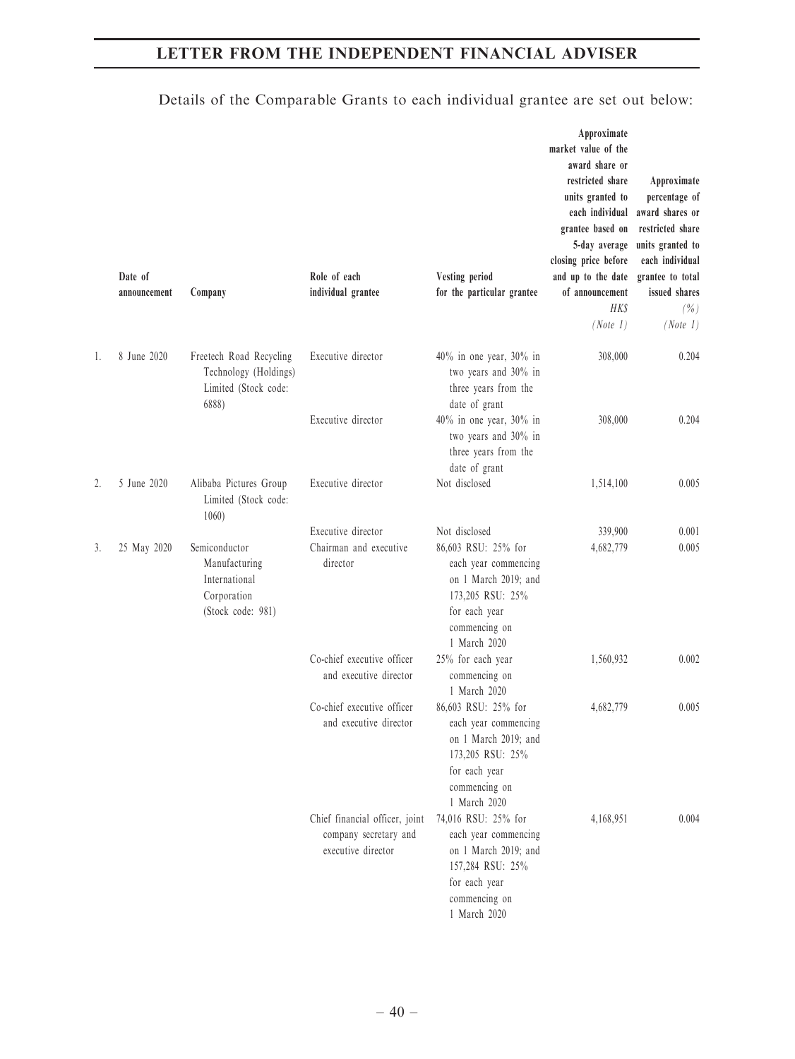Details of the Comparable Grants to each individual grantee are set out below:

| | Date of announcement | Company | Role of each individual grantee | Vesting period for the particular grantee | Approximate market value of the award share or restricted share units granted to each individual grantee based on 5-day average closing price before and up to the date of announcement HK$ (Note 1) | Approximate percentage of award shares or restricted share units granted to each individual grantee to total issued shares (%) (Note 1) |
|---|---|---|---|---|---|---|
| 1. | 8 June 2020 | Freetech Road Recycling Technology (Holdings) Limited (Stock code: 6888) | Executive director | 40% in one year, 30% in two years and 30% in three years from the date of grant | 308,000 | 0.204 |
| | | | Executive director | 40% in one year, 30% in two years and 30% in three years from the date of grant | 308,000 | 0.204 |
| 2. | 5 June 2020 | Alibaba Pictures Group Limited (Stock code: 1060) | Executive director | Not disclosed | 1,514,100 | 0.005 |
| | | | Executive director | Not disclosed | 339,900 | 0.001 |
| 3. | 25 May 2020 | Semiconductor Manufacturing International Corporation (Stock code: 981) | Chairman and executive director | 86,603 RSU: 25% for each year commencing on 1 March 2019; and 173,205 RSU: 25% for each year commencing on 1 March 2020 | 4,682,779 | 0.005 |
| | | | Co-chief executive officer and executive director | 25% for each year commencing on 1 March 2020 | 1,560,932 | 0.002 |
| | | | Co-chief executive officer and executive director | 86,603 RSU: 25% for each year commencing on 1 March 2019; and 173,205 RSU: 25% for each year commencing on 1 March 2020 | 4,682,779 | 0.005 |
| | | | Chief financial officer, joint company secretary and executive director | 74,016 RSU: 25% for each year commencing on 1 March 2019; and 157,284 RSU: 25% for each year commencing on 1 March 2020 | 4,168,951 | 0.004 |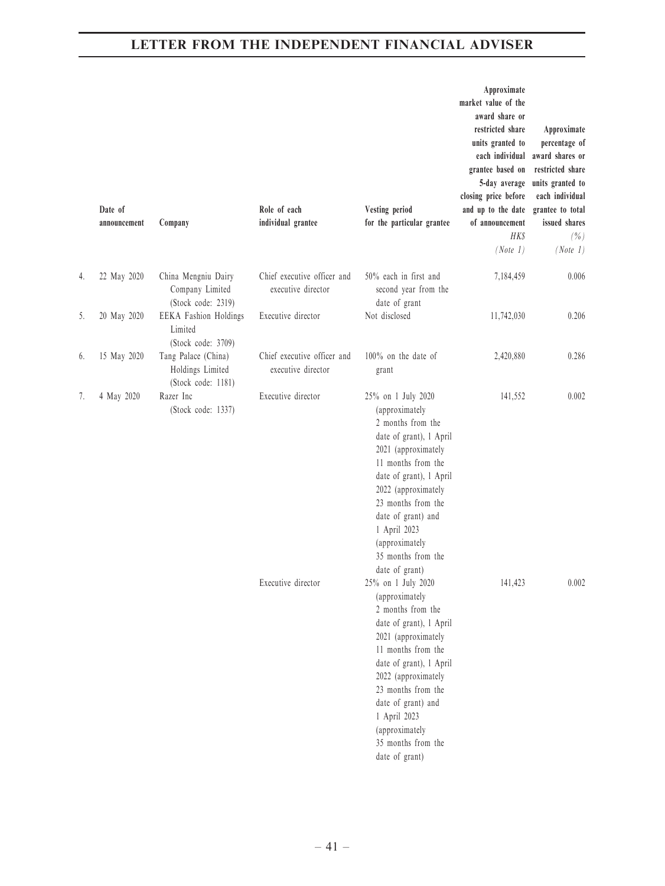|  | Date of announcement | Company | Role of each individual grantee | Vesting period for the particular grantee | Approximate market value of the award share or restricted share units granted to each individual grantee based on 5-day average closing price before and up to the date of announcement HK$ (Note 1) | Approximate percentage of award shares or restricted share units granted to each individual grantee to total issued shares (%) (Note 1) |
|---|---|---|---|---|---|---|
| 4. | 22 May 2020 | China Mengniu Dairy Company Limited (Stock code: 2319) | Chief executive officer and executive director | 50% each in first and second year from the date of grant | 7,184,459 | 0.006 |
| 5. | 20 May 2020 | EEKA Fashion Holdings Limited (Stock code: 3709) | Executive director | Not disclosed | 11,742,030 | 0.206 |
| 6. | 15 May 2020 | Tang Palace (China) Holdings Limited (Stock code: 1181) | Chief executive officer and executive director | 100% on the date of grant | 2,420,880 | 0.286 |
| 7. | 4 May 2020 | Razer Inc (Stock code: 1337) | Executive director | 25% on 1 July 2020 (approximately 2 months from the date of grant), 1 April 2021 (approximately 11 months from the date of grant), 1 April 2022 (approximately 23 months from the date of grant) and 1 April 2023 (approximately 35 months from the date of grant) | 141,552 | 0.002 |
|  |  |  | Executive director | 25% on 1 July 2020 (approximately 2 months from the date of grant), 1 April 2021 (approximately 11 months from the date of grant), 1 April 2022 (approximately 23 months from the date of grant) and 1 April 2023 (approximately 35 months from the date of grant) | 141,423 | 0.002 |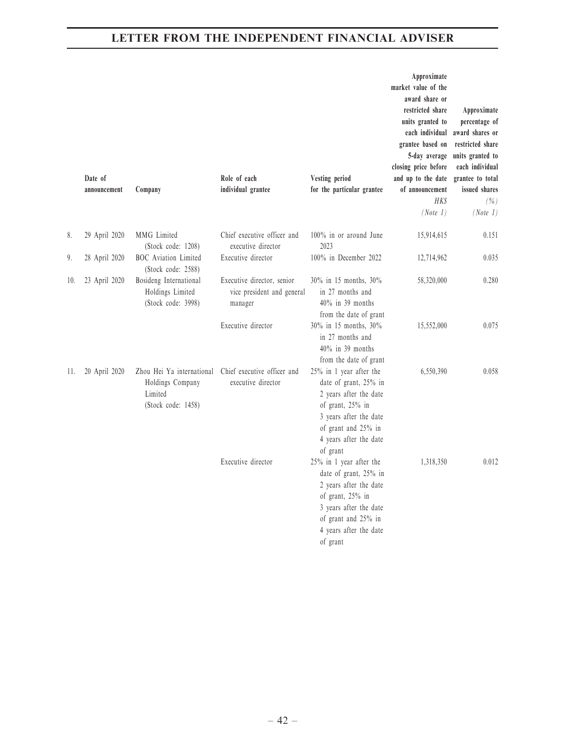| | Date of announcement | Company | Role of each individual grantee | Vesting period for the particular grantee | Approximate market value of the award share or restricted share units granted to each individual grantee based on 5-day average closing price before and up to the date of announcement HK$ (Note 1) | Approximate percentage of award shares or restricted share units granted to each individual grantee to total issued shares (%) (Note 1) |
|---|---|---|---|---|---|---|
| 8. | 29 April 2020 | MMG Limited (Stock code: 1208) | Chief executive officer and executive director | 100% in or around June 2023 | 15,914,615 | 0.151 |
| 9. | 28 April 2020 | BOC Aviation Limited (Stock code: 2588) | Executive director | 100% in December 2022 | 12,714,962 | 0.035 |
| 10. | 23 April 2020 | Bosideng International Holdings Limited (Stock code: 3998) | Executive director, senior vice president and general manager | 30% in 15 months, 30% in 27 months and 40% in 39 months from the date of grant | 58,320,000 | 0.280 |
| | | | Executive director | 30% in 15 months, 30% in 27 months and 40% in 39 months from the date of grant | 15,552,000 | 0.075 |
| 11. | 20 April 2020 | Zhou Hei Ya international Holdings Company Limited (Stock code: 1458) | Chief executive officer and executive director | 25% in 1 year after the date of grant, 25% in 2 years after the date of grant, 25% in 3 years after the date of grant and 25% in 4 years after the date of grant | 6,550,390 | 0.058 |
| | | | Executive director | 25% in 1 year after the date of grant, 25% in 2 years after the date of grant, 25% in 3 years after the date of grant and 25% in 4 years after the date of grant | 1,318,350 | 0.012 |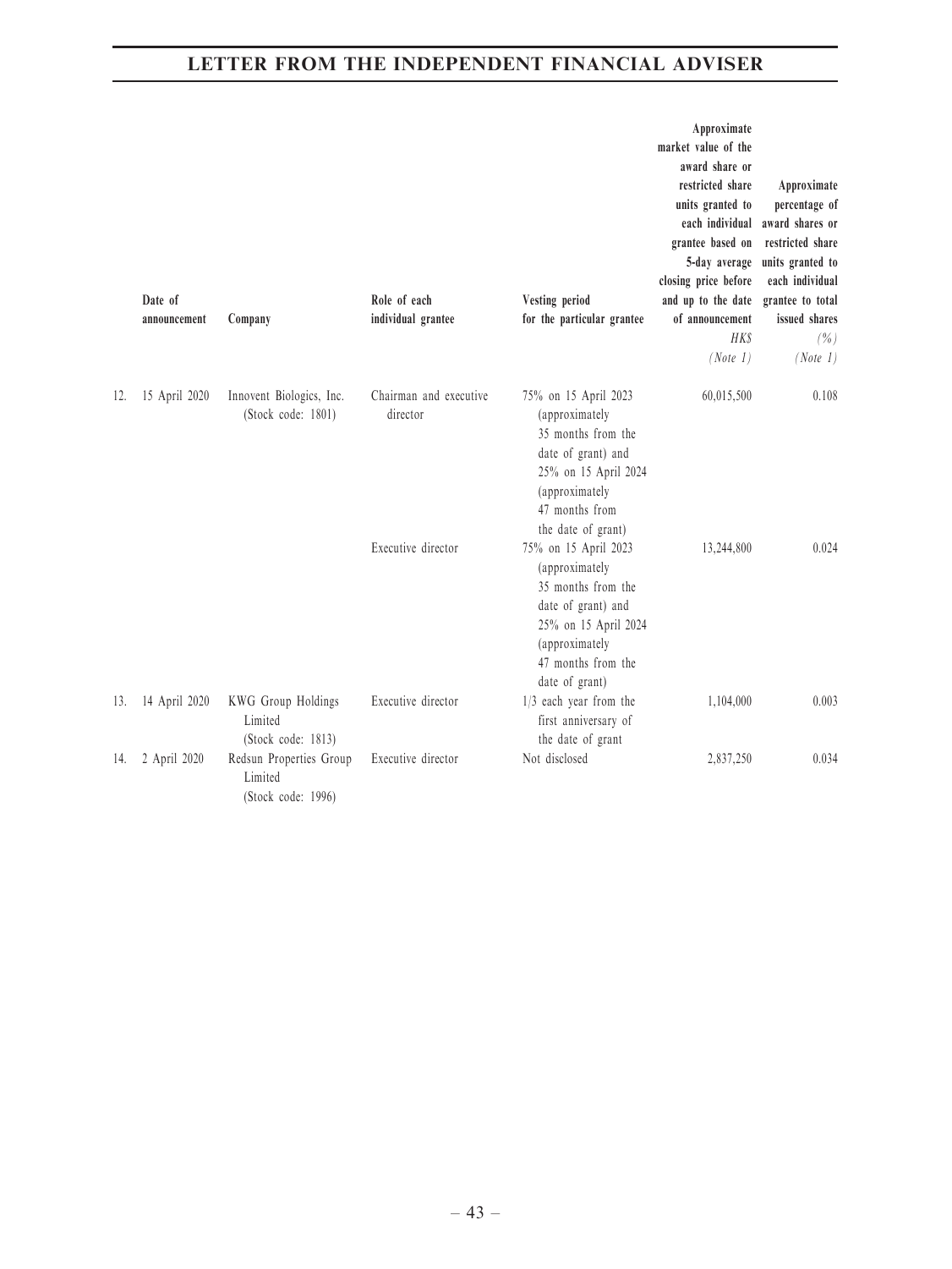| | Date of announcement | Company | Role of each individual grantee | Vesting period for the particular grantee | Approximate market value of the award share or restricted share units granted to each individual grantee based on 5-day average closing price before and up to the date of announcement HK$ (Note 1) | Approximate percentage of award shares or restricted share units granted to each individual grantee to total issued shares (%) (Note 1) |
|---|---|---|---|---|---|---|
| 12. | 15 April 2020 | Innovent Biologics, Inc. (Stock code: 1801) | Chairman and executive director | 75% on 15 April 2023 (approximately 35 months from the date of grant) and 25% on 15 April 2024 (approximately 47 months from the date of grant) | 60,015,500 | 0.108 |
| | | | Executive director | 75% on 15 April 2023 (approximately 35 months from the date of grant) and 25% on 15 April 2024 (approximately 47 months from the date of grant) | 13,244,800 | 0.024 |
| 13. | 14 April 2020 | KWG Group Holdings Limited (Stock code: 1813) | Executive director | 1/3 each year from the first anniversary of the date of grant | 1,104,000 | 0.003 |
| 14. | 2 April 2020 | Redsun Properties Group Limited (Stock code: 1996) | Executive director | Not disclosed | 2,837,250 | 0.034 |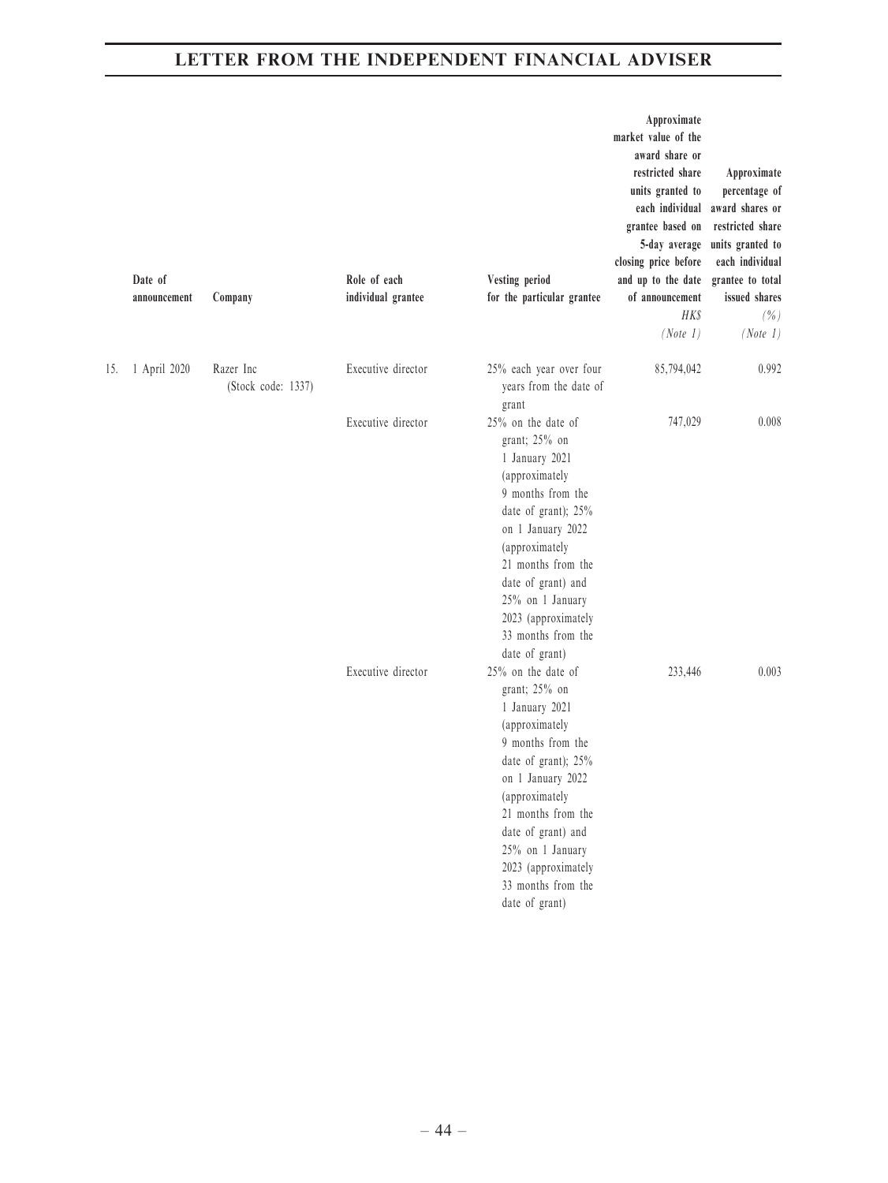| | Date of announcement | Company | Role of each individual grantee | Vesting period for the particular grantee | Approximate market value of the award share or restricted share units granted to each individual grantee based on 5-day average closing price before and up to the date of announcement HK$ (Note 1) | Approximate percentage of award shares or restricted share units granted to each individual grantee to total issued shares (%) (Note 1) |
|---|---|---|---|---|---|---|
| 15. | 1 April 2020 | Razer Inc (Stock code: 1337) | Executive director | 25% each year over four years from the date of grant | 85,794,042 | 0.992 |
| | | | Executive director | 25% on the date of grant; 25% on 1 January 2021 (approximately 9 months from the date of grant); 25% on 1 January 2022 (approximately 21 months from the date of grant) and 25% on 1 January 2023 (approximately 33 months from the date of grant) | 747,029 | 0.008 |
| | | | Executive director | 25% on the date of grant; 25% on 1 January 2021 (approximately 9 months from the date of grant); 25% on 1 January 2022 (approximately 21 months from the date of grant) and 25% on 1 January 2023 (approximately 33 months from the date of grant) | 233,446 | 0.003 |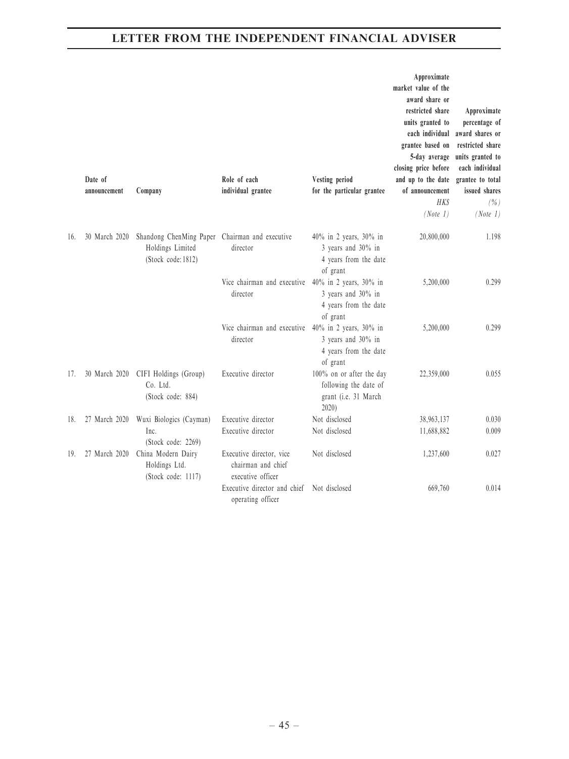| | Date of announcement | Company | Role of each individual grantee | Vesting period for the particular grantee | Approximate market value of the award share or restricted share units granted to each individual grantee based on 5-day average closing price before and up to the date of announcement HK$ (Note 1) | Approximate percentage of award shares or restricted share units granted to each individual grantee to total issued shares (%) (Note 1) |
|---|---|---|---|---|---|---|
| 16. | 30 March 2020 | Shandong ChenMing Paper Holdings Limited (Stock code:1812) | Chairman and executive director | 40% in 2 years, 30% in 3 years and 30% in 4 years from the date of grant | 20,800,000 | 1.198 |
| | | | Vice chairman and executive director | 40% in 2 years, 30% in 3 years and 30% in 4 years from the date of grant | 5,200,000 | 0.299 |
| | | | Vice chairman and executive director | 40% in 2 years, 30% in 3 years and 30% in 4 years from the date of grant | 5,200,000 | 0.299 |
| 17. | 30 March 2020 | CIFI Holdings (Group) Co. Ltd. (Stock code: 884) | Executive director | 100% on or after the day following the date of grant (i.e. 31 March 2020) | 22,359,000 | 0.055 |
| 18. | 27 March 2020 | Wuxi Biologics (Cayman) Inc. (Stock code: 2269) | Executive director | Not disclosed | 38,963,137 | 0.030 |
| | | | Executive director | Not disclosed | 11,688,882 | 0.009 |
| 19. | 27 March 2020 | China Modern Dairy Holdings Ltd. (Stock code: 1117) | Executive director, vice chairman and chief executive officer | Not disclosed | 1,237,600 | 0.027 |
| | | | Executive director and chief operating officer | Not disclosed | 669,760 | 0.014 |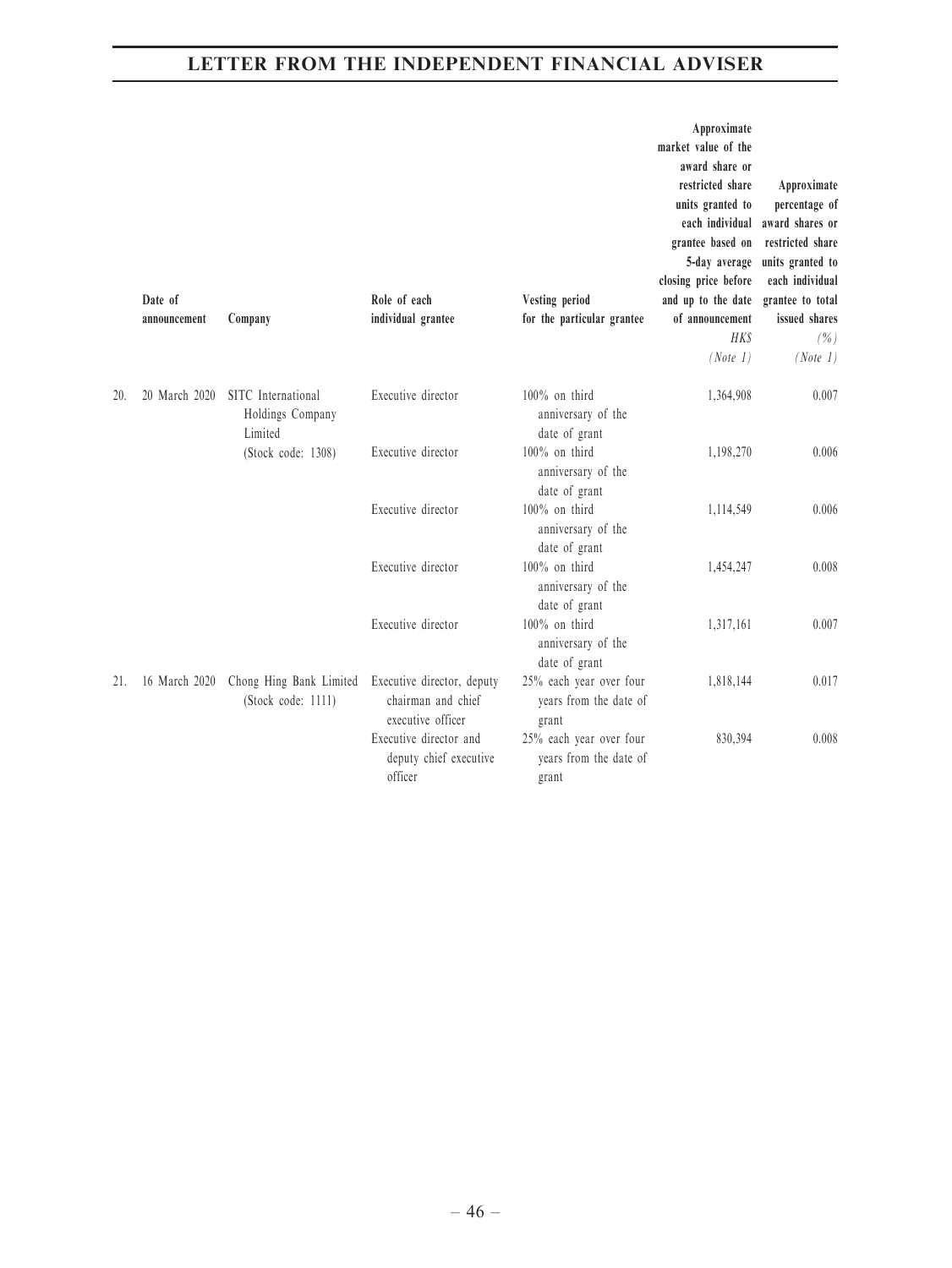| | Date of announcement | Company | Role of each individual grantee | Vesting period for the particular grantee | Approximate market value of the award share or restricted share units granted to each individual grantee based on 5-day average closing price before and up to the date of announcement HK$ (Note 1) | Approximate percentage of award shares or restricted share units granted to each individual grantee to total issued shares (%) (Note 1) |
|---|---|---|---|---|---|---|
| 20. | 20 March 2020 | SITC International Holdings Company Limited (Stock code: 1308) | Executive director | 100% on third anniversary of the date of grant | 1,364,908 | 0.007 |
| | | | Executive director | 100% on third anniversary of the date of grant | 1,198,270 | 0.006 |
| | | | Executive director | 100% on third anniversary of the date of grant | 1,114,549 | 0.006 |
| | | | Executive director | 100% on third anniversary of the date of grant | 1,454,247 | 0.008 |
| | | | Executive director | 100% on third anniversary of the date of grant | 1,317,161 | 0.007 |
| 21. | 16 March 2020 | Chong Hing Bank Limited (Stock code: 1111) | Executive director, deputy chairman and chief executive officer | 25% each year over four years from the date of grant | 1,818,144 | 0.017 |
| | | | Executive director and deputy chief executive officer | 25% each year over four years from the date of grant | 830,394 | 0.008 |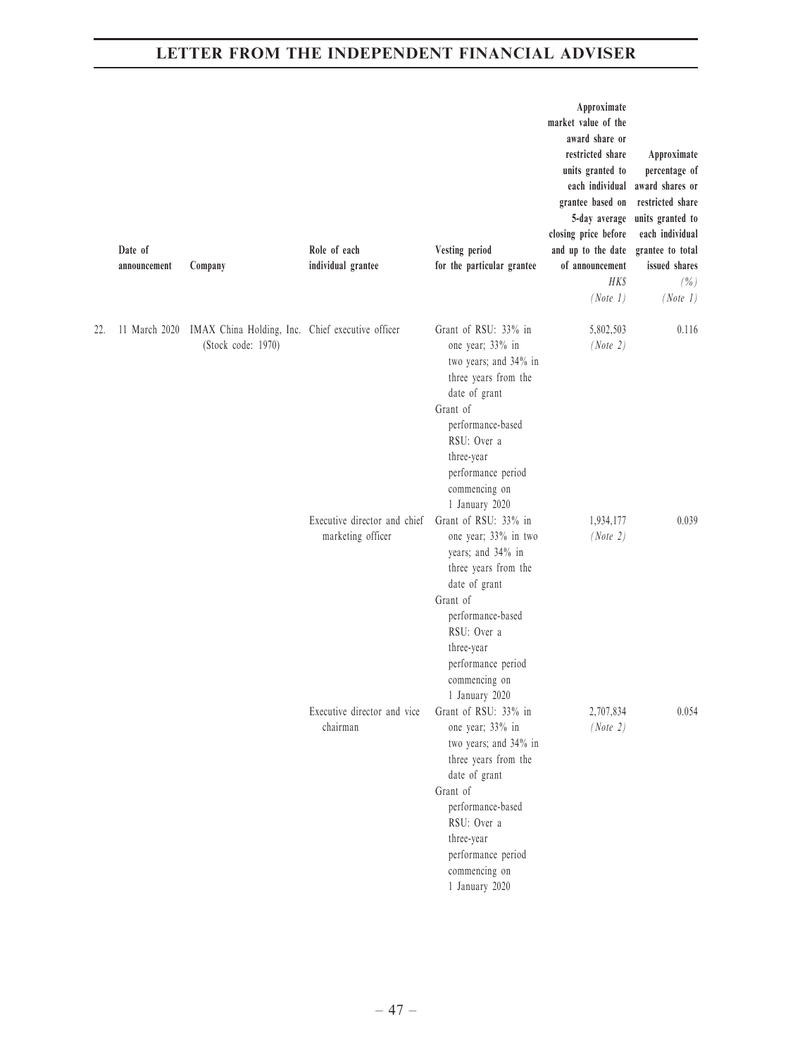| | Date of announcement | Company | Role of each individual grantee | Vesting period for the particular grantee | Approximate market value of the award share or restricted share units granted to each individual grantee based on 5-day average closing price before and up to the date of announcement HK$ *(Note 1)* | Approximate percentage of award shares or restricted share units granted to each individual grantee to total issued shares (%) *(Note 1)* |
|---|---|---|---|---|---|---|
| 22. | 11 March 2020 | IMAX China Holding, Inc. (Stock code: 1970) | Chief executive officer | Grant of RSU: 33% in one year; 33% in two years; and 34% in three years from the date of grant<br>Grant of performance-based RSU: Over a three-year performance period commencing on 1 January 2020 | 5,802,503 *(Note 2)* | 0.116 |
| | | | Executive director and chief marketing officer | Grant of RSU: 33% in one year; 33% in two years; and 34% in three years from the date of grant<br>Grant of performance-based RSU: Over a three-year performance period commencing on 1 January 2020 | 1,934,177 *(Note 2)* | 0.039 |
| | | | Executive director and vice chairman | Grant of RSU: 33% in one year; 33% in two years; and 34% in three years from the date of grant<br>Grant of performance-based RSU: Over a three-year performance period commencing on 1 January 2020 | 2,707,834 *(Note 2)* | 0.054 |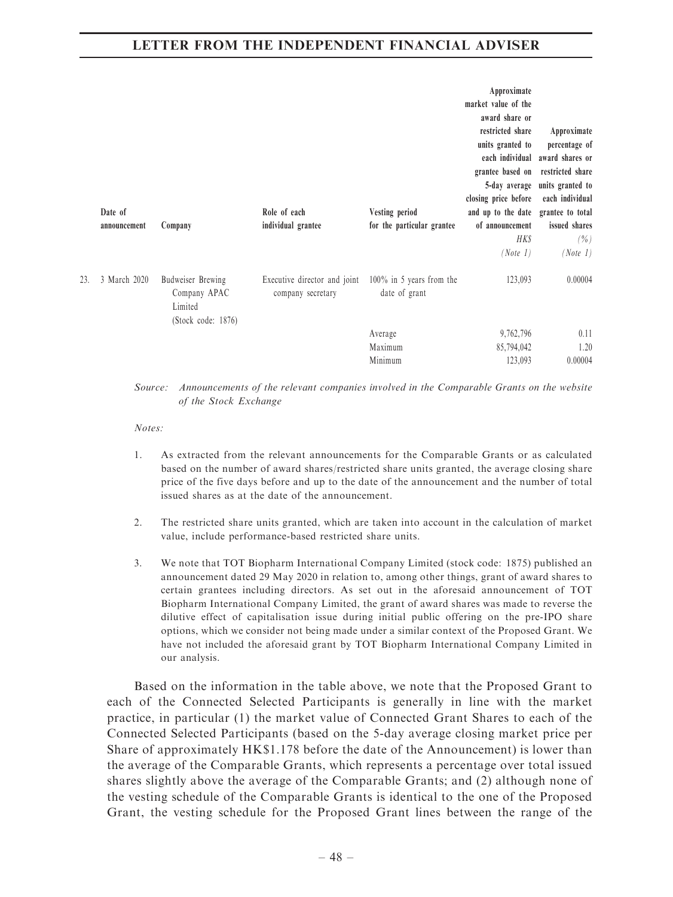| | Date of announcement | Company | Role of each individual grantee | Vesting period for the particular grantee | Approximate market value of the award share or restricted share units granted to each individual grantee based on 5-day average closing price before and up to the date of announcement HK$ (Note 1) | Approximate percentage of award shares or restricted share units granted to each individual grantee to total issued shares (%) (Note 1) |
|---|---|---|---|---|---|---|
| 23. | 3 March 2020 | Budweiser Brewing Company APAC Limited (Stock code: 1876) | Executive director and joint company secretary | 100% in 5 years from the date of grant | 123,093 | 0.00004 |
| | | | | Average | 9,762,796 | 0.11 |
| | | | | Maximum | 85,794,042 | 1.20 |
| | | | | Minimum | 123,093 | 0.00004 |

*Source: Announcements of the relevant companies involved in the Comparable Grants on the website of the Stock Exchange*

*Notes:*

1. As extracted from the relevant announcements for the Comparable Grants or as calculated based on the number of award shares/restricted share units granted, the average closing share price of the five days before and up to the date of the announcement and the number of total issued shares as at the date of the announcement.

2. The restricted share units granted, which are taken into account in the calculation of market value, include performance-based restricted share units.

3. We note that TOT Biopharm International Company Limited (stock code: 1875) published an announcement dated 29 May 2020 in relation to, among other things, grant of award shares to certain grantees including directors. As set out in the aforesaid announcement of TOT Biopharm International Company Limited, the grant of award shares was made to reverse the dilutive effect of capitalisation issue during initial public offering on the pre-IPO share options, which we consider not being made under a similar context of the Proposed Grant. We have not included the aforesaid grant by TOT Biopharm International Company Limited in our analysis.

Based on the information in the table above, we note that the Proposed Grant to each of the Connected Selected Participants is generally in line with the market practice, in particular (1) the market value of Connected Grant Shares to each of the Connected Selected Participants (based on the 5-day average closing market price per Share of approximately HK$1.178 before the date of the Announcement) is lower than the average of the Comparable Grants, which represents a percentage over total issued shares slightly above the average of the Comparable Grants; and (2) although none of the vesting schedule of the Comparable Grants is identical to the one of the Proposed Grant, the vesting schedule for the Proposed Grant lines between the range of the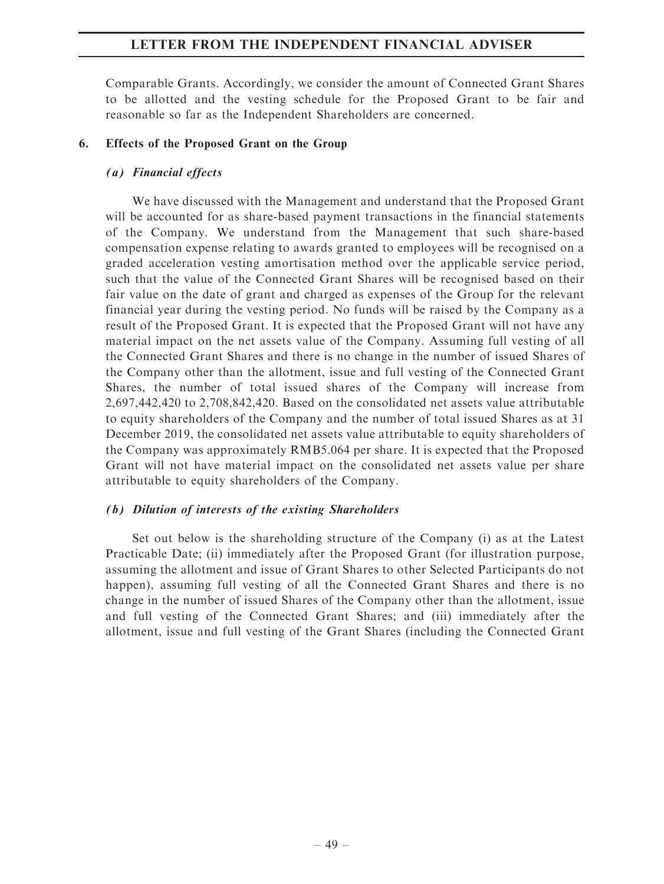Comparable Grants. Accordingly, we consider the amount of Connected Grant Shares to be allotted and the vesting schedule for the Proposed Grant to be fair and reasonable so far as the Independent Shareholders are concerned.

## 6. Effects of the Proposed Grant on the Group

### *(a) Financial effects*

We have discussed with the Management and understand that the Proposed Grant will be accounted for as share-based payment transactions in the financial statements of the Company. We understand from the Management that such share-based compensation expense relating to awards granted to employees will be recognised on a graded acceleration vesting amortisation method over the applicable service period, such that the value of the Connected Grant Shares will be recognised based on their fair value on the date of grant and charged as expenses of the Group for the relevant financial year during the vesting period. No funds will be raised by the Company as a result of the Proposed Grant. It is expected that the Proposed Grant will not have any material impact on the net assets value of the Company. Assuming full vesting of all the Connected Grant Shares and there is no change in the number of issued Shares of the Company other than the allotment, issue and full vesting of the Connected Grant Shares, the number of total issued shares of the Company will increase from 2,697,442,420 to 2,708,842,420. Based on the consolidated net assets value attributable to equity shareholders of the Company and the number of total issued Shares as at 31 December 2019, the consolidated net assets value attributable to equity shareholders of the Company was approximately RMB5.064 per share. It is expected that the Proposed Grant will not have material impact on the consolidated net assets value per share attributable to equity shareholders of the Company.

### *(b) Dilution of interests of the existing Shareholders*

Set out below is the shareholding structure of the Company (i) as at the Latest Practicable Date; (ii) immediately after the Proposed Grant (for illustration purpose, assuming the allotment and issue of Grant Shares to other Selected Participants do not happen), assuming full vesting of all the Connected Grant Shares and there is no change in the number of issued Shares of the Company other than the allotment, issue and full vesting of the Connected Grant Shares; and (iii) immediately after the allotment, issue and full vesting of the Grant Shares (including the Connected Grant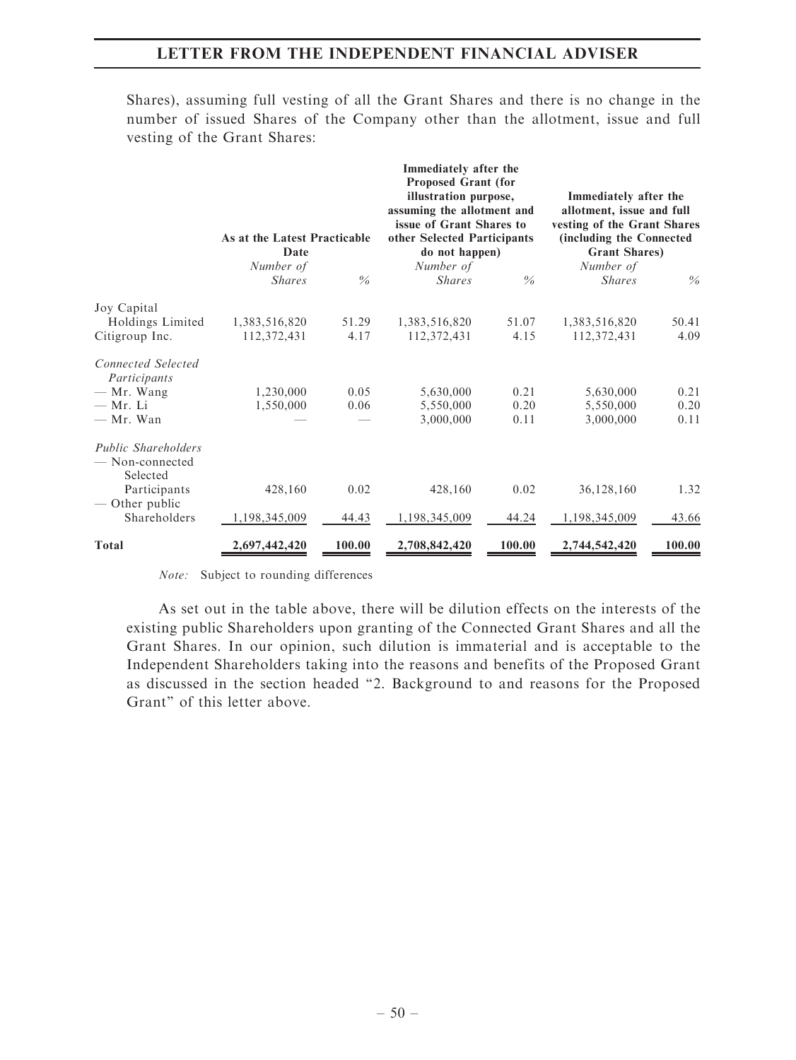Shares), assuming full vesting of all the Grant Shares and there is no change in the number of issued Shares of the Company other than the allotment, issue and full vesting of the Grant Shares:

| | As at the Latest Practicable Date | | Immediately after the Proposed Grant (for illustration purpose, assuming the allotment and issue of Grant Shares to other Selected Participants do not happen) | | Immediately after the allotment, issue and full vesting of the Grant Shares (including the Connected Grant Shares) | |
|---|---|---|---|---|---|---|
| | *Number of Shares* | *%* | *Number of Shares* | *%* | *Number of Shares* | *%* |
| Joy Capital Holdings Limited | 1,383,516,820 | 51.29 | 1,383,516,820 | 51.07 | 1,383,516,820 | 50.41 |
| Citigroup Inc. | 112,372,431 | 4.17 | 112,372,431 | 4.15 | 112,372,431 | 4.09 |
| *Connected Selected Participants* | | | | | | |
| — Mr. Wang | 1,230,000 | 0.05 | 5,630,000 | 0.21 | 5,630,000 | 0.21 |
| — Mr. Li | 1,550,000 | 0.06 | 5,550,000 | 0.20 | 5,550,000 | 0.20 |
| — Mr. Wan | — | — | 3,000,000 | 0.11 | 3,000,000 | 0.11 |
| *Public Shareholders* | | | | | | |
| — Non-connected Selected Participants | 428,160 | 0.02 | 428,160 | 0.02 | 36,128,160 | 1.32 |
| — Other public Shareholders | 1,198,345,009 | 44.43 | 1,198,345,009 | 44.24 | 1,198,345,009 | 43.66 |
| **Total** | **2,697,442,420** | **100.00** | **2,708,842,420** | **100.00** | **2,744,542,420** | **100.00** |

*Note:* Subject to rounding differences

As set out in the table above, there will be dilution effects on the interests of the existing public Shareholders upon granting of the Connected Grant Shares and all the Grant Shares. In our opinion, such dilution is immaterial and is acceptable to the Independent Shareholders taking into the reasons and benefits of the Proposed Grant as discussed in the section headed "2. Background to and reasons for the Proposed Grant" of this letter above.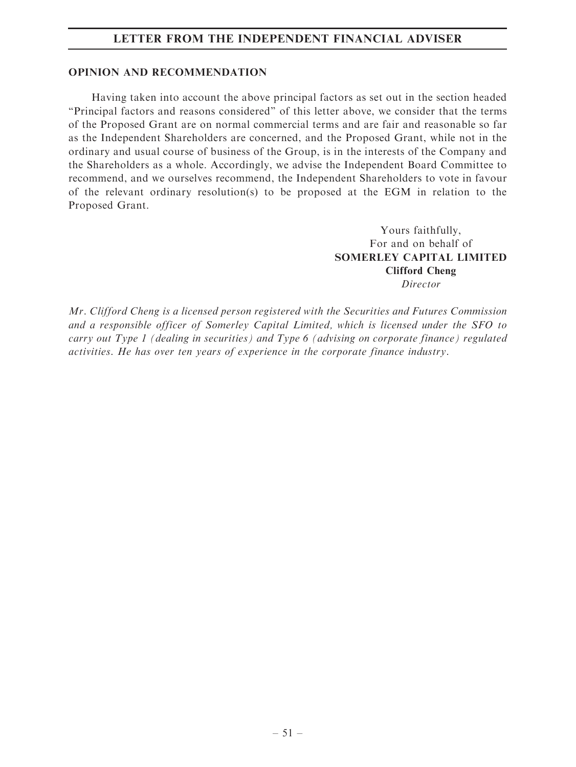## OPINION AND RECOMMENDATION

Having taken into account the above principal factors as set out in the section headed "Principal factors and reasons considered" of this letter above, we consider that the terms of the Proposed Grant are on normal commercial terms and are fair and reasonable so far as the Independent Shareholders are concerned, and the Proposed Grant, while not in the ordinary and usual course of business of the Group, is in the interests of the Company and the Shareholders as a whole. Accordingly, we advise the Independent Board Committee to recommend, and we ourselves recommend, the Independent Shareholders to vote in favour of the relevant ordinary resolution(s) to be proposed at the EGM in relation to the Proposed Grant.

Yours faithfully,
For and on behalf of
**SOMERLEY CAPITAL LIMITED**
**Clifford Cheng**
*Director*

*Mr. Clifford Cheng is a licensed person registered with the Securities and Futures Commission and a responsible officer of Somerley Capital Limited, which is licensed under the SFO to carry out Type 1 (dealing in securities) and Type 6 (advising on corporate finance) regulated activities. He has over ten years of experience in the corporate finance industry.*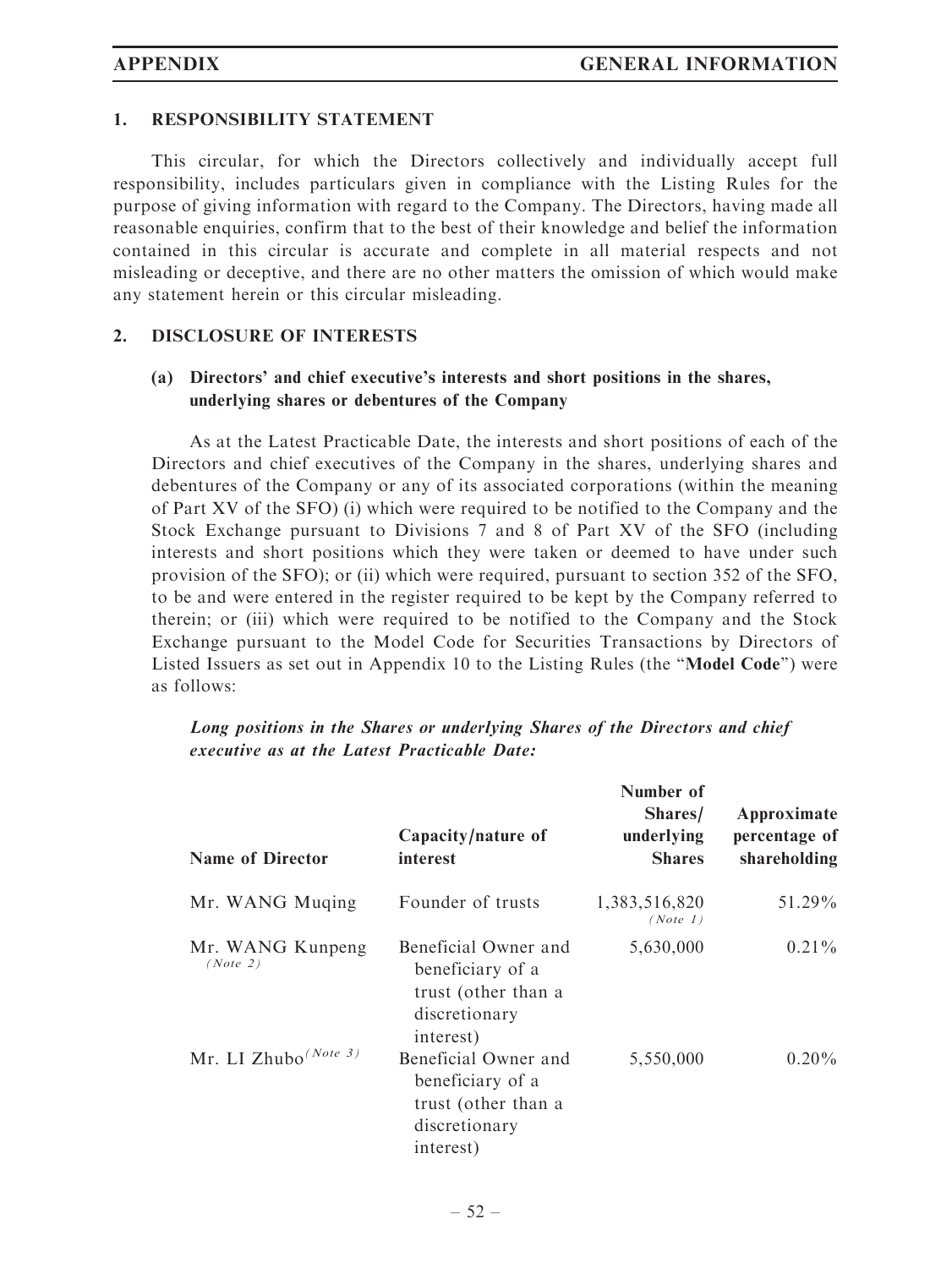## 1. RESPONSIBILITY STATEMENT

This circular, for which the Directors collectively and individually accept full responsibility, includes particulars given in compliance with the Listing Rules for the purpose of giving information with regard to the Company. The Directors, having made all reasonable enquiries, confirm that to the best of their knowledge and belief the information contained in this circular is accurate and complete in all material respects and not misleading or deceptive, and there are no other matters the omission of which would make any statement herein or this circular misleading.

## 2. DISCLOSURE OF INTERESTS

### (a) Directors' and chief executive's interests and short positions in the shares, underlying shares or debentures of the Company

As at the Latest Practicable Date, the interests and short positions of each of the Directors and chief executives of the Company in the shares, underlying shares and debentures of the Company or any of its associated corporations (within the meaning of Part XV of the SFO) (i) which were required to be notified to the Company and the Stock Exchange pursuant to Divisions 7 and 8 of Part XV of the SFO (including interests and short positions which they were taken or deemed to have under such provision of the SFO); or (ii) which were required, pursuant to section 352 of the SFO, to be and were entered in the register required to be kept by the Company referred to therein; or (iii) which were required to be notified to the Company and the Stock Exchange pursuant to the Model Code for Securities Transactions by Directors of Listed Issuers as set out in Appendix 10 to the Listing Rules (the "**Model Code**") were as follows:

***Long positions in the Shares or underlying Shares of the Directors and chief executive as at the Latest Practicable Date:***

| Name of Director | Capacity/nature of interest | Number of Shares/ underlying Shares | Approximate percentage of shareholding |
|---|---|---|---|
| Mr. WANG Muqing | Founder of trusts | 1,383,516,820 *(Note 1)* | 51.29% |
| Mr. WANG Kunpeng *(Note 2)* | Beneficial Owner and beneficiary of a trust (other than a discretionary interest) | 5,630,000 | 0.21% |
| Mr. LI Zhubo *(Note 3)* | Beneficial Owner and beneficiary of a trust (other than a discretionary interest) | 5,550,000 | 0.20% |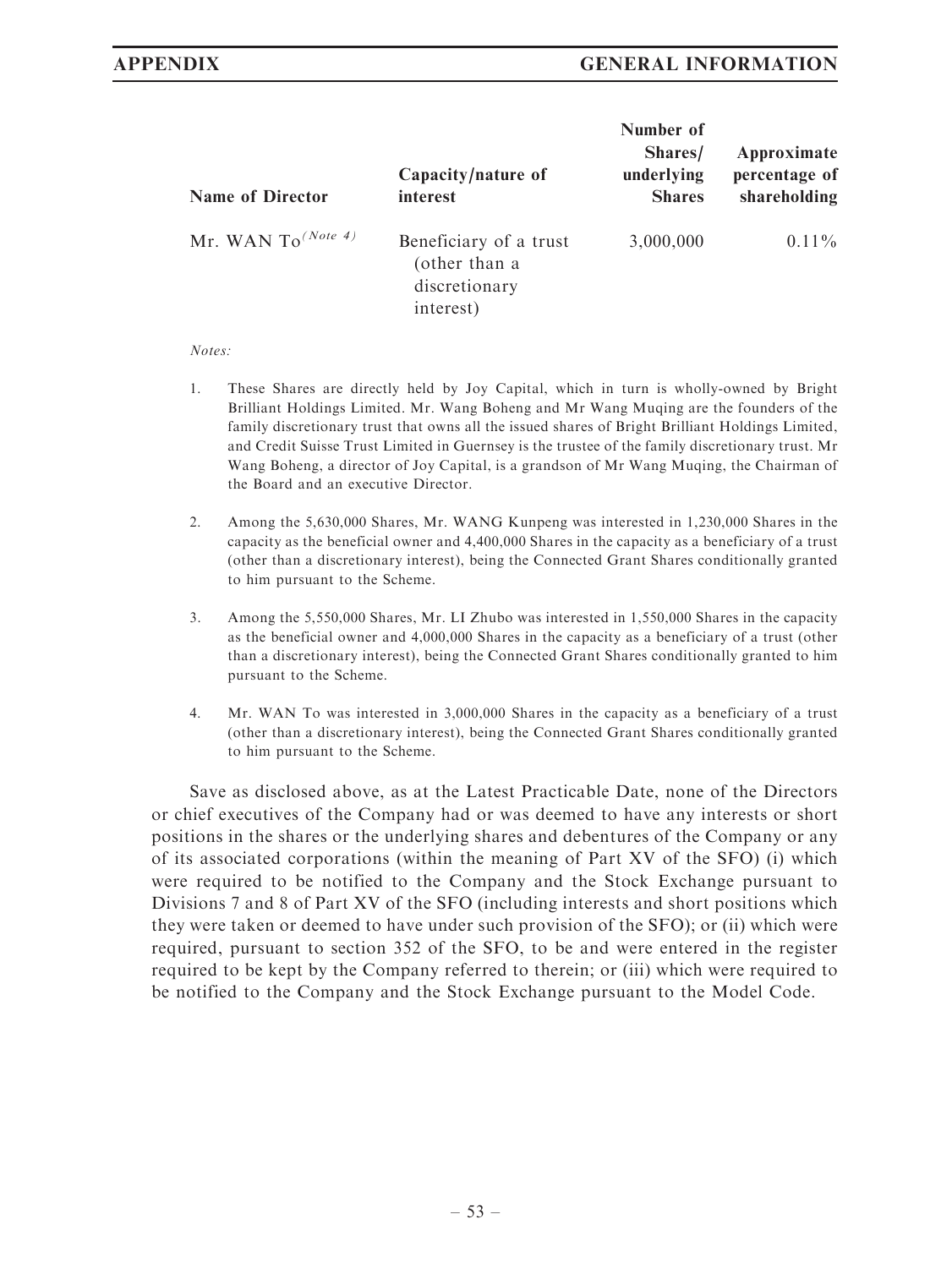| Name of Director | Capacity/nature of interest | Number of Shares/ underlying Shares | Approximate percentage of shareholding |
|---|---|---|---|
| Mr. WAN To (Note 4) | Beneficiary of a trust (other than a discretionary interest) | 3,000,000 | 0.11% |

*Notes:*

1. These Shares are directly held by Joy Capital, which in turn is wholly-owned by Bright Brilliant Holdings Limited. Mr. Wang Boheng and Mr Wang Muqing are the founders of the family discretionary trust that owns all the issued shares of Bright Brilliant Holdings Limited, and Credit Suisse Trust Limited in Guernsey is the trustee of the family discretionary trust. Mr Wang Boheng, a director of Joy Capital, is a grandson of Mr Wang Muqing, the Chairman of the Board and an executive Director.

2. Among the 5,630,000 Shares, Mr. WANG Kunpeng was interested in 1,230,000 Shares in the capacity as the beneficial owner and 4,400,000 Shares in the capacity as a beneficiary of a trust (other than a discretionary interest), being the Connected Grant Shares conditionally granted to him pursuant to the Scheme.

3. Among the 5,550,000 Shares, Mr. LI Zhubo was interested in 1,550,000 Shares in the capacity as the beneficial owner and 4,000,000 Shares in the capacity as a beneficiary of a trust (other than a discretionary interest), being the Connected Grant Shares conditionally granted to him pursuant to the Scheme.

4. Mr. WAN To was interested in 3,000,000 Shares in the capacity as a beneficiary of a trust (other than a discretionary interest), being the Connected Grant Shares conditionally granted to him pursuant to the Scheme.

Save as disclosed above, as at the Latest Practicable Date, none of the Directors or chief executives of the Company had or was deemed to have any interests or short positions in the shares or the underlying shares and debentures of the Company or any of its associated corporations (within the meaning of Part XV of the SFO) (i) which were required to be notified to the Company and the Stock Exchange pursuant to Divisions 7 and 8 of Part XV of the SFO (including interests and short positions which they were taken or deemed to have under such provision of the SFO); or (ii) which were required, pursuant to section 352 of the SFO, to be and were entered in the register required to be kept by the Company referred to therein; or (iii) which were required to be notified to the Company and the Stock Exchange pursuant to the Model Code.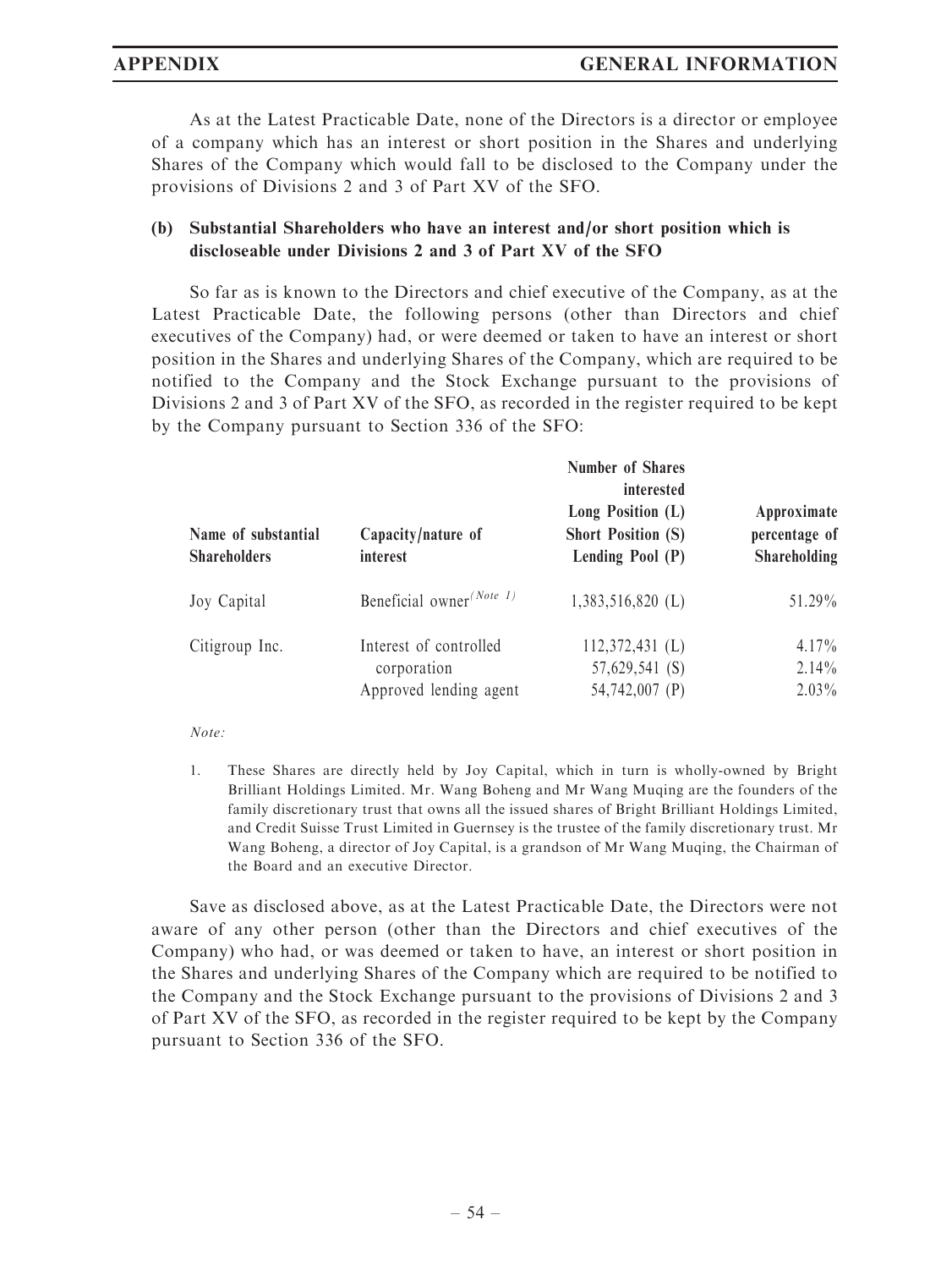As at the Latest Practicable Date, none of the Directors is a director or employee of a company which has an interest or short position in the Shares and underlying Shares of the Company which would fall to be disclosed to the Company under the provisions of Divisions 2 and 3 of Part XV of the SFO.

### (b) Substantial Shareholders who have an interest and/or short position which is discloseable under Divisions 2 and 3 of Part XV of the SFO

So far as is known to the Directors and chief executive of the Company, as at the Latest Practicable Date, the following persons (other than Directors and chief executives of the Company) had, or were deemed or taken to have an interest or short position in the Shares and underlying Shares of the Company, which are required to be notified to the Company and the Stock Exchange pursuant to the provisions of Divisions 2 and 3 of Part XV of the SFO, as recorded in the register required to be kept by the Company pursuant to Section 336 of the SFO:

| Name of substantial Shareholders | Capacity/nature of interest | Number of Shares interested Long Position (L) Short Position (S) Lending Pool (P) | Approximate percentage of Shareholding |
|---|---|---|---|
| Joy Capital | Beneficial owner (Note 1) | 1,383,516,820 (L) | 51.29% |
| Citigroup Inc. | Interest of controlled corporation | 112,372,431 (L) | 4.17% |
| | | 57,629,541 (S) | 2.14% |
| | Approved lending agent | 54,742,007 (P) | 2.03% |

*Note:*

1. These Shares are directly held by Joy Capital, which in turn is wholly-owned by Bright Brilliant Holdings Limited. Mr. Wang Boheng and Mr Wang Muqing are the founders of the family discretionary trust that owns all the issued shares of Bright Brilliant Holdings Limited, and Credit Suisse Trust Limited in Guernsey is the trustee of the family discretionary trust. Mr Wang Boheng, a director of Joy Capital, is a grandson of Mr Wang Muqing, the Chairman of the Board and an executive Director.

Save as disclosed above, as at the Latest Practicable Date, the Directors were not aware of any other person (other than the Directors and chief executives of the Company) who had, or was deemed or taken to have, an interest or short position in the Shares and underlying Shares of the Company which are required to be notified to the Company and the Stock Exchange pursuant to the provisions of Divisions 2 and 3 of Part XV of the SFO, as recorded in the register required to be kept by the Company pursuant to Section 336 of the SFO.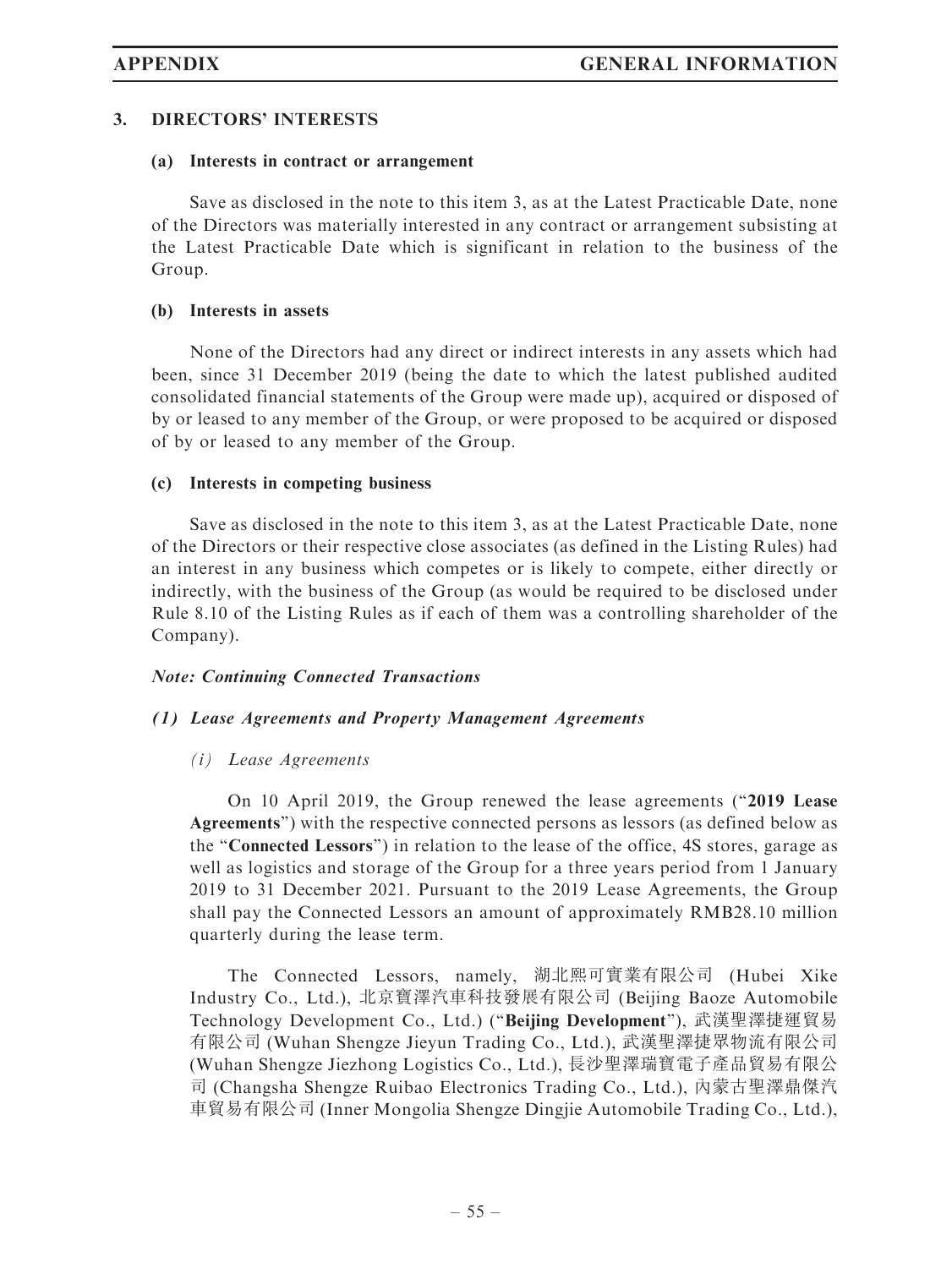## 3. DIRECTORS' INTERESTS

### (a) Interests in contract or arrangement

Save as disclosed in the note to this item 3, as at the Latest Practicable Date, none of the Directors was materially interested in any contract or arrangement subsisting at the Latest Practicable Date which is significant in relation to the business of the Group.

### (b) Interests in assets

None of the Directors had any direct or indirect interests in any assets which had been, since 31 December 2019 (being the date to which the latest published audited consolidated financial statements of the Group were made up), acquired or disposed of by or leased to any member of the Group, or were proposed to be acquired or disposed of by or leased to any member of the Group.

### (c) Interests in competing business

Save as disclosed in the note to this item 3, as at the Latest Practicable Date, none of the Directors or their respective close associates (as defined in the Listing Rules) had an interest in any business which competes or is likely to compete, either directly or indirectly, with the business of the Group (as would be required to be disclosed under Rule 8.10 of the Listing Rules as if each of them was a controlling shareholder of the Company).

***Note: Continuing Connected Transactions***

***(1) Lease Agreements and Property Management Agreements***

*(i) Lease Agreements*

On 10 April 2019, the Group renewed the lease agreements ("**2019 Lease Agreements**") with the respective connected persons as lessors (as defined below as the "**Connected Lessors**") in relation to the lease of the office, 4S stores, garage as well as logistics and storage of the Group for a three years period from 1 January 2019 to 31 December 2021. Pursuant to the 2019 Lease Agreements, the Group shall pay the Connected Lessors an amount of approximately RMB28.10 million quarterly during the lease term.

The Connected Lessors, namely, 湖北熙可實業有限公司 (Hubei Xike Industry Co., Ltd.), 北京寶澤汽車科技發展有限公司 (Beijing Baoze Automobile Technology Development Co., Ltd.) ("**Beijing Development**"), 武漢聖澤捷運貿易有限公司 (Wuhan Shengze Jieyun Trading Co., Ltd.), 武漢聖澤捷眾物流有限公司 (Wuhan Shengze Jiezhong Logistics Co., Ltd.), 長沙聖澤瑞寶電子產品貿易有限公司 (Changsha Shengze Ruibao Electronics Trading Co., Ltd.), 內蒙古聖澤鼎傑汽車貿易有限公司 (Inner Mongolia Shengze Dingjie Automobile Trading Co., Ltd.),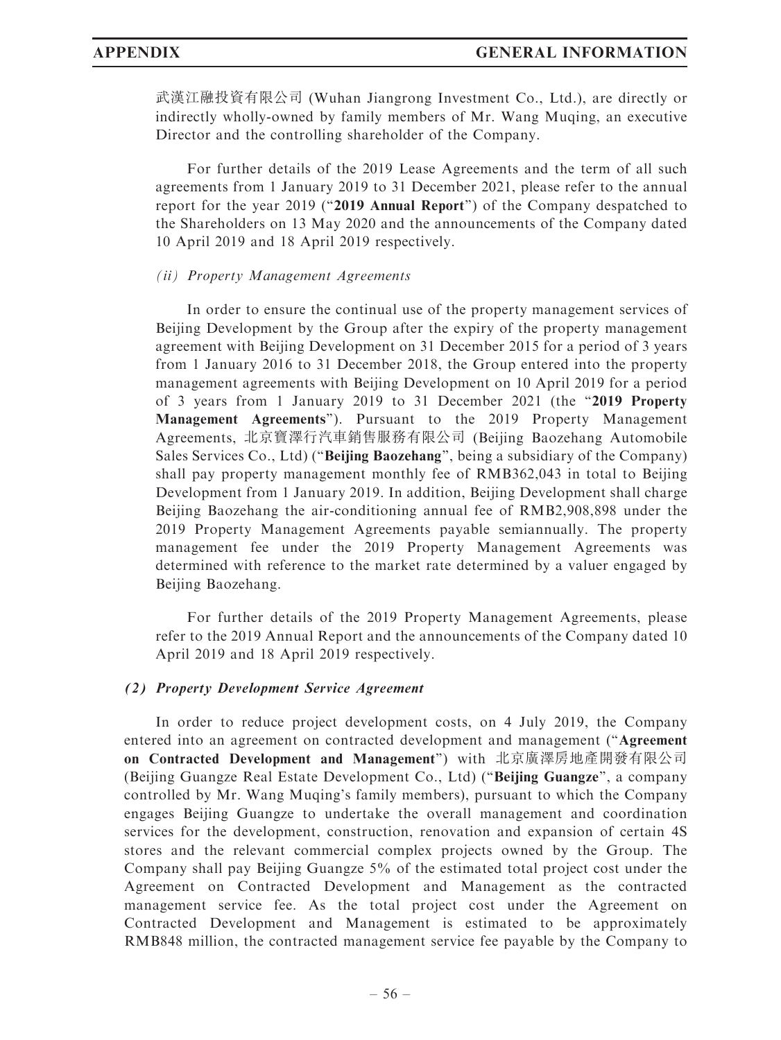武漢江融投資有限公司 (Wuhan Jiangrong Investment Co., Ltd.), are directly or indirectly wholly-owned by family members of Mr. Wang Muqing, an executive Director and the controlling shareholder of the Company.

For further details of the 2019 Lease Agreements and the term of all such agreements from 1 January 2019 to 31 December 2021, please refer to the annual report for the year 2019 ("**2019 Annual Report**") of the Company despatched to the Shareholders on 13 May 2020 and the announcements of the Company dated 10 April 2019 and 18 April 2019 respectively.

*(ii) Property Management Agreements*

In order to ensure the continual use of the property management services of Beijing Development by the Group after the expiry of the property management agreement with Beijing Development on 31 December 2015 for a period of 3 years from 1 January 2016 to 31 December 2018, the Group entered into the property management agreements with Beijing Development on 10 April 2019 for a period of 3 years from 1 January 2019 to 31 December 2021 (the "**2019 Property Management Agreements**"). Pursuant to the 2019 Property Management Agreements, 北京寶澤行汽車銷售服務有限公司 (Beijing Baozehang Automobile Sales Services Co., Ltd) ("**Beijing Baozehang**", being a subsidiary of the Company) shall pay property management monthly fee of RMB362,043 in total to Beijing Development from 1 January 2019. In addition, Beijing Development shall charge Beijing Baozehang the air-conditioning annual fee of RMB2,908,898 under the 2019 Property Management Agreements payable semiannually. The property management fee under the 2019 Property Management Agreements was determined with reference to the market rate determined by a valuer engaged by Beijing Baozehang.

For further details of the 2019 Property Management Agreements, please refer to the 2019 Annual Report and the announcements of the Company dated 10 April 2019 and 18 April 2019 respectively.

***(2) Property Development Service Agreement***

In order to reduce project development costs, on 4 July 2019, the Company entered into an agreement on contracted development and management ("**Agreement on Contracted Development and Management**") with 北京廣澤房地產開發有限公司 (Beijing Guangze Real Estate Development Co., Ltd) ("**Beijing Guangze**", a company controlled by Mr. Wang Muqing's family members), pursuant to which the Company engages Beijing Guangze to undertake the overall management and coordination services for the development, construction, renovation and expansion of certain 4S stores and the relevant commercial complex projects owned by the Group. The Company shall pay Beijing Guangze 5% of the estimated total project cost under the Agreement on Contracted Development and Management as the contracted management service fee. As the total project cost under the Agreement on Contracted Development and Management is estimated to be approximately RMB848 million, the contracted management service fee payable by the Company to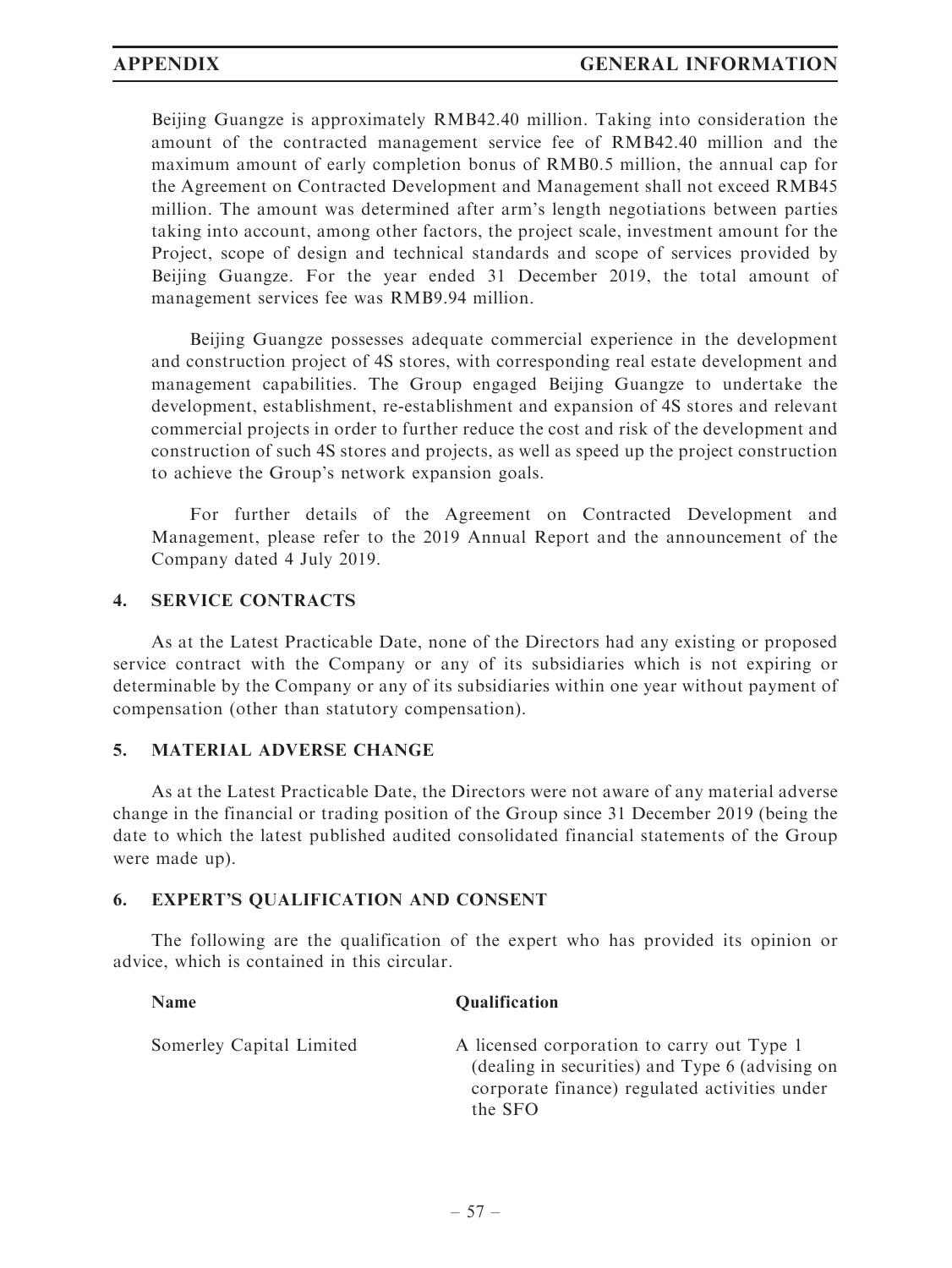Beijing Guangze is approximately RMB42.40 million. Taking into consideration the amount of the contracted management service fee of RMB42.40 million and the maximum amount of early completion bonus of RMB0.5 million, the annual cap for the Agreement on Contracted Development and Management shall not exceed RMB45 million. The amount was determined after arm's length negotiations between parties taking into account, among other factors, the project scale, investment amount for the Project, scope of design and technical standards and scope of services provided by Beijing Guangze. For the year ended 31 December 2019, the total amount of management services fee was RMB9.94 million.

Beijing Guangze possesses adequate commercial experience in the development and construction project of 4S stores, with corresponding real estate development and management capabilities. The Group engaged Beijing Guangze to undertake the development, establishment, re-establishment and expansion of 4S stores and relevant commercial projects in order to further reduce the cost and risk of the development and construction of such 4S stores and projects, as well as speed up the project construction to achieve the Group's network expansion goals.

For further details of the Agreement on Contracted Development and Management, please refer to the 2019 Annual Report and the announcement of the Company dated 4 July 2019.

## 4. SERVICE CONTRACTS

As at the Latest Practicable Date, none of the Directors had any existing or proposed service contract with the Company or any of its subsidiaries which is not expiring or determinable by the Company or any of its subsidiaries within one year without payment of compensation (other than statutory compensation).

## 5. MATERIAL ADVERSE CHANGE

As at the Latest Practicable Date, the Directors were not aware of any material adverse change in the financial or trading position of the Group since 31 December 2019 (being the date to which the latest published audited consolidated financial statements of the Group were made up).

## 6. EXPERT'S QUALIFICATION AND CONSENT

The following are the qualification of the expert who has provided its opinion or advice, which is contained in this circular.

| Name | Qualification |
|---|---|
| Somerley Capital Limited | A licensed corporation to carry out Type 1 (dealing in securities) and Type 6 (advising on corporate finance) regulated activities under the SFO |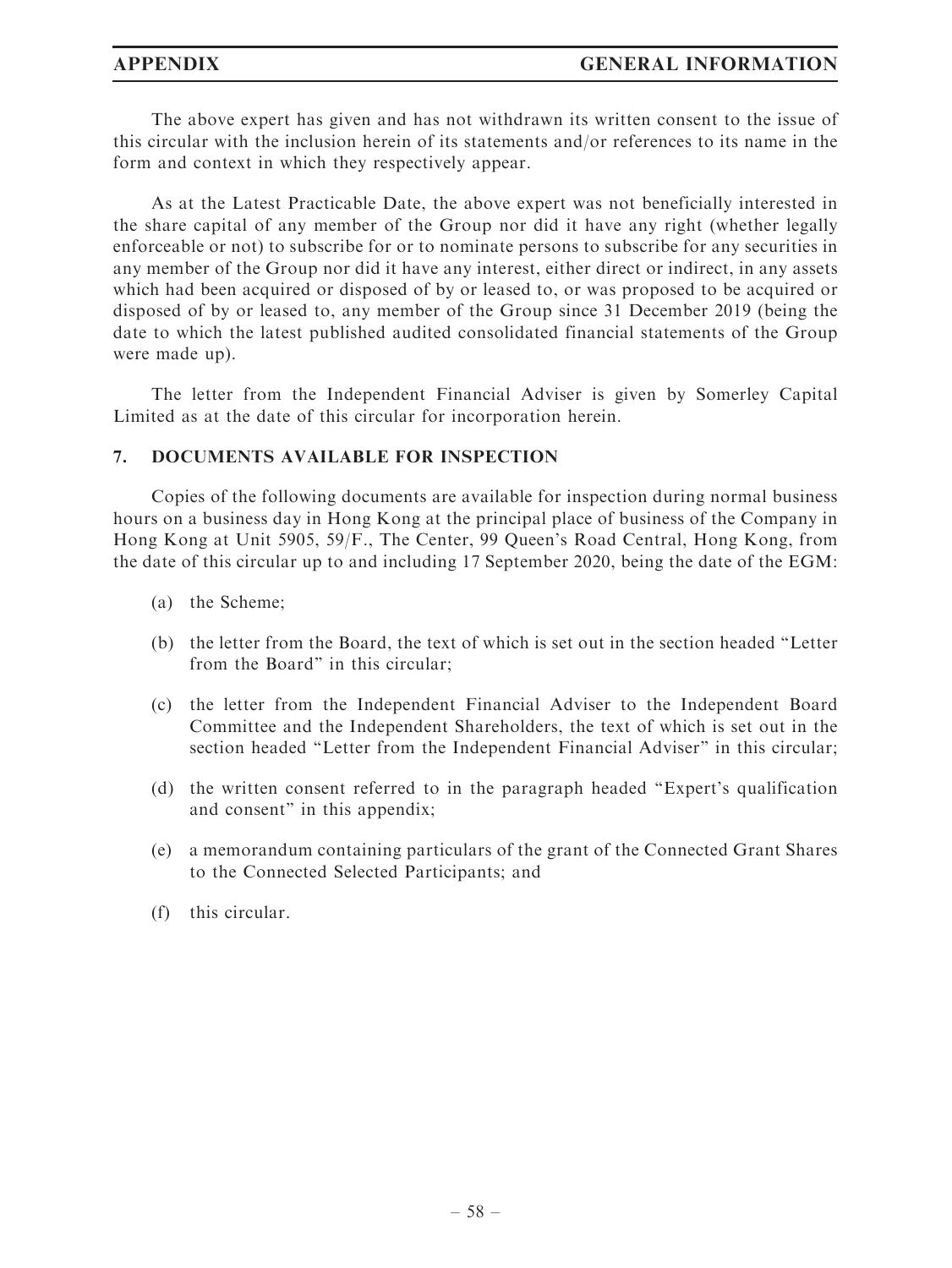The above expert has given and has not withdrawn its written consent to the issue of this circular with the inclusion herein of its statements and/or references to its name in the form and context in which they respectively appear.

As at the Latest Practicable Date, the above expert was not beneficially interested in the share capital of any member of the Group nor did it have any right (whether legally enforceable or not) to subscribe for or to nominate persons to subscribe for any securities in any member of the Group nor did it have any interest, either direct or indirect, in any assets which had been acquired or disposed of by or leased to, or was proposed to be acquired or disposed of by or leased to, any member of the Group since 31 December 2019 (being the date to which the latest published audited consolidated financial statements of the Group were made up).

The letter from the Independent Financial Adviser is given by Somerley Capital Limited as at the date of this circular for incorporation herein.

## 7. DOCUMENTS AVAILABLE FOR INSPECTION

Copies of the following documents are available for inspection during normal business hours on a business day in Hong Kong at the principal place of business of the Company in Hong Kong at Unit 5905, 59/F., The Center, 99 Queen's Road Central, Hong Kong, from the date of this circular up to and including 17 September 2020, being the date of the EGM:

(a) the Scheme;

(b) the letter from the Board, the text of which is set out in the section headed "Letter from the Board" in this circular;

(c) the letter from the Independent Financial Adviser to the Independent Board Committee and the Independent Shareholders, the text of which is set out in the section headed "Letter from the Independent Financial Adviser" in this circular;

(d) the written consent referred to in the paragraph headed "Expert's qualification and consent" in this appendix;

(e) a memorandum containing particulars of the grant of the Connected Grant Shares to the Connected Selected Participants; and

(f) this circular.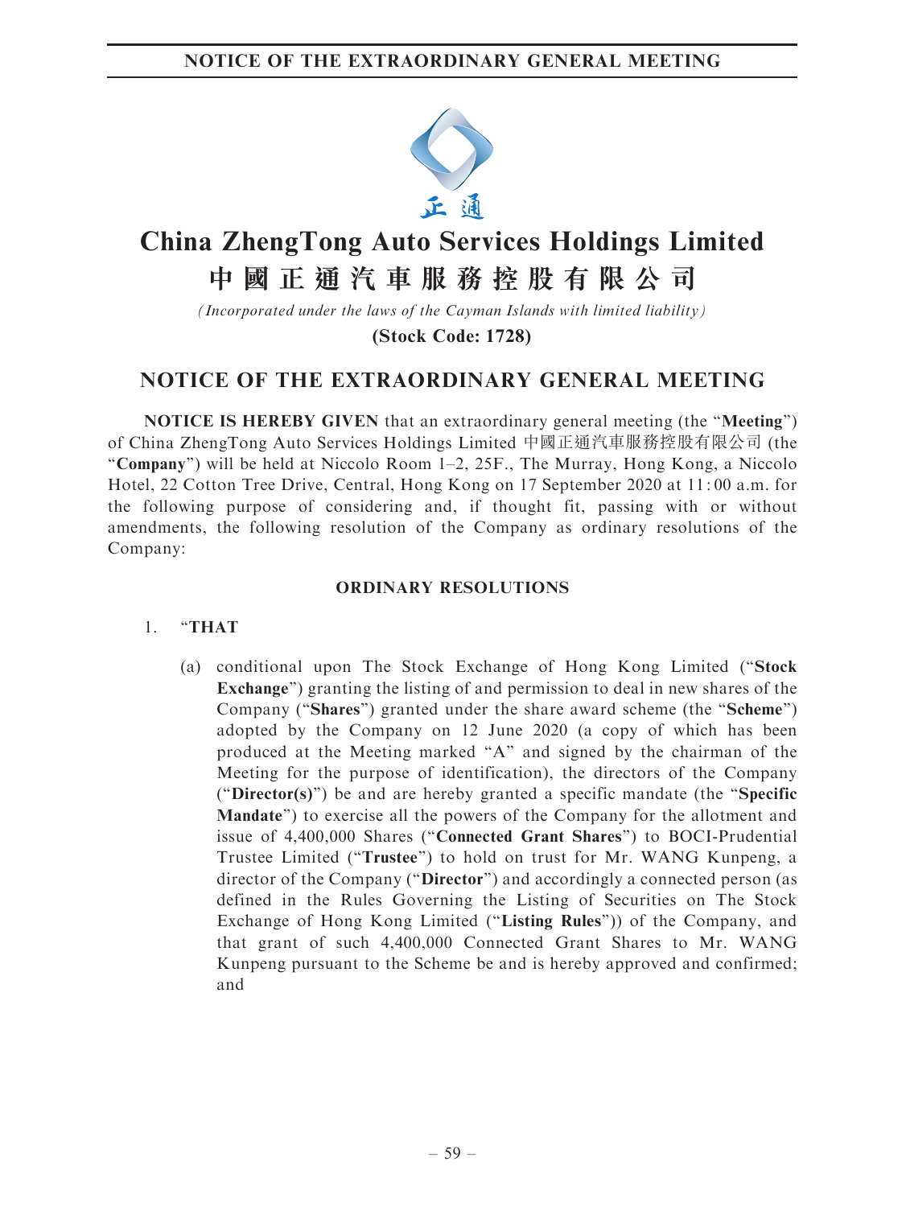# China ZhengTong Auto Services Holdings Limited
# 中國正通汽車服務控股有限公司

*(Incorporated under the laws of the Cayman Islands with limited liability)*

**(Stock Code: 1728)**

## NOTICE OF THE EXTRAORDINARY GENERAL MEETING

**NOTICE IS HEREBY GIVEN** that an extraordinary general meeting (the "**Meeting**") of China ZhengTong Auto Services Holdings Limited 中國正通汽車服務控股有限公司 (the "**Company**") will be held at Niccolo Room 1–2, 25F., The Murray, Hong Kong, a Niccolo Hotel, 22 Cotton Tree Drive, Central, Hong Kong on 17 September 2020 at 11:00 a.m. for the following purpose of considering and, if thought fit, passing with or without amendments, the following resolution of the Company as ordinary resolutions of the Company:

**ORDINARY RESOLUTIONS**

1. "**THAT**

   (a) conditional upon The Stock Exchange of Hong Kong Limited ("**Stock Exchange**") granting the listing of and permission to deal in new shares of the Company ("**Shares**") granted under the share award scheme (the "**Scheme**") adopted by the Company on 12 June 2020 (a copy of which has been produced at the Meeting marked "A" and signed by the chairman of the Meeting for the purpose of identification), the directors of the Company ("**Director(s)**") be and are hereby granted a specific mandate (the "**Specific Mandate**") to exercise all the powers of the Company for the allotment and issue of 4,400,000 Shares ("**Connected Grant Shares**") to BOCI-Prudential Trustee Limited ("**Trustee**") to hold on trust for Mr. WANG Kunpeng, a director of the Company ("**Director**") and accordingly a connected person (as defined in the Rules Governing the Listing of Securities on The Stock Exchange of Hong Kong Limited ("**Listing Rules**")) of the Company, and that grant of such 4,400,000 Connected Grant Shares to Mr. WANG Kunpeng pursuant to the Scheme be and is hereby approved and confirmed; and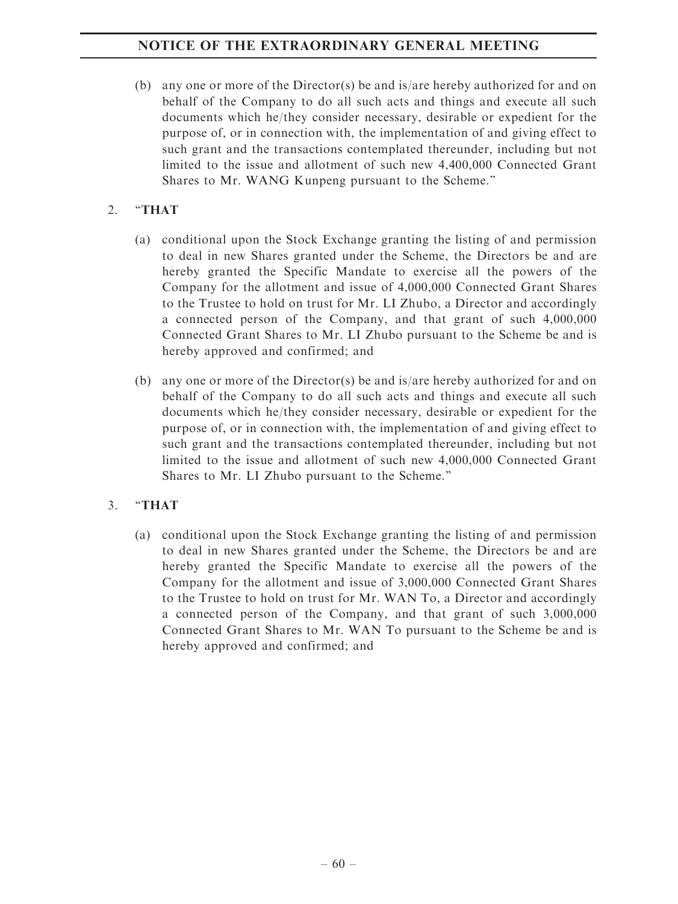(b) any one or more of the Director(s) be and is/are hereby authorized for and on behalf of the Company to do all such acts and things and execute all such documents which he/they consider necessary, desirable or expedient for the purpose of, or in connection with, the implementation of and giving effect to such grant and the transactions contemplated thereunder, including but not limited to the issue and allotment of such new 4,400,000 Connected Grant Shares to Mr. WANG Kunpeng pursuant to the Scheme."

2. "**THAT**

(a) conditional upon the Stock Exchange granting the listing of and permission to deal in new Shares granted under the Scheme, the Directors be and are hereby granted the Specific Mandate to exercise all the powers of the Company for the allotment and issue of 4,000,000 Connected Grant Shares to the Trustee to hold on trust for Mr. LI Zhubo, a Director and accordingly a connected person of the Company, and that grant of such 4,000,000 Connected Grant Shares to Mr. LI Zhubo pursuant to the Scheme be and is hereby approved and confirmed; and

(b) any one or more of the Director(s) be and is/are hereby authorized for and on behalf of the Company to do all such acts and things and execute all such documents which he/they consider necessary, desirable or expedient for the purpose of, or in connection with, the implementation of and giving effect to such grant and the transactions contemplated thereunder, including but not limited to the issue and allotment of such new 4,000,000 Connected Grant Shares to Mr. LI Zhubo pursuant to the Scheme."

3. "**THAT**

(a) conditional upon the Stock Exchange granting the listing of and permission to deal in new Shares granted under the Scheme, the Directors be and are hereby granted the Specific Mandate to exercise all the powers of the Company for the allotment and issue of 3,000,000 Connected Grant Shares to the Trustee to hold on trust for Mr. WAN To, a Director and accordingly a connected person of the Company, and that grant of such 3,000,000 Connected Grant Shares to Mr. WAN To pursuant to the Scheme be and is hereby approved and confirmed; and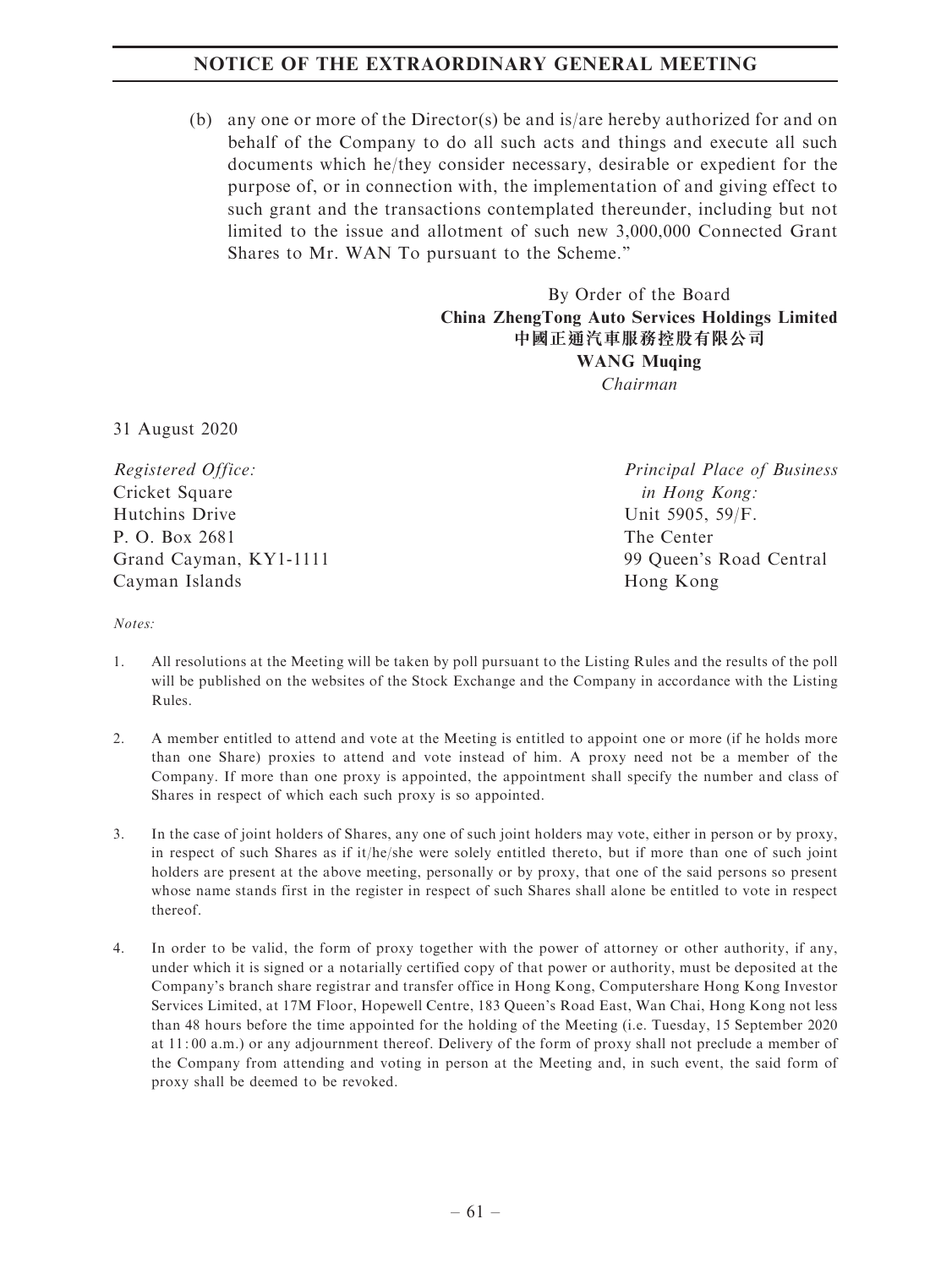(b) any one or more of the Director(s) be and is/are hereby authorized for and on behalf of the Company to do all such acts and things and execute all such documents which he/they consider necessary, desirable or expedient for the purpose of, or in connection with, the implementation of and giving effect to such grant and the transactions contemplated thereunder, including but not limited to the issue and allotment of such new 3,000,000 Connected Grant Shares to Mr. WAN To pursuant to the Scheme."

By Order of the Board
**China ZhengTong Auto Services Holdings Limited**
**中國正通汽車服務控股有限公司**
**WANG Muqing**
*Chairman*

31 August 2020

*Registered Office:*
Cricket Square
Hutchins Drive
P. O. Box 2681
Grand Cayman, KY1-1111
Cayman Islands

*Principal Place of Business in Hong Kong:*
Unit 5905, 59/F.
The Center
99 Queen's Road Central
Hong Kong

*Notes:*

1. All resolutions at the Meeting will be taken by poll pursuant to the Listing Rules and the results of the poll will be published on the websites of the Stock Exchange and the Company in accordance with the Listing Rules.

2. A member entitled to attend and vote at the Meeting is entitled to appoint one or more (if he holds more than one Share) proxies to attend and vote instead of him. A proxy need not be a member of the Company. If more than one proxy is appointed, the appointment shall specify the number and class of Shares in respect of which each such proxy is so appointed.

3. In the case of joint holders of Shares, any one of such joint holders may vote, either in person or by proxy, in respect of such Shares as if it/he/she were solely entitled thereto, but if more than one of such joint holders are present at the above meeting, personally or by proxy, that one of the said persons so present whose name stands first in the register in respect of such Shares shall alone be entitled to vote in respect thereof.

4. In order to be valid, the form of proxy together with the power of attorney or other authority, if any, under which it is signed or a notarially certified copy of that power or authority, must be deposited at the Company's branch share registrar and transfer office in Hong Kong, Computershare Hong Kong Investor Services Limited, at 17M Floor, Hopewell Centre, 183 Queen's Road East, Wan Chai, Hong Kong not less than 48 hours before the time appointed for the holding of the Meeting (i.e. Tuesday, 15 September 2020 at 11:00 a.m.) or any adjournment thereof. Delivery of the form of proxy shall not preclude a member of the Company from attending and voting in person at the Meeting and, in such event, the said form of proxy shall be deemed to be revoked.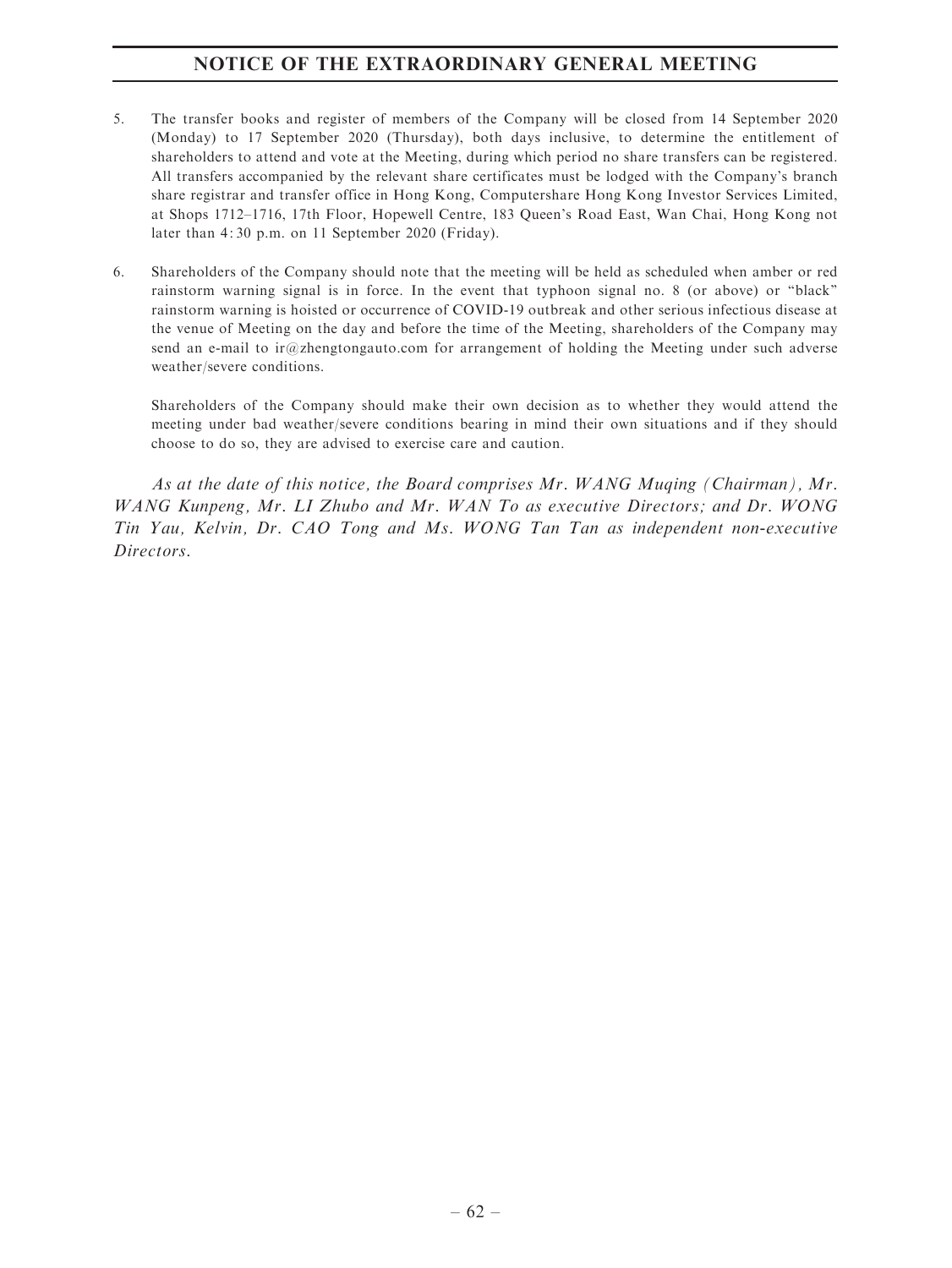5. The transfer books and register of members of the Company will be closed from 14 September 2020 (Monday) to 17 September 2020 (Thursday), both days inclusive, to determine the entitlement of shareholders to attend and vote at the Meeting, during which period no share transfers can be registered. All transfers accompanied by the relevant share certificates must be lodged with the Company's branch share registrar and transfer office in Hong Kong, Computershare Hong Kong Investor Services Limited, at Shops 1712–1716, 17th Floor, Hopewell Centre, 183 Queen's Road East, Wan Chai, Hong Kong not later than 4:30 p.m. on 11 September 2020 (Friday).

6. Shareholders of the Company should note that the meeting will be held as scheduled when amber or red rainstorm warning signal is in force. In the event that typhoon signal no. 8 (or above) or "black" rainstorm warning is hoisted or occurrence of COVID-19 outbreak and other serious infectious disease at the venue of Meeting on the day and before the time of the Meeting, shareholders of the Company may send an e-mail to ir@zhengtongauto.com for arrangement of holding the Meeting under such adverse weather/severe conditions.

   Shareholders of the Company should make their own decision as to whether they would attend the meeting under bad weather/severe conditions bearing in mind their own situations and if they should choose to do so, they are advised to exercise care and caution.

*As at the date of this notice, the Board comprises Mr. WANG Muqing (Chairman), Mr. WANG Kunpeng, Mr. LI Zhubo and Mr. WAN To as executive Directors; and Dr. WONG Tin Yau, Kelvin, Dr. CAO Tong and Ms. WONG Tan Tan as independent non-executive Directors.*